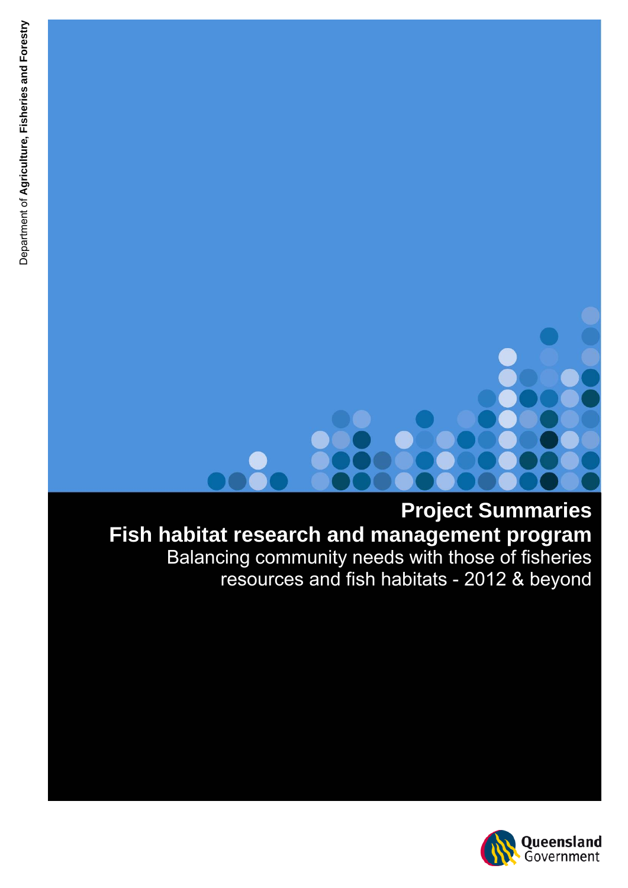Department of Agriculture, Fisheries and Forestry

# Project Summaries

# Fish habitat research and management program

Balancing community needs with those of fisheries resources and fish habitats - 2012 & beyond

Queensland Government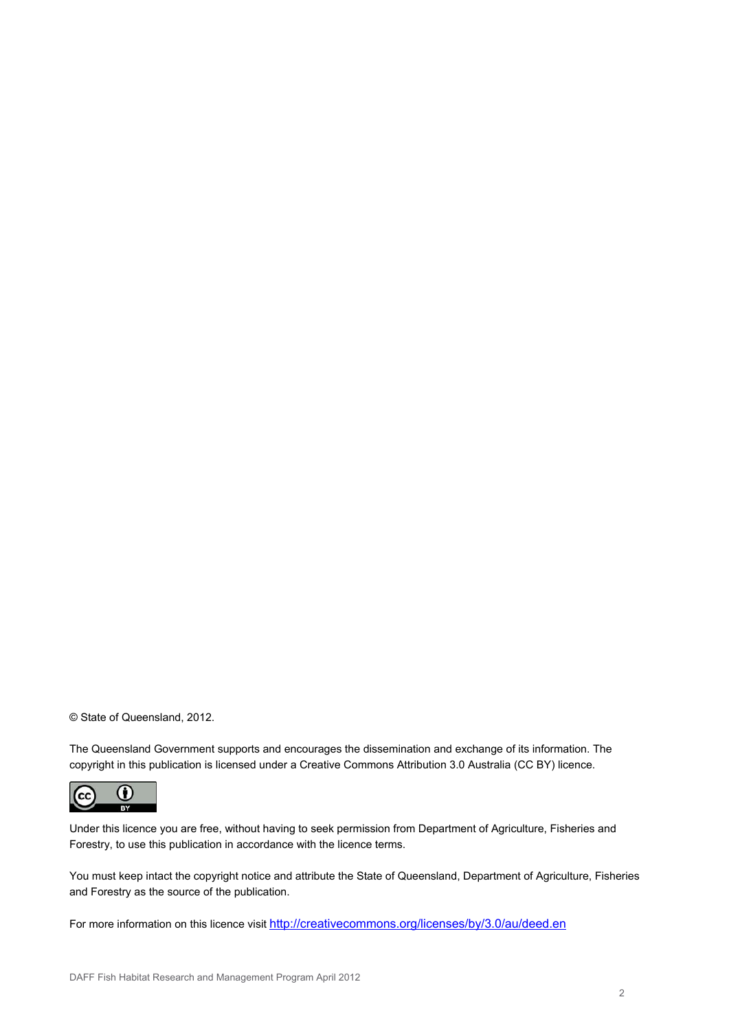© State of Queensland, 2012.

The Queensland Government supports and encourages the dissemination and exchange of its information. The copyright in this publication is licensed under a Creative Commons Attribution 3.0 Australia (CC BY) licence.

Under this licence you are free, without having to seek permission from Department of Agriculture, Fisheries and Forestry, to use this publication in accordance with the licence terms.

You must keep intact the copyright notice and attribute the State of Queensland, Department of Agriculture, Fisheries and Forestry as the source of the publication.

For more information on this licence visit http://creativecommons.org/licenses/by/3.0/au/deed.en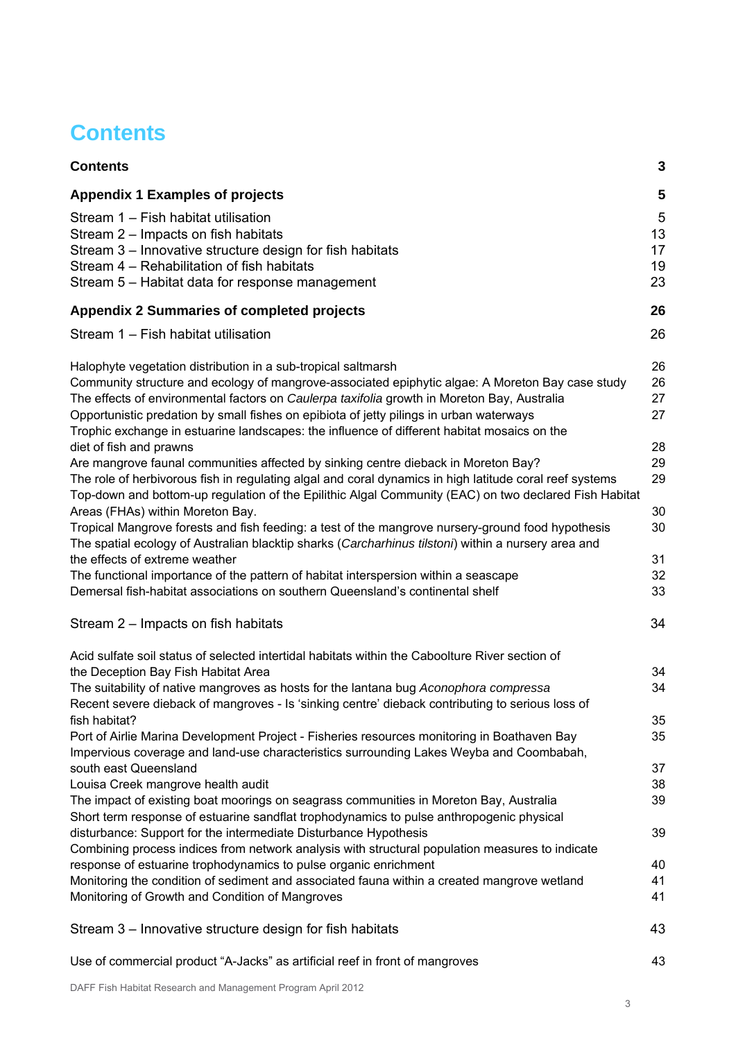# Contents

| | |
|---|---|
| **Contents** | **3** |
| **Appendix 1 Examples of projects** | **5** |
| Stream 1 – Fish habitat utilisation | 5 |
| Stream 2 – Impacts on fish habitats | 13 |
| Stream 3 – Innovative structure design for fish habitats | 17 |
| Stream 4 – Rehabilitation of fish habitats | 19 |
| Stream 5 – Habitat data for response management | 23 |
| **Appendix 2 Summaries of completed projects** | **26** |
| Stream 1 – Fish habitat utilisation | 26 |
| Halophyte vegetation distribution in a sub-tropical saltmarsh | 26 |
| Community structure and ecology of mangrove-associated epiphytic algae: A Moreton Bay case study | 26 |
| The effects of environmental factors on *Caulerpa taxifolia* growth in Moreton Bay, Australia | 27 |
| Opportunistic predation by small fishes on epibiota of jetty pilings in urban waterways | 27 |
| Trophic exchange in estuarine landscapes: the influence of different habitat mosaics on the diet of fish and prawns | 28 |
| Are mangrove faunal communities affected by sinking centre dieback in Moreton Bay? | 29 |
| The role of herbivorous fish in regulating algal and coral dynamics in high latitude coral reef systems | 29 |
| Top-down and bottom-up regulation of the Epilithic Algal Community (EAC) on two declared Fish Habitat Areas (FHAs) within Moreton Bay. | 30 |
| Tropical Mangrove forests and fish feeding: a test of the mangrove nursery-ground food hypothesis | 30 |
| The spatial ecology of Australian blacktip sharks (*Carcharhinus tilstoni*) within a nursery area and the effects of extreme weather | 31 |
| The functional importance of the pattern of habitat interspersion within a seascape | 32 |
| Demersal fish-habitat associations on southern Queensland's continental shelf | 33 |
| Stream 2 – Impacts on fish habitats | 34 |
| Acid sulfate soil status of selected intertidal habitats within the Caboolture River section of the Deception Bay Fish Habitat Area | 34 |
| The suitability of native mangroves as hosts for the lantana bug *Aconophora compressa* | 34 |
| Recent severe dieback of mangroves - Is 'sinking centre' dieback contributing to serious loss of fish habitat? | 35 |
| Port of Airlie Marina Development Project - Fisheries resources monitoring in Boathaven Bay | 35 |
| Impervious coverage and land-use characteristics surrounding Lakes Weyba and Coombabah, south east Queensland | 37 |
| Louisa Creek mangrove health audit | 38 |
| The impact of existing boat moorings on seagrass communities in Moreton Bay, Australia | 39 |
| Short term response of estuarine sandflat trophodynamics to pulse anthropogenic physical disturbance: Support for the intermediate Disturbance Hypothesis | 39 |
| Combining process indices from network analysis with structural population measures to indicate response of estuarine trophodynamics to pulse organic enrichment | 40 |
| Monitoring the condition of sediment and associated fauna within a created mangrove wetland | 41 |
| Monitoring of Growth and Condition of Mangroves | 41 |
| Stream 3 – Innovative structure design for fish habitats | 43 |
| Use of commercial product "A-Jacks" as artificial reef in front of mangroves | 43 |

DAFF Fish Habitat Research and Management Program April 2012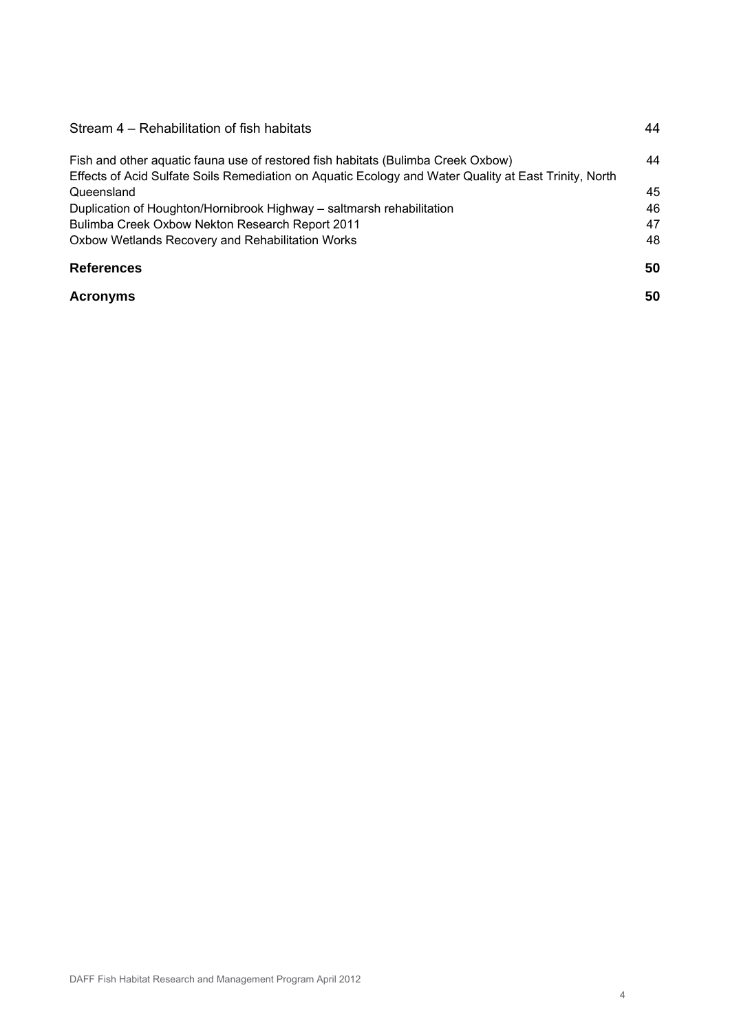Stream 4 – Rehabilitation of fish habitats 44

Fish and other aquatic fauna use of restored fish habitats (Bulimba Creek Oxbow) 44
Effects of Acid Sulfate Soils Remediation on Aquatic Ecology and Water Quality at East Trinity, North Queensland 45
Duplication of Houghton/Hornibrook Highway – saltmarsh rehabilitation 46
Bulimba Creek Oxbow Nekton Research Report 2011 47
Oxbow Wetlands Recovery and Rehabilitation Works 48

**References 50**

**Acronyms 50**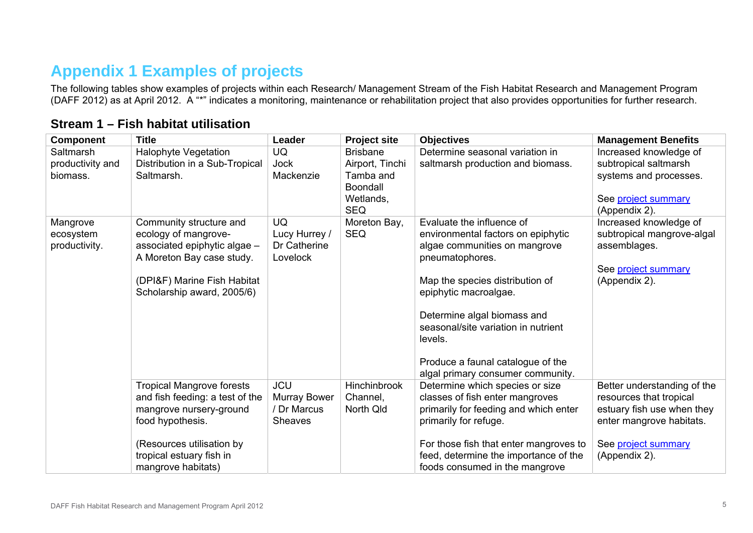# Appendix 1 Examples of projects

The following tables show examples of projects within each Research/ Management Stream of the Fish Habitat Research and Management Program (DAFF 2012) as at April 2012. A "*" indicates a monitoring, maintenance or rehabilitation project that also provides opportunities for further research.

## Stream 1 – Fish habitat utilisation

| Component | Title | Leader | Project site | Objectives | Management Benefits |
|---|---|---|---|---|---|
| Saltmarsh productivity and biomass. | Halophyte Vegetation Distribution in a Sub-Tropical Saltmarsh. | UQ<br>Jock Mackenzie | Brisbane Airport, Tinchi Tamba and Boondall Wetlands, SEQ | Determine seasonal variation in saltmarsh production and biomass. | Increased knowledge of subtropical saltmarsh systems and processes.<br><br>See project summary (Appendix 2). |
| Mangrove ecosystem productivity. | Community structure and ecology of mangrove-associated epiphytic algae – A Moreton Bay case study.<br><br>(DPI&F) Marine Fish Habitat Scholarship award, 2005/6) | UQ<br>Lucy Hurrey / Dr Catherine Lovelock | Moreton Bay, SEQ | Evaluate the influence of environmental factors on epiphytic algae communities on mangrove pneumatophores.<br><br>Map the species distribution of epiphytic macroalgae.<br><br>Determine algal biomass and seasonal/site variation in nutrient levels.<br><br>Produce a faunal catalogue of the algal primary consumer community. | Increased knowledge of subtropical mangrove-algal assemblages.<br><br>See project summary (Appendix 2). |
| | Tropical Mangrove forests and fish feeding: a test of the mangrove nursery-ground food hypothesis.<br><br>(Resources utilisation by tropical estuary fish in mangrove habitats) | JCU<br>Murray Bower / Dr Marcus Sheaves | Hinchinbrook Channel, North Qld | Determine which species or size classes of fish enter mangroves primarily for feeding and which enter primarily for refuge.<br><br>For those fish that enter mangroves to feed, determine the importance of the foods consumed in the mangrove | Better understanding of the resources that tropical estuary fish use when they enter mangrove habitats.<br><br>See project summary (Appendix 2). |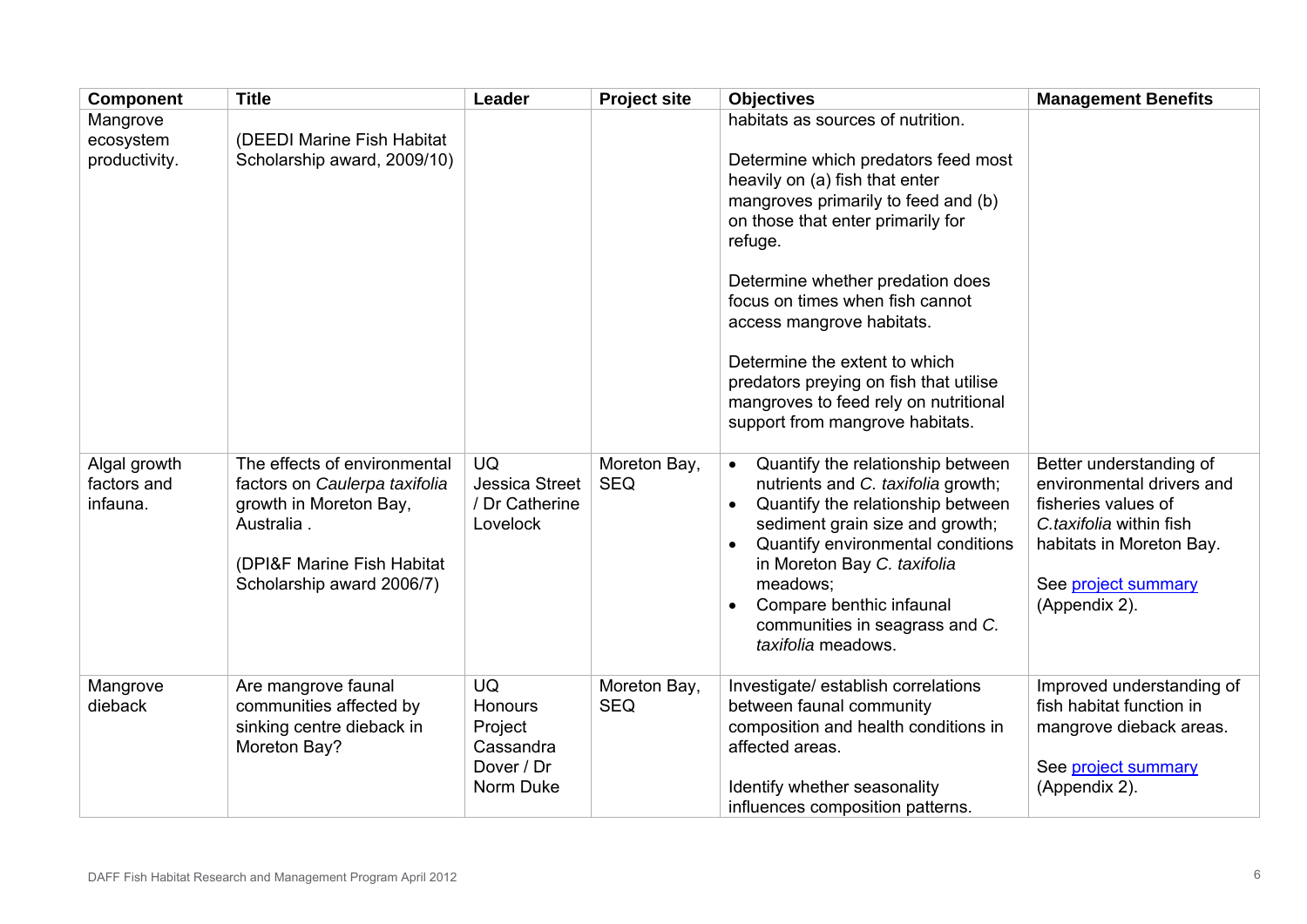| Component | Title | Leader | Project site | Objectives | Management Benefits |
|---|---|---|---|---|---|
| Mangrove ecosystem productivity. | (DEEDI Marine Fish Habitat Scholarship award, 2009/10) | | | habitats as sources of nutrition.<br><br>Determine which predators feed most heavily on (a) fish that enter mangroves primarily to feed and (b) on those that enter primarily for refuge.<br><br>Determine whether predation does focus on times when fish cannot access mangrove habitats.<br><br>Determine the extent to which predators preying on fish that utilise mangroves to feed rely on nutritional support from mangrove habitats. | |
| Algal growth factors and infauna. | The effects of environmental factors on *Caulerpa taxifolia* growth in Moreton Bay, Australia .<br><br>(DPI&F Marine Fish Habitat Scholarship award 2006/7) | UQ Jessica Street / Dr Catherine Lovelock | Moreton Bay, SEQ | • Quantify the relationship between nutrients and *C. taxifolia* growth;<br>• Quantify the relationship between sediment grain size and growth;<br>• Quantify environmental conditions in Moreton Bay *C. taxifolia* meadows;<br>• Compare benthic infaunal communities in seagrass and *C. taxifolia* meadows. | Better understanding of environmental drivers and fisheries values of *C.taxifolia* within fish habitats in Moreton Bay.<br><br>See project summary (Appendix 2). |
| Mangrove dieback | Are mangrove faunal communities affected by sinking centre dieback in Moreton Bay? | UQ Honours Project Cassandra Dover / Dr Norm Duke | Moreton Bay, SEQ | Investigate/ establish correlations between faunal community composition and health conditions in affected areas.<br><br>Identify whether seasonality influences composition patterns. | Improved understanding of fish habitat function in mangrove dieback areas.<br><br>See project summary (Appendix 2). |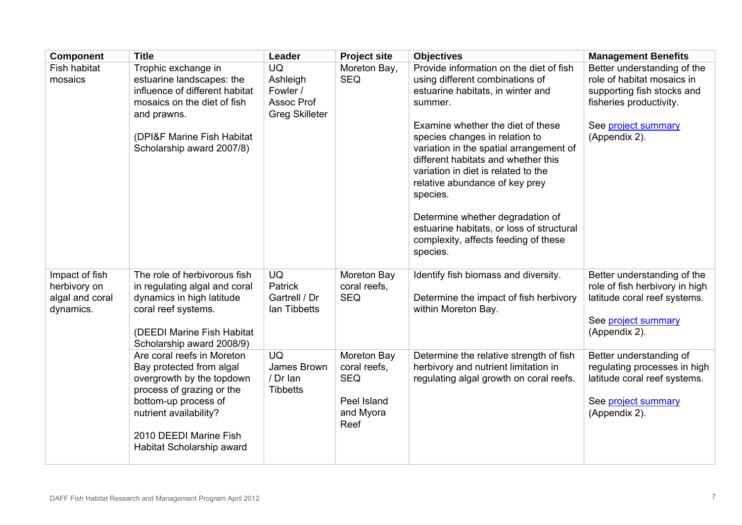| Component | Title | Leader | Project site | Objectives | Management Benefits |
|---|---|---|---|---|---|
| Fish habitat mosaics | Trophic exchange in estuarine landscapes: the influence of different habitat mosaics on the diet of fish and prawns.<br><br>(DPI&F Marine Fish Habitat Scholarship award 2007/8) | UQ<br>Ashleigh Fowler / Assoc Prof Greg Skilleter | Moreton Bay, SEQ | Provide information on the diet of fish using different combinations of estuarine habitats, in winter and summer.<br><br>Examine whether the diet of these species changes in relation to variation in the spatial arrangement of different habitats and whether this variation in diet is related to the relative abundance of key prey species.<br><br>Determine whether degradation of estuarine habitats, or loss of structural complexity, affects feeding of these species. | Better understanding of the role of habitat mosaics in supporting fish stocks and fisheries productivity.<br><br>See project summary (Appendix 2). |
| Impact of fish herbivory on algal and coral dynamics. | The role of herbivorous fish in regulating algal and coral dynamics in high latitude coral reef systems.<br><br>(DEEDI Marine Fish Habitat Scholarship award 2008/9) | UQ<br>Patrick Gartrell / Dr Ian Tibbetts | Moreton Bay coral reefs, SEQ | Identify fish biomass and diversity.<br><br>Determine the impact of fish herbivory within Moreton Bay. | Better understanding of the role of fish herbivory in high latitude coral reef systems.<br><br>See project summary (Appendix 2). |
| | Are coral reefs in Moreton Bay protected from algal overgrowth by the topdown process of grazing or the bottom-up process of nutrient availability?<br><br>2010 DEEDI Marine Fish Habitat Scholarship award | UQ<br>James Brown / Dr Ian Tibbetts | Moreton Bay coral reefs, SEQ<br><br>Peel Island and Myora Reef | Determine the relative strength of fish herbivory and nutrient limitation in regulating algal growth on coral reefs. | Better understanding of regulating processes in high latitude coral reef systems.<br><br>See project summary (Appendix 2). |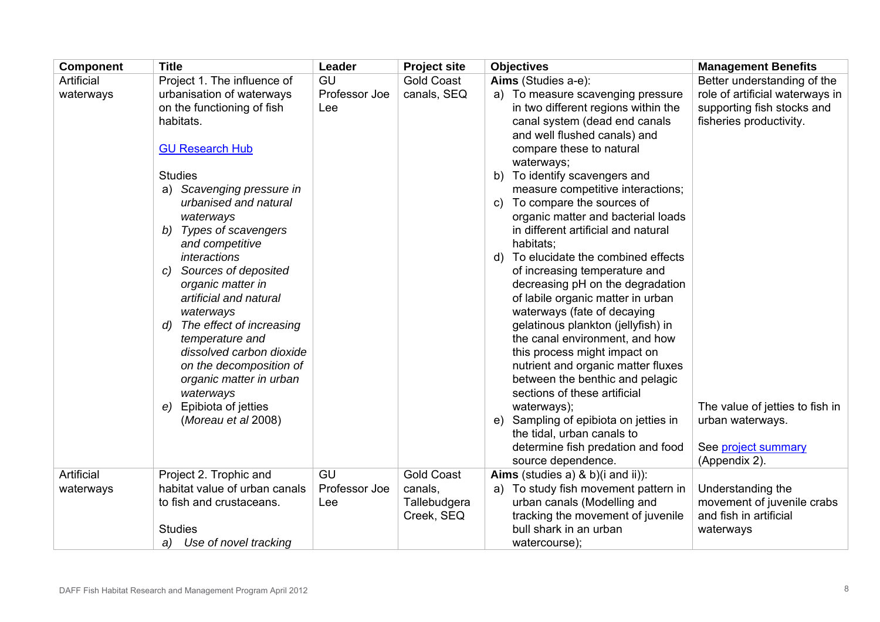| Component | Title | Leader | Project site | Objectives | Management Benefits |
|---|---|---|---|---|---|
| Artificial waterways | Project 1. The influence of urbanisation of waterways on the functioning of fish habitats.<br><br>[GU Research Hub](#)<br><br>Studies<br>a) *Scavenging pressure in urbanised and natural waterways*<br>b) *Types of scavengers and competitive interactions*<br>c) *Sources of deposited organic matter in artificial and natural waterways*<br>d) *The effect of increasing temperature and dissolved carbon dioxide on the decomposition of organic matter in urban waterways*<br>e) Epibiota of jetties (*Moreau et al* 2008) | GU Professor Joe Lee | Gold Coast canals, SEQ | **Aims** (Studies a-e):<br>a) To measure scavenging pressure in two different regions within the canal system (dead end canals and well flushed canals) and compare these to natural waterways;<br>b) To identify scavengers and measure competitive interactions;<br>c) To compare the sources of organic matter and bacterial loads in different artificial and natural habitats;<br>d) To elucidate the combined effects of increasing temperature and decreasing pH on the degradation of labile organic matter in urban waterways (fate of decaying gelatinous plankton (jellyfish) in the canal environment, and how this process might impact on nutrient and organic matter fluxes between the benthic and pelagic sections of these artificial waterways);<br>e) Sampling of epibiota on jetties in the tidal, urban canals to determine fish predation and food source dependence. | Better understanding of the role of artificial waterways in supporting fish stocks and fisheries productivity.<br><br>The value of jetties to fish in urban waterways.<br><br>See [project summary](#) (Appendix 2). |
| Artificial waterways | Project 2. Trophic and habitat value of urban canals to fish and crustaceans.<br><br>Studies<br>a) *Use of novel tracking* | GU Professor Joe Lee | Gold Coast canals, Tallebudgera Creek, SEQ | **Aims** (studies a) & b)(i and ii)):<br>a) To study fish movement pattern in urban canals (Modelling and tracking the movement of juvenile bull shark in an urban watercourse); | Understanding the movement of juvenile crabs and fish in artificial waterways |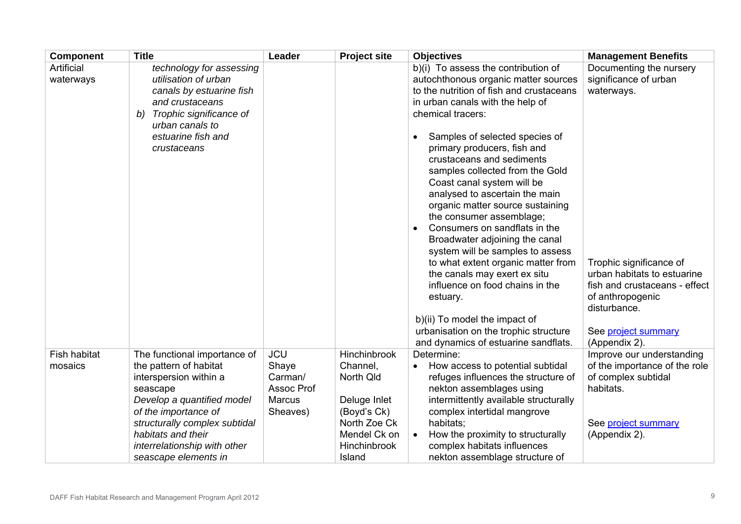| Component | Title | Leader | Project site | Objectives | Management Benefits |
|---|---|---|---|---|---|
| Artificial waterways | *technology for assessing utilisation of urban canals by estuarine fish and crustaceans*<br>*b) Trophic significance of urban canals to estuarine fish and crustaceans* | | | b)(i) To assess the contribution of autochthonous organic matter sources to the nutrition of fish and crustaceans in urban canals with the help of chemical tracers:<br>• Samples of selected species of primary producers, fish and crustaceans and sediments samples collected from the Gold Coast canal system will be analysed to ascertain the main organic matter source sustaining the consumer assemblage;<br>• Consumers on sandflats in the Broadwater adjoining the canal system will be samples to assess to what extent organic matter from the canals may exert ex situ influence on food chains in the estuary.<br><br>b)(ii) To model the impact of urbanisation on the trophic structure and dynamics of estuarine sandflats. | Documenting the nursery significance of urban waterways.<br><br>Trophic significance of urban habitats to estuarine fish and crustaceans - effect of anthropogenic disturbance.<br><br>See project summary (Appendix 2). |
| Fish habitat mosaics | The functional importance of the pattern of habitat interspersion within a seascape<br>*Develop a quantified model of the importance of structurally complex subtidal habitats and their interrelationship with other seascape elements in* | JCU Shaye Carman/ Assoc Prof Marcus Sheaves) | Hinchinbrook Channel, North Qld<br><br>Deluge Inlet (Boyd's Ck)<br>North Zoe Ck<br>Mendel Ck on Hinchinbrook Island | Determine:<br>• How access to potential subtidal refuges influences the structure of nekton assemblages using intermittently available structurally complex intertidal mangrove habitats;<br>• How the proximity to structurally complex habitats influences nekton assemblage structure of | Improve our understanding of the importance of the role of complex subtidal habitats.<br><br>See project summary (Appendix 2). |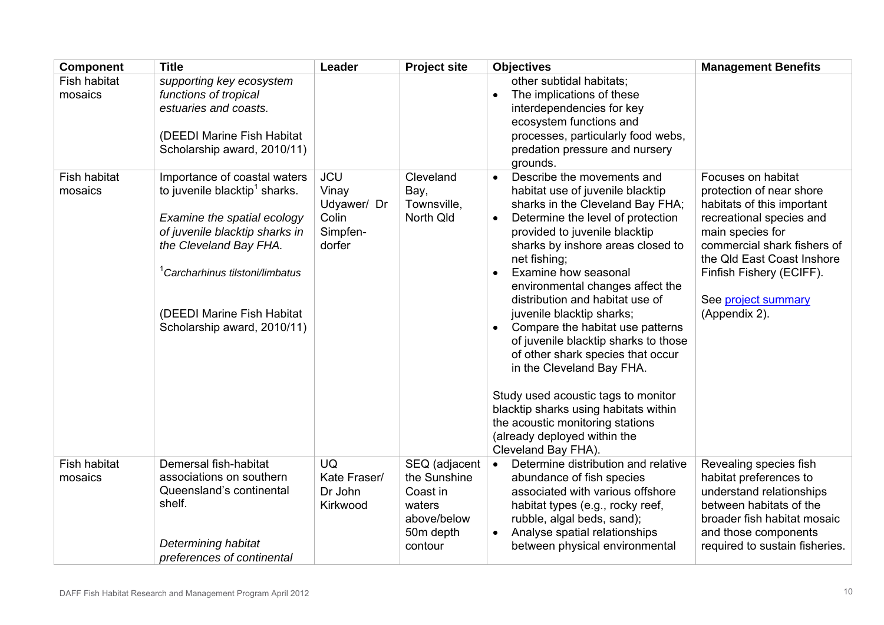| Component | Title | Leader | Project site | Objectives | Management Benefits |
|---|---|---|---|---|---|
| Fish habitat mosaics | *supporting key ecosystem functions of tropical estuaries and coasts.*<br><br>(DEEDI Marine Fish Habitat Scholarship award, 2010/11) | | | other subtidal habitats;<br>• The implications of these interdependencies for key ecosystem functions and processes, particularly food webs, predation pressure and nursery grounds. | |
| Fish habitat mosaics | Importance of coastal waters to juvenile blacktip[1] sharks.<br><br>*Examine the spatial ecology of juvenile blacktip sharks in the Cleveland Bay FHA.*<br><br>[1]*Carcharhinus tilstoni/limbatus*<br><br>(DEEDI Marine Fish Habitat Scholarship award, 2010/11) | JCU<br>Vinay Udyawer/ Dr Colin Simpfen-dorfer | Cleveland Bay, Townsville, North Qld | • Describe the movements and habitat use of juvenile blacktip sharks in the Cleveland Bay FHA;<br>• Determine the level of protection provided to juvenile blacktip sharks by inshore areas closed to net fishing;<br>• Examine how seasonal environmental changes affect the distribution and habitat use of juvenile blacktip sharks;<br>• Compare the habitat use patterns of juvenile blacktip sharks to those of other shark species that occur in the Cleveland Bay FHA.<br><br>Study used acoustic tags to monitor blacktip sharks using habitats within the acoustic monitoring stations (already deployed within the Cleveland Bay FHA). | Focuses on habitat protection of near shore habitats of this important recreational species and main species for commercial shark fishers of the Qld East Coast Inshore Finfish Fishery (ECIFF).<br><br>See project summary (Appendix 2). |
| Fish habitat mosaics | Demersal fish-habitat associations on southern Queensland's continental shelf.<br><br>*Determining habitat preferences of continental* | UQ<br>Kate Fraser/ Dr John Kirkwood | SEQ (adjacent the Sunshine Coast in waters above/below 50m depth contour | • Determine distribution and relative abundance of fish species associated with various offshore habitat types (e.g., rocky reef, rubble, algal beds, sand);<br>• Analyse spatial relationships between physical environmental | Revealing species fish habitat preferences to understand relationships between habitats of the broader fish habitat mosaic and those components required to sustain fisheries. |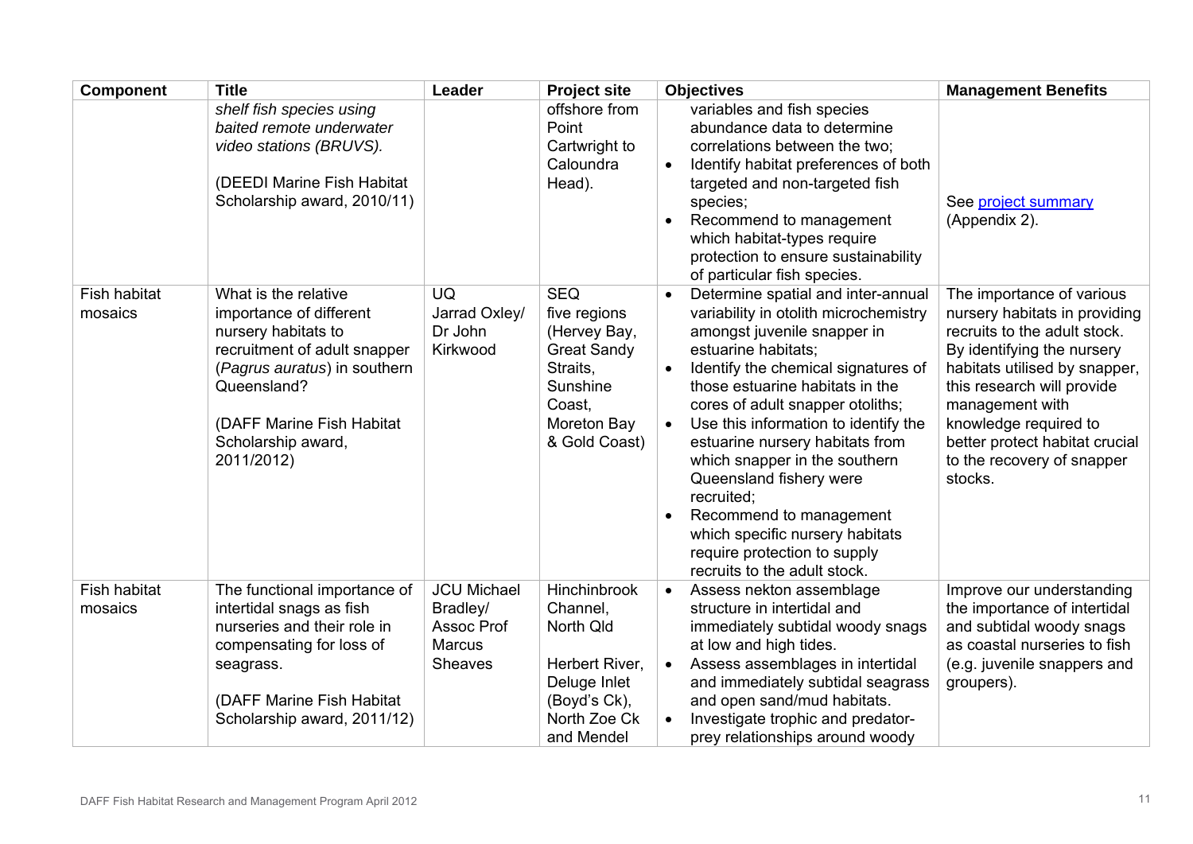| Component | Title | Leader | Project site | Objectives | Management Benefits |
|---|---|---|---|---|---|
| | *shelf fish species using baited remote underwater video stations (BRUVS).* (DEEDI Marine Fish Habitat Scholarship award, 2010/11) | | offshore from Point Cartwright to Caloundra Head). | variables and fish species abundance data to determine correlations between the two; • Identify habitat preferences of both targeted and non-targeted fish species; • Recommend to management which habitat-types require protection to ensure sustainability of particular fish species. | See project summary (Appendix 2). |
| Fish habitat mosaics | What is the relative importance of different nursery habitats to recruitment of adult snapper (*Pagrus auratus*) in southern Queensland? (DAFF Marine Fish Habitat Scholarship award, 2011/2012) | UQ Jarrad Oxley/ Dr John Kirkwood | SEQ five regions (Hervey Bay, Great Sandy Straits, Sunshine Coast, Moreton Bay & Gold Coast) | • Determine spatial and inter-annual variability in otolith microchemistry amongst juvenile snapper in estuarine habitats; • Identify the chemical signatures of those estuarine habitats in the cores of adult snapper otoliths; • Use this information to identify the estuarine nursery habitats from which snapper in the southern Queensland fishery were recruited; • Recommend to management which specific nursery habitats require protection to supply recruits to the adult stock. | The importance of various nursery habitats in providing recruits to the adult stock. By identifying the nursery habitats utilised by snapper, this research will provide management with knowledge required to better protect habitat crucial to the recovery of snapper stocks. |
| Fish habitat mosaics | The functional importance of intertidal snags as fish nurseries and their role in compensating for loss of seagrass. (DAFF Marine Fish Habitat Scholarship award, 2011/12) | JCU Michael Bradley/ Assoc Prof Marcus Sheaves | Hinchinbrook Channel, North Qld Herbert River, Deluge Inlet (Boyd's Ck), North Zoe Ck and Mendel | • Assess nekton assemblage structure in intertidal and immediately subtidal woody snags at low and high tides. • Assess assemblages in intertidal and immediately subtidal seagrass and open sand/mud habitats. • Investigate trophic and predator-prey relationships around woody | Improve our understanding the importance of intertidal and subtidal woody snags as coastal nurseries to fish (e.g. juvenile snappers and groupers). |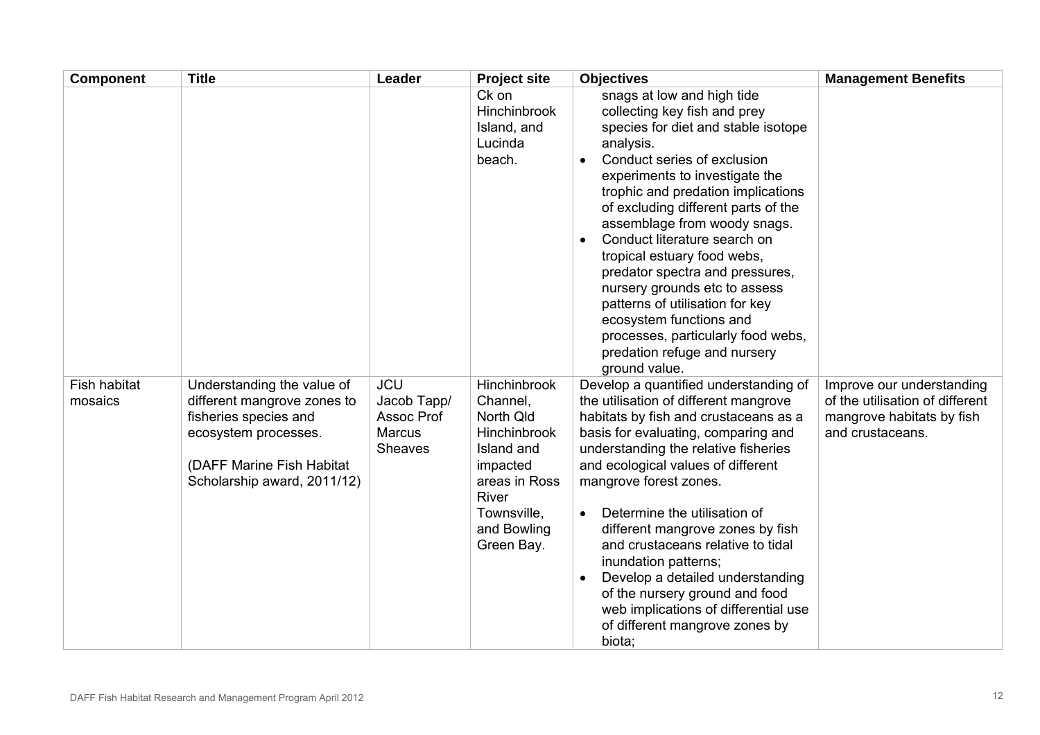| Component | Title | Leader | Project site | Objectives | Management Benefits |
|---|---|---|---|---|---|
| | | | Ck on Hinchinbrook Island, and Lucinda beach. | snags at low and high tide collecting key fish and prey species for diet and stable isotope analysis.<br>• Conduct series of exclusion experiments to investigate the trophic and predation implications of excluding different parts of the assemblage from woody snags.<br>• Conduct literature search on tropical estuary food webs, predator spectra and pressures, nursery grounds etc to assess patterns of utilisation for key ecosystem functions and processes, particularly food webs, predation refuge and nursery ground value. | |
| Fish habitat mosaics | Understanding the value of different mangrove zones to fisheries species and ecosystem processes.<br><br>(DAFF Marine Fish Habitat Scholarship award, 2011/12) | JCU<br>Jacob Tapp/ Assoc Prof Marcus Sheaves | Hinchinbrook Channel, North Qld Hinchinbrook Island and impacted areas in Ross River Townsville, and Bowling Green Bay. | Develop a quantified understanding of the utilisation of different mangrove habitats by fish and crustaceans as a basis for evaluating, comparing and understanding the relative fisheries and ecological values of different mangrove forest zones.<br><br>• Determine the utilisation of different mangrove zones by fish and crustaceans relative to tidal inundation patterns;<br>• Develop a detailed understanding of the nursery ground and food web implications of differential use of different mangrove zones by biota; | Improve our understanding of the utilisation of different mangrove habitats by fish and crustaceans. |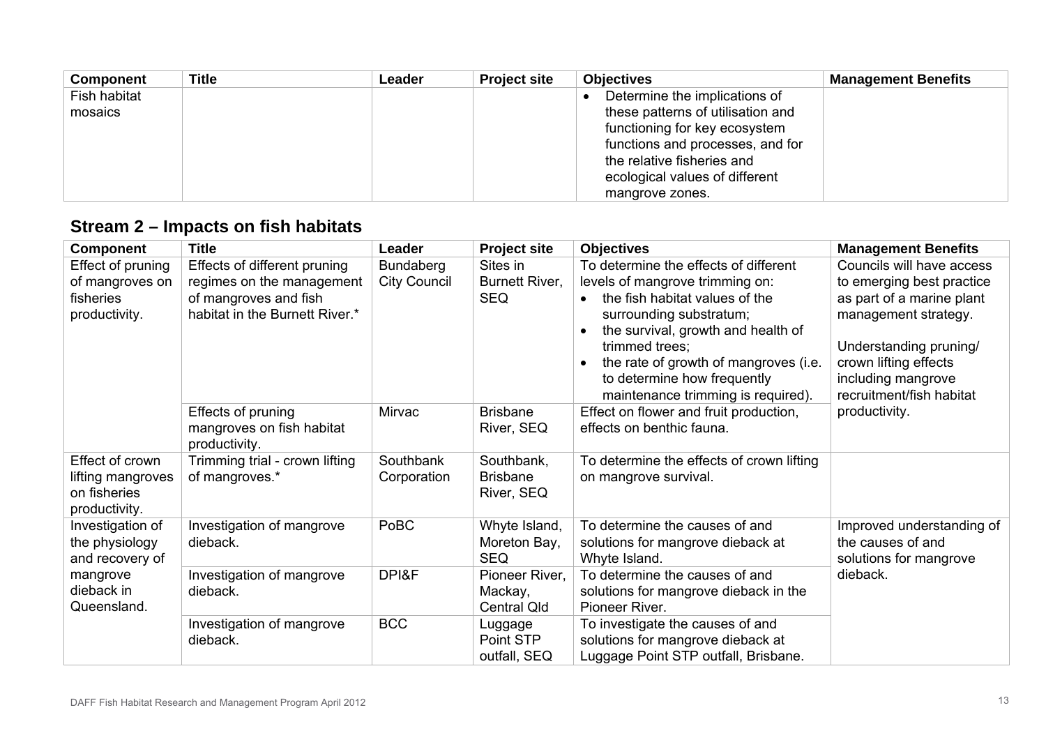| Component | Title | Leader | Project site | Objectives | Management Benefits |
|---|---|---|---|---|---|
| Fish habitat mosaics | | | | • Determine the implications of these patterns of utilisation and functioning for key ecosystem functions and processes, and for the relative fisheries and ecological values of different mangrove zones. | |

## Stream 2 – Impacts on fish habitats

| Component | Title | Leader | Project site | Objectives | Management Benefits |
|---|---|---|---|---|---|
| Effect of pruning of mangroves on fisheries productivity. | Effects of different pruning regimes on the management of mangroves and fish habitat in the Burnett River.* | Bundaberg City Council | Sites in Burnett River, SEQ | To determine the effects of different levels of mangrove trimming on: • the fish habitat values of the surrounding substratum; • the survival, growth and health of trimmed trees; • the rate of growth of mangroves (i.e. to determine how frequently maintenance trimming is required). | Councils will have access to emerging best practice as part of a marine plant management strategy. Understanding pruning/ crown lifting effects including mangrove recruitment/fish habitat productivity. |
| | Effects of pruning mangroves on fish habitat productivity. | Mirvac | Brisbane River, SEQ | Effect on flower and fruit production, effects on benthic fauna. | |
| Effect of crown lifting mangroves on fisheries productivity. | Trimming trial - crown lifting of mangroves.* | Southbank Corporation | Southbank, Brisbane River, SEQ | To determine the effects of crown lifting on mangrove survival. | |
| Investigation of the physiology and recovery of mangrove dieback in Queensland. | Investigation of mangrove dieback. | PoBC | Whyte Island, Moreton Bay, SEQ | To determine the causes of and solutions for mangrove dieback at Whyte Island. | Improved understanding of the causes of and solutions for mangrove dieback. |
| | Investigation of mangrove dieback. | DPI&F | Pioneer River, Mackay, Central Qld | To determine the causes of and solutions for mangrove dieback in the Pioneer River. | |
| | Investigation of mangrove dieback. | BCC | Luggage Point STP outfall, SEQ | To investigate the causes of and solutions for mangrove dieback at Luggage Point STP outfall, Brisbane. | |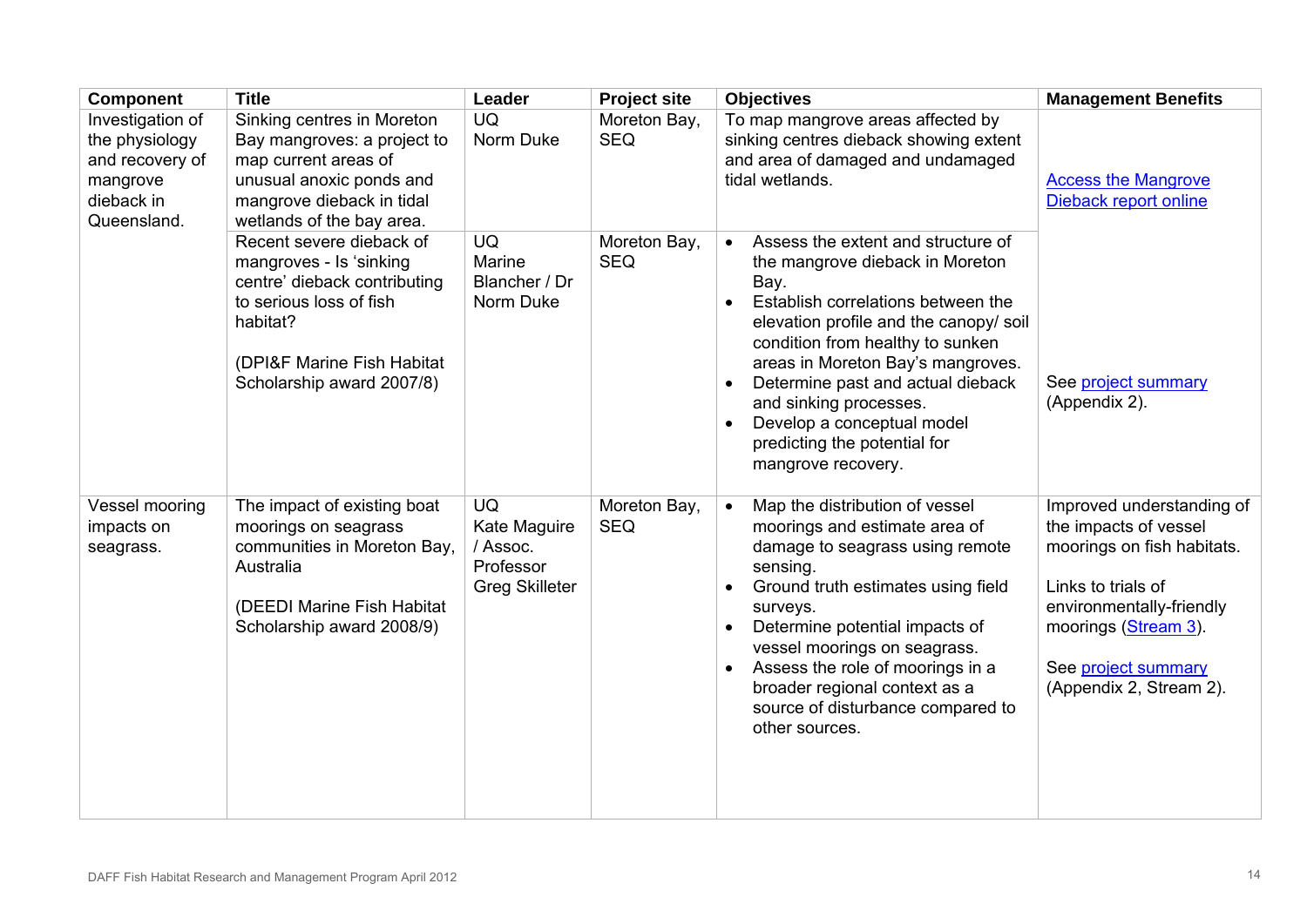| Component | Title | Leader | Project site | Objectives | Management Benefits |
|---|---|---|---|---|---|
| Investigation of the physiology and recovery of mangrove dieback in Queensland. | Sinking centres in Moreton Bay mangroves: a project to map current areas of unusual anoxic ponds and mangrove dieback in tidal wetlands of the bay area. | UQ<br>Norm Duke | Moreton Bay, SEQ | To map mangrove areas affected by sinking centres dieback showing extent and area of damaged and undamaged tidal wetlands. | Access the Mangrove Dieback report online |
| | Recent severe dieback of mangroves - Is 'sinking centre' dieback contributing to serious loss of fish habitat?<br><br>(DPI&F Marine Fish Habitat Scholarship award 2007/8) | UQ<br>Marine Blancher / Dr Norm Duke | Moreton Bay, SEQ | • Assess the extent and structure of the mangrove dieback in Moreton Bay.<br>• Establish correlations between the elevation profile and the canopy/ soil condition from healthy to sunken areas in Moreton Bay's mangroves.<br>• Determine past and actual dieback and sinking processes.<br>• Develop a conceptual model predicting the potential for mangrove recovery. | See project summary (Appendix 2). |
| Vessel mooring impacts on seagrass. | The impact of existing boat moorings on seagrass communities in Moreton Bay, Australia<br><br>(DEEDI Marine Fish Habitat Scholarship award 2008/9) | UQ<br>Kate Maguire / Assoc. Professor Greg Skilleter | Moreton Bay, SEQ | • Map the distribution of vessel moorings and estimate area of damage to seagrass using remote sensing.<br>• Ground truth estimates using field surveys.<br>• Determine potential impacts of vessel moorings on seagrass.<br>• Assess the role of moorings in a broader regional context as a source of disturbance compared to other sources. | Improved understanding of the impacts of vessel moorings on fish habitats.<br><br>Links to trials of environmentally-friendly moorings (Stream 3).<br><br>See project summary (Appendix 2, Stream 2). |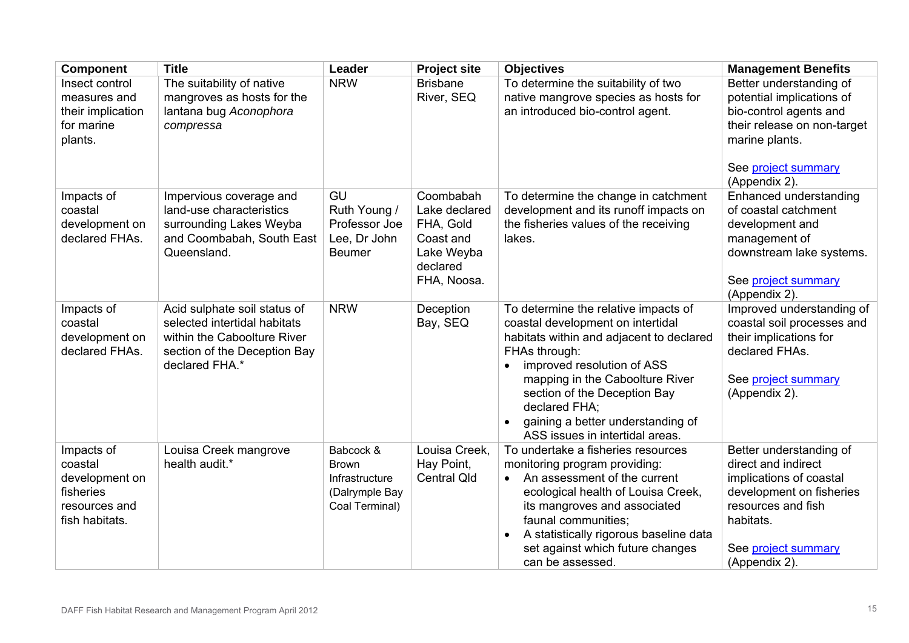| Component | Title | Leader | Project site | Objectives | Management Benefits |
|---|---|---|---|---|---|
| Insect control measures and their implication for marine plants. | The suitability of native mangroves as hosts for the lantana bug *Aconophora compressa* | NRW | Brisbane River, SEQ | To determine the suitability of two native mangrove species as hosts for an introduced bio-control agent. | Better understanding of potential implications of bio-control agents and their release on non-target marine plants.<br><br>See project summary (Appendix 2). |
| Impacts of coastal development on declared FHAs. | Impervious coverage and land-use characteristics surrounding Lakes Weyba and Coombabah, South East Queensland. | GU Ruth Young / Professor Joe Lee, Dr John Beumer | Coombabah Lake declared FHA, Gold Coast and Lake Weyba declared FHA, Noosa. | To determine the change in catchment development and its runoff impacts on the fisheries values of the receiving lakes. | Enhanced understanding of coastal catchment development and management of downstream lake systems.<br><br>See project summary (Appendix 2). |
| Impacts of coastal development on declared FHAs. | Acid sulphate soil status of selected intertidal habitats within the Caboolture River section of the Deception Bay declared FHA.* | NRW | Deception Bay, SEQ | To determine the relative impacts of coastal development on intertidal habitats within and adjacent to declared FHAs through:<br>• improved resolution of ASS mapping in the Caboolture River section of the Deception Bay declared FHA;<br>• gaining a better understanding of ASS issues in intertidal areas. | Improved understanding of coastal soil processes and their implications for declared FHAs.<br><br>See project summary (Appendix 2). |
| Impacts of coastal development on fisheries resources and fish habitats. | Louisa Creek mangrove health audit.* | Babcock & Brown Infrastructure (Dalrymple Bay Coal Terminal) | Louisa Creek, Hay Point, Central Qld | To undertake a fisheries resources monitoring program providing:<br>• An assessment of the current ecological health of Louisa Creek, its mangroves and associated faunal communities;<br>• A statistically rigorous baseline data set against which future changes can be assessed. | Better understanding of direct and indirect implications of coastal development on fisheries resources and fish habitats.<br><br>See project summary (Appendix 2). |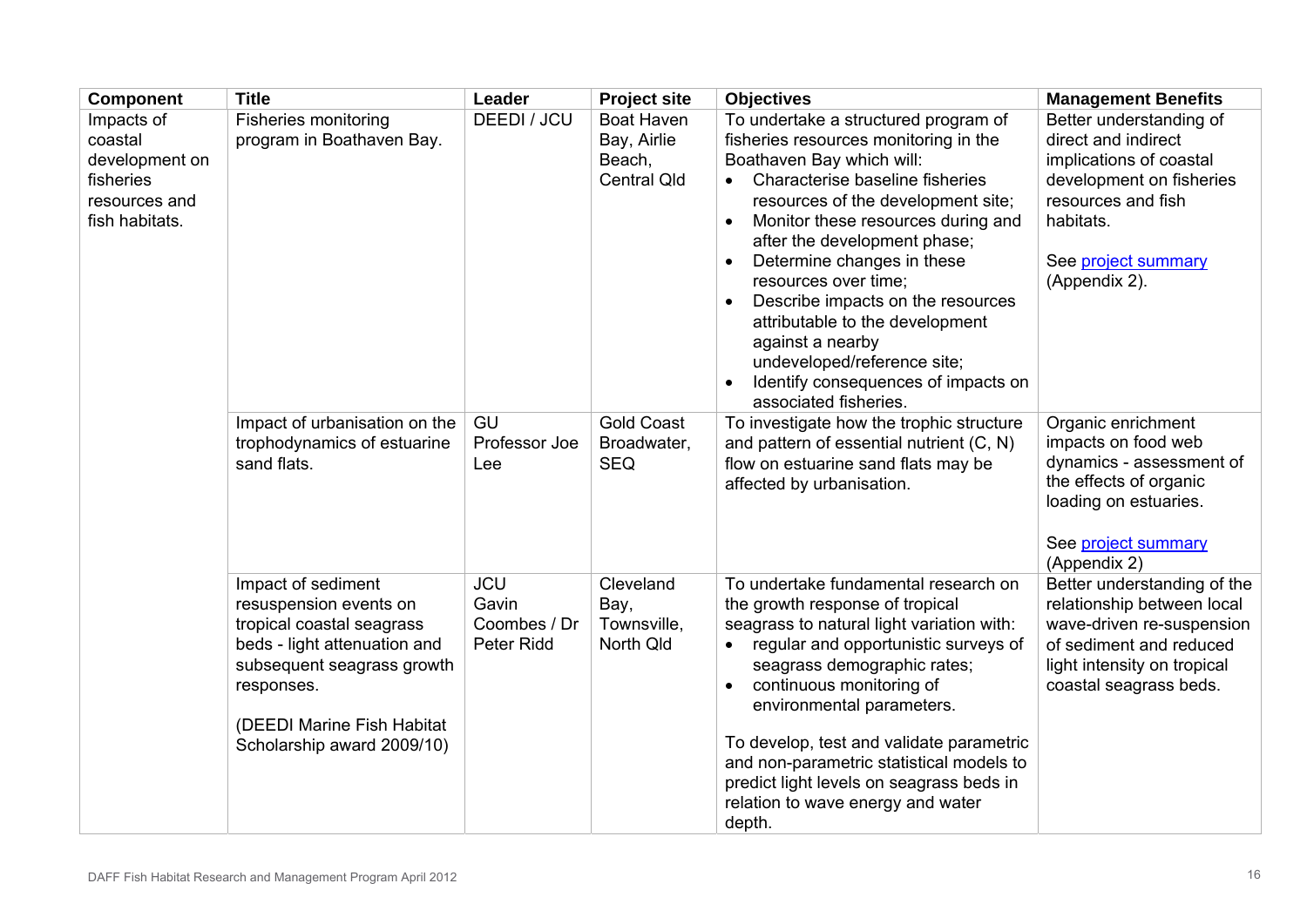| Component | Title | Leader | Project site | Objectives | Management Benefits |
|---|---|---|---|---|---|
| Impacts of coastal development on fisheries resources and fish habitats. | Fisheries monitoring program in Boathaven Bay. | DEEDI / JCU | Boat Haven Bay, Airlie Beach, Central Qld | To undertake a structured program of fisheries resources monitoring in the Boathaven Bay which will:<br>• Characterise baseline fisheries resources of the development site;<br>• Monitor these resources during and after the development phase;<br>• Determine changes in these resources over time;<br>• Describe impacts on the resources attributable to the development against a nearby undeveloped/reference site;<br>• Identify consequences of impacts on associated fisheries. | Better understanding of direct and indirect implications of coastal development on fisheries resources and fish habitats.<br><br>See project summary (Appendix 2). |
| | Impact of urbanisation on the trophodynamics of estuarine sand flats. | GU Professor Joe Lee | Gold Coast Broadwater, SEQ | To investigate how the trophic structure and pattern of essential nutrient (C, N) flow on estuarine sand flats may be affected by urbanisation. | Organic enrichment impacts on food web dynamics - assessment of the effects of organic loading on estuaries.<br><br>See project summary (Appendix 2) |
| | Impact of sediment resuspension events on tropical coastal seagrass beds - light attenuation and subsequent seagrass growth responses.<br><br>(DEEDI Marine Fish Habitat Scholarship award 2009/10) | JCU Gavin Coombes / Dr Peter Ridd | Cleveland Bay, Townsville, North Qld | To undertake fundamental research on the growth response of tropical seagrass to natural light variation with:<br>• regular and opportunistic surveys of seagrass demographic rates;<br>• continuous monitoring of environmental parameters.<br><br>To develop, test and validate parametric and non-parametric statistical models to predict light levels on seagrass beds in relation to wave energy and water depth. | Better understanding of the relationship between local wave-driven re-suspension of sediment and reduced light intensity on tropical coastal seagrass beds. |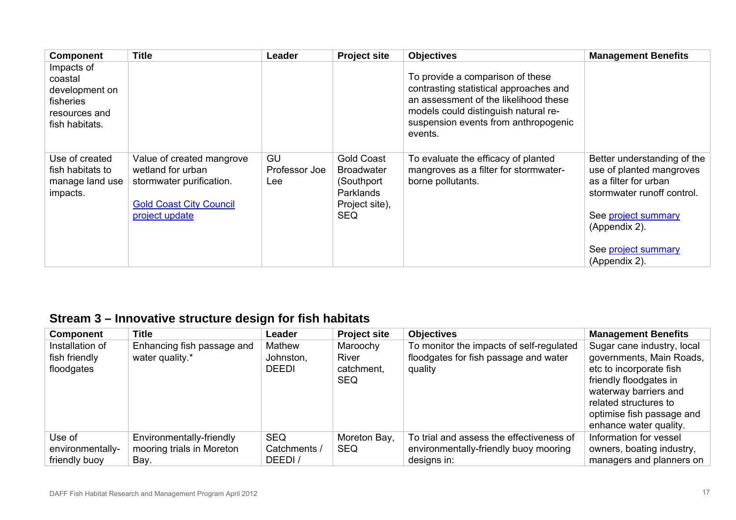| Component | Title | Leader | Project site | Objectives | Management Benefits |
|---|---|---|---|---|---|
| Impacts of coastal development on fisheries resources and fish habitats. | | | | To provide a comparison of these contrasting statistical approaches and an assessment of the likelihood these models could distinguish natural re-suspension events from anthropogenic events. | |
| Use of created fish habitats to manage land use impacts. | Value of created mangrove wetland for urban stormwater purification. <br><br> Gold Coast City Council project update | GU Professor Joe Lee | Gold Coast Broadwater (Southport Parklands Project site), SEQ | To evaluate the efficacy of planted mangroves as a filter for stormwater-borne pollutants. | Better understanding of the use of planted mangroves as a filter for urban stormwater runoff control. <br><br> See project summary (Appendix 2). <br><br> See project summary (Appendix 2). |

## Stream 3 – Innovative structure design for fish habitats

| Component | Title | Leader | Project site | Objectives | Management Benefits |
|---|---|---|---|---|---|
| Installation of fish friendly floodgates | Enhancing fish passage and water quality.* | Mathew Johnston, DEEDI | Maroochy River catchment, SEQ | To monitor the impacts of self-regulated floodgates for fish passage and water quality | Sugar cane industry, local governments, Main Roads, etc to incorporate fish friendly floodgates in waterway barriers and related structures to optimise fish passage and enhance water quality. |
| Use of environmentally-friendly buoy | Environmentally-friendly mooring trials in Moreton Bay. | SEQ Catchments / DEEDI / | Moreton Bay, SEQ | To trial and assess the effectiveness of environmentally-friendly buoy mooring designs in: | Information for vessel owners, boating industry, managers and planners on |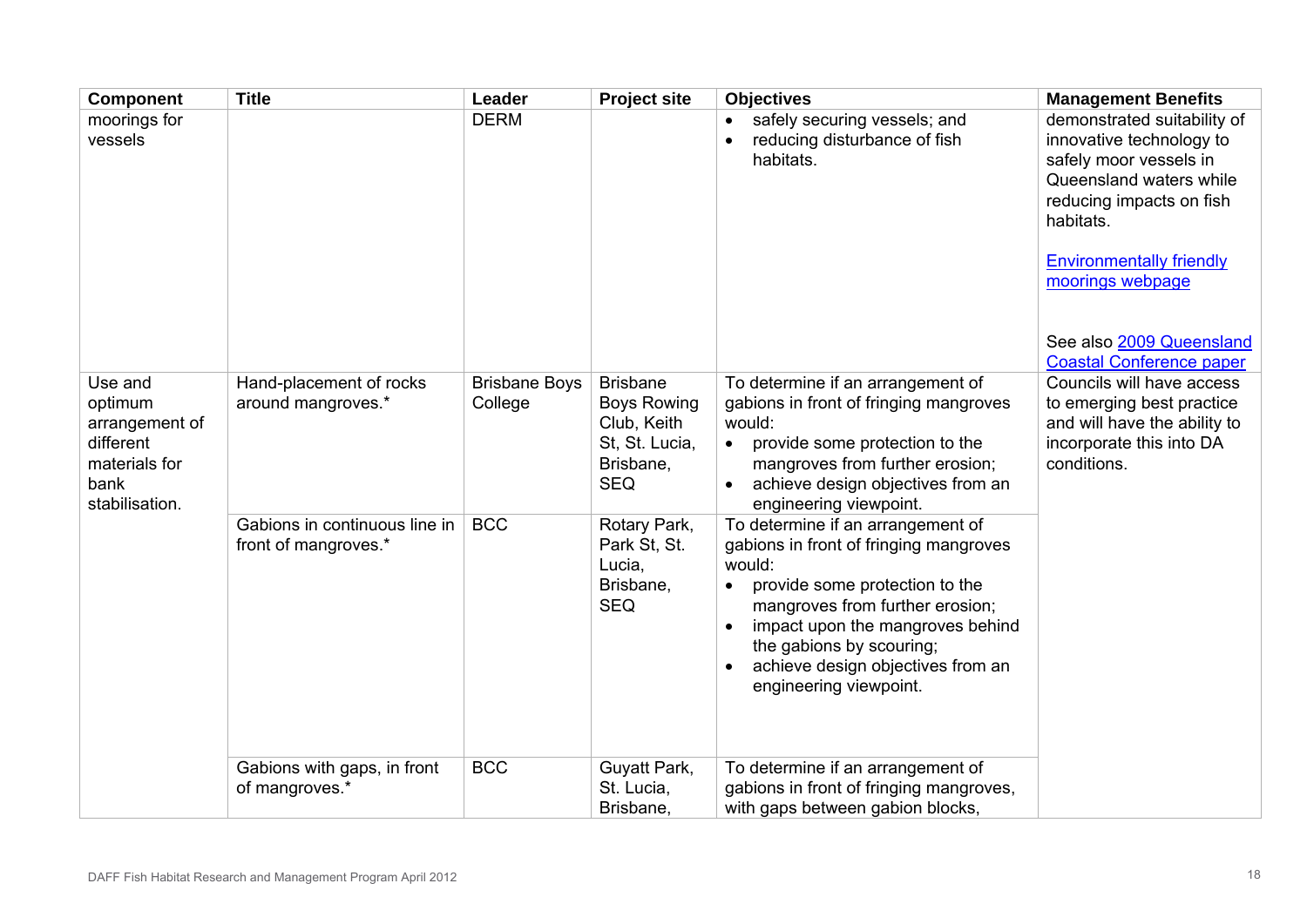| Component | Title | Leader | Project site | Objectives | Management Benefits |
|---|---|---|---|---|---|
| moorings for vessels | | DERM | | • safely securing vessels; and<br>• reducing disturbance of fish habitats. | demonstrated suitability of innovative technology to safely moor vessels in Queensland waters while reducing impacts on fish habitats.<br><br>Environmentally friendly moorings webpage<br><br>See also 2009 Queensland Coastal Conference paper |
| Use and optimum arrangement of different materials for bank stabilisation. | Hand-placement of rocks around mangroves.* | Brisbane Boys College | Brisbane Boys Rowing Club, Keith St, St. Lucia, Brisbane, SEQ | To determine if an arrangement of gabions in front of fringing mangroves would:<br>• provide some protection to the mangroves from further erosion;<br>• achieve design objectives from an engineering viewpoint. | Councils will have access to emerging best practice and will have the ability to incorporate this into DA conditions. |
| | Gabions in continuous line in front of mangroves.* | BCC | Rotary Park, Park St, St. Lucia, Brisbane, SEQ | To determine if an arrangement of gabions in front of fringing mangroves would:<br>• provide some protection to the mangroves from further erosion;<br>• impact upon the mangroves behind the gabions by scouring;<br>• achieve design objectives from an engineering viewpoint. | |
| | Gabions with gaps, in front of mangroves.* | BCC | Guyatt Park, St. Lucia, Brisbane, | To determine if an arrangement of gabions in front of fringing mangroves, with gaps between gabion blocks, | |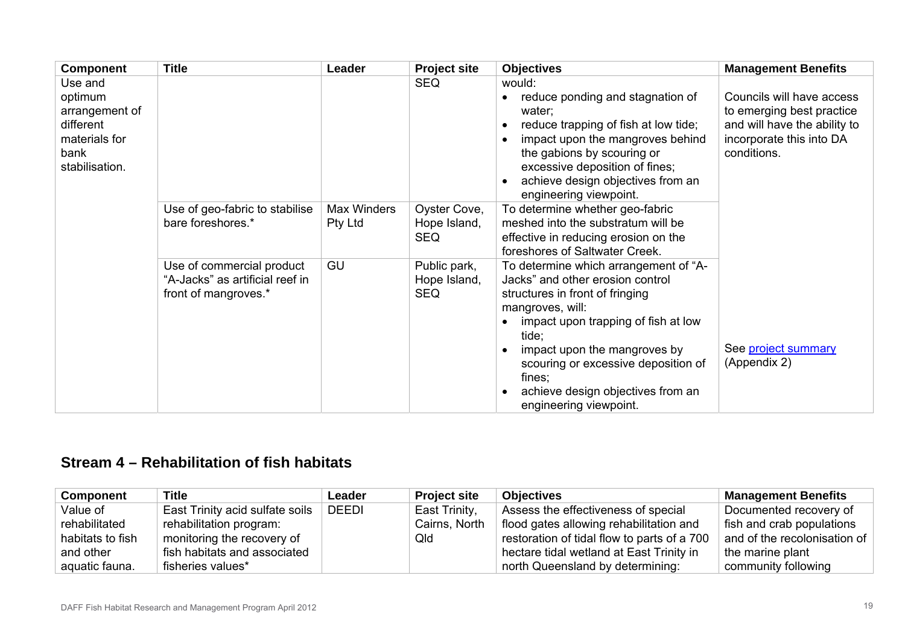| Component | Title | Leader | Project site | Objectives | Management Benefits |
|---|---|---|---|---|---|
| Use and optimum arrangement of different materials for bank stabilisation. | | | SEQ | would:<br>• reduce ponding and stagnation of water;<br>• reduce trapping of fish at low tide;<br>• impact upon the mangroves behind the gabions by scouring or excessive deposition of fines;<br>• achieve design objectives from an engineering viewpoint. | Councils will have access to emerging best practice and will have the ability to incorporate this into DA conditions. |
| | Use of geo-fabric to stabilise bare foreshores.* | Max Winders Pty Ltd | Oyster Cove, Hope Island, SEQ | To determine whether geo-fabric meshed into the substratum will be effective in reducing erosion on the foreshores of Saltwater Creek. | |
| | Use of commercial product "A-Jacks" as artificial reef in front of mangroves.* | GU | Public park, Hope Island, SEQ | To determine which arrangement of "A-Jacks" and other erosion control structures in front of fringing mangroves, will:<br>• impact upon trapping of fish at low tide;<br>• impact upon the mangroves by scouring or excessive deposition of fines;<br>• achieve design objectives from an engineering viewpoint. | See project summary (Appendix 2) |

## Stream 4 – Rehabilitation of fish habitats

| Component | Title | Leader | Project site | Objectives | Management Benefits |
|---|---|---|---|---|---|
| Value of rehabilitated habitats to fish and other aquatic fauna. | East Trinity acid sulfate soils rehabilitation program: monitoring the recovery of fish habitats and associated fisheries values* | DEEDI | East Trinity, Cairns, North Qld | Assess the effectiveness of special flood gates allowing rehabilitation and restoration of tidal flow to parts of a 700 hectare tidal wetland at East Trinity in north Queensland by determining: | Documented recovery of fish and crab populations and of the recolonisation of the marine plant community following |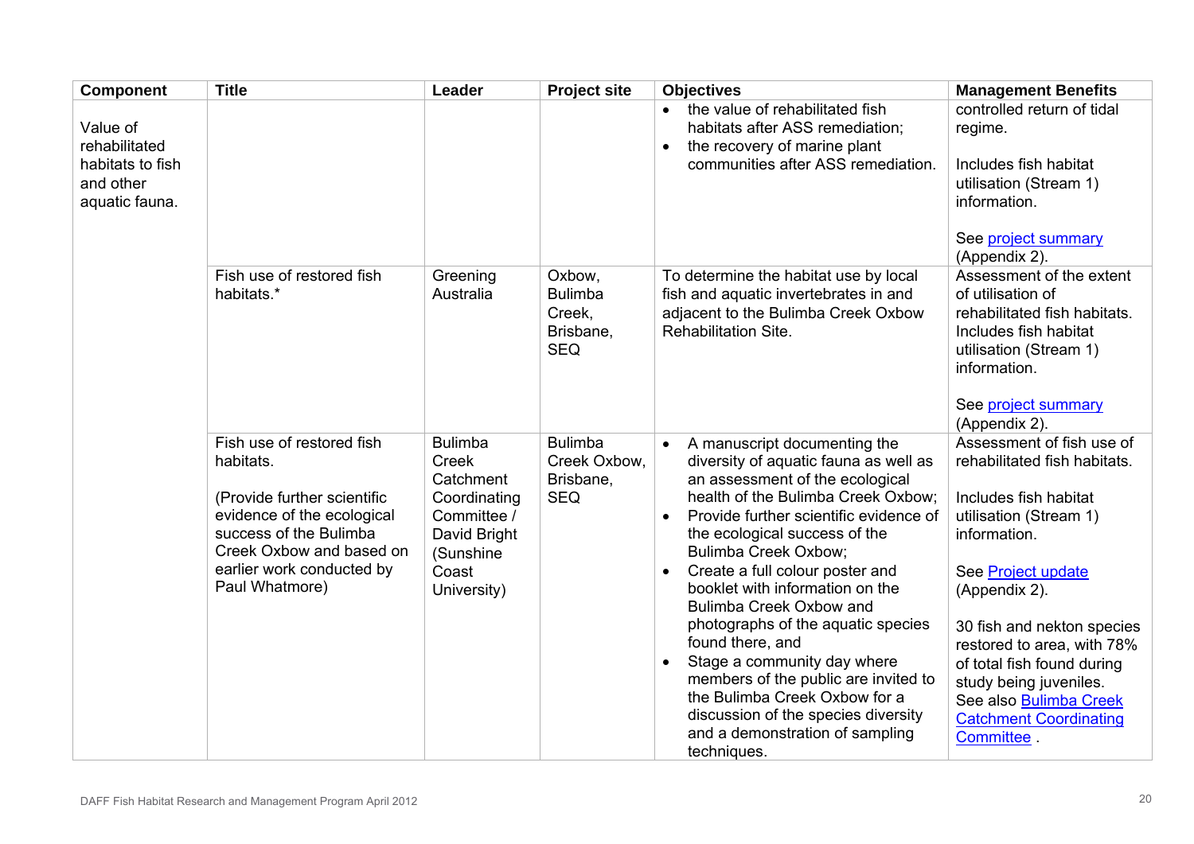| Component | Title | Leader | Project site | Objectives | Management Benefits |
|---|---|---|---|---|---|
| Value of rehabilitated habitats to fish and other aquatic fauna. | | | | • the value of rehabilitated fish habitats after ASS remediation;<br>• the recovery of marine plant communities after ASS remediation. | controlled return of tidal regime.<br><br>Includes fish habitat utilisation (Stream 1) information.<br><br>See project summary (Appendix 2). |
| | Fish use of restored fish habitats.* | Greening Australia | Oxbow, Bulimba Creek, Brisbane, SEQ | To determine the habitat use by local fish and aquatic invertebrates in and adjacent to the Bulimba Creek Oxbow Rehabilitation Site. | Assessment of the extent of utilisation of rehabilitated fish habitats. Includes fish habitat utilisation (Stream 1) information.<br><br>See project summary (Appendix 2). |
| | Fish use of restored fish habitats.<br><br>(Provide further scientific evidence of the ecological success of the Bulimba Creek Oxbow and based on earlier work conducted by Paul Whatmore) | Bulimba Creek Catchment Coordinating Committee / David Bright (Sunshine Coast University) | Bulimba Creek Oxbow, Brisbane, SEQ | • A manuscript documenting the diversity of aquatic fauna as well as an assessment of the ecological health of the Bulimba Creek Oxbow;<br>• Provide further scientific evidence of the ecological success of the Bulimba Creek Oxbow;<br>• Create a full colour poster and booklet with information on the Bulimba Creek Oxbow and photographs of the aquatic species found there, and<br>• Stage a community day where members of the public are invited to the Bulimba Creek Oxbow for a discussion of the species diversity and a demonstration of sampling techniques. | Assessment of fish use of rehabilitated fish habitats.<br><br>Includes fish habitat utilisation (Stream 1) information.<br><br>See Project update (Appendix 2).<br><br>30 fish and nekton species restored to area, with 78% of total fish found during study being juveniles. See also Bulimba Creek Catchment Coordinating Committee . |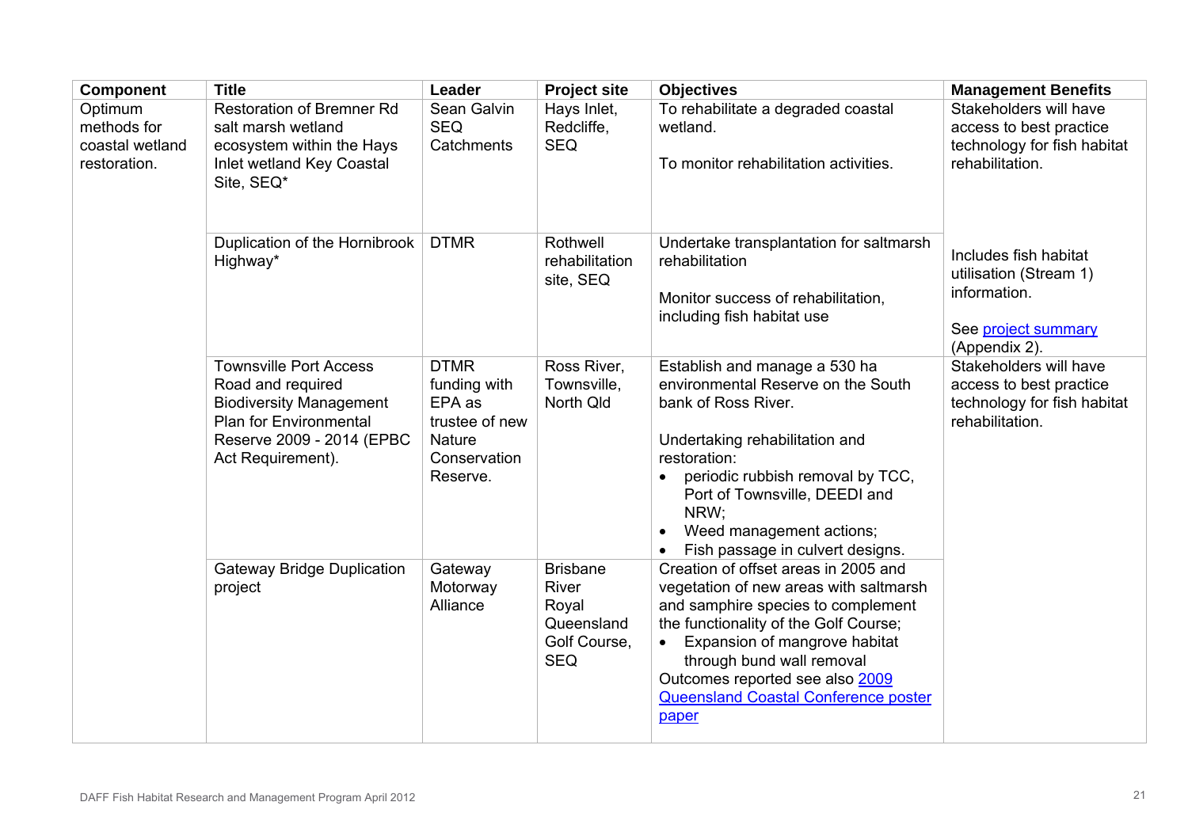| Component | Title | Leader | Project site | Objectives | Management Benefits |
|---|---|---|---|---|---|
| Optimum methods for coastal wetland restoration. | Restoration of Bremner Rd salt marsh wetland ecosystem within the Hays Inlet wetland Key Coastal Site, SEQ* | Sean Galvin SEQ Catchments | Hays Inlet, Redcliffe, SEQ | To rehabilitate a degraded coastal wetland.<br><br>To monitor rehabilitation activities. | Stakeholders will have access to best practice technology for fish habitat rehabilitation. |
| | Duplication of the Hornibrook Highway* | DTMR | Rothwell rehabilitation site, SEQ | Undertake transplantation for saltmarsh rehabilitation<br><br>Monitor success of rehabilitation, including fish habitat use | Includes fish habitat utilisation (Stream 1) information.<br><br>See project summary (Appendix 2). |
| | Townsville Port Access Road and required Biodiversity Management Plan for Environmental Reserve 2009 - 2014 (EPBC Act Requirement). | DTMR funding with EPA as trustee of new Nature Conservation Reserve. | Ross River, Townsville, North Qld | Establish and manage a 530 ha environmental Reserve on the South bank of Ross River.<br><br>Undertaking rehabilitation and restoration:<br>• periodic rubbish removal by TCC, Port of Townsville, DEEDI and NRW;<br>• Weed management actions;<br>• Fish passage in culvert designs. | Stakeholders will have access to best practice technology for fish habitat rehabilitation. |
| | Gateway Bridge Duplication project | Gateway Motorway Alliance | Brisbane River Royal Queensland Golf Course, SEQ | Creation of offset areas in 2005 and vegetation of new areas with saltmarsh and samphire species to complement the functionality of the Golf Course;<br>• Expansion of mangrove habitat through bund wall removal<br>Outcomes reported see also 2009 Queensland Coastal Conference poster paper | |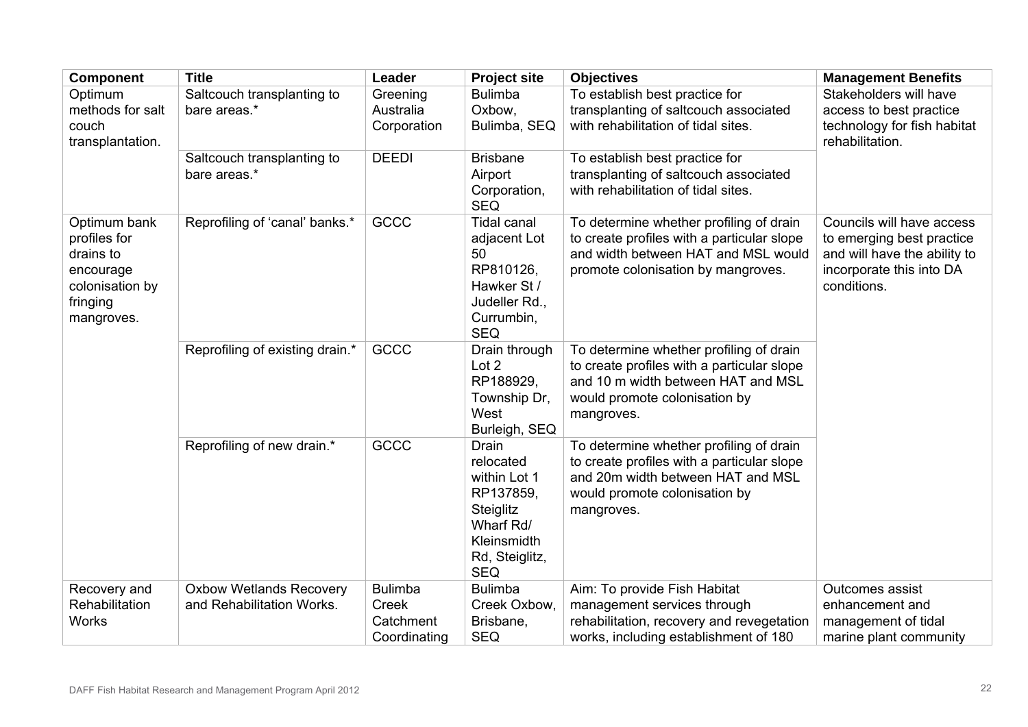| Component | Title | Leader | Project site | Objectives | Management Benefits |
| --- | --- | --- | --- | --- | --- |
| Optimum methods for salt couch transplantation. | Saltcouch transplanting to bare areas.* | Greening Australia Corporation | Bulimba Oxbow, Bulimba, SEQ | To establish best practice for transplanting of saltcouch associated with rehabilitation of tidal sites. | Stakeholders will have access to best practice technology for fish habitat rehabilitation. |
| | Saltcouch transplanting to bare areas.* | DEEDI | Brisbane Airport Corporation, SEQ | To establish best practice for transplanting of saltcouch associated with rehabilitation of tidal sites. | |
| Optimum bank profiles for drains to encourage colonisation by fringing mangroves. | Reprofiling of 'canal' banks.* | GCCC | Tidal canal adjacent Lot 50 RP810126, Hawker St / Judeller Rd., Currumbin, SEQ | To determine whether profiling of drain to create profiles with a particular slope and width between HAT and MSL would promote colonisation by mangroves. | Councils will have access to emerging best practice and will have the ability to incorporate this into DA conditions. |
| | Reprofiling of existing drain.* | GCCC | Drain through Lot 2 RP188929, Township Dr, West Burleigh, SEQ | To determine whether profiling of drain to create profiles with a particular slope and 10 m width between HAT and MSL would promote colonisation by mangroves. | |
| | Reprofiling of new drain.* | GCCC | Drain relocated within Lot 1 RP137859, Steiglitz Wharf Rd/ Kleinsmidth Rd, Steiglitz, SEQ | To determine whether profiling of drain to create profiles with a particular slope and 20m width between HAT and MSL would promote colonisation by mangroves. | |
| Recovery and Rehabilitation Works | Oxbow Wetlands Recovery and Rehabilitation Works. | Bulimba Creek Catchment Coordinating | Bulimba Creek Oxbow, Brisbane, SEQ | Aim: To provide Fish Habitat management services through rehabilitation, recovery and revegetation works, including establishment of 180 | Outcomes assist enhancement and management of tidal marine plant community |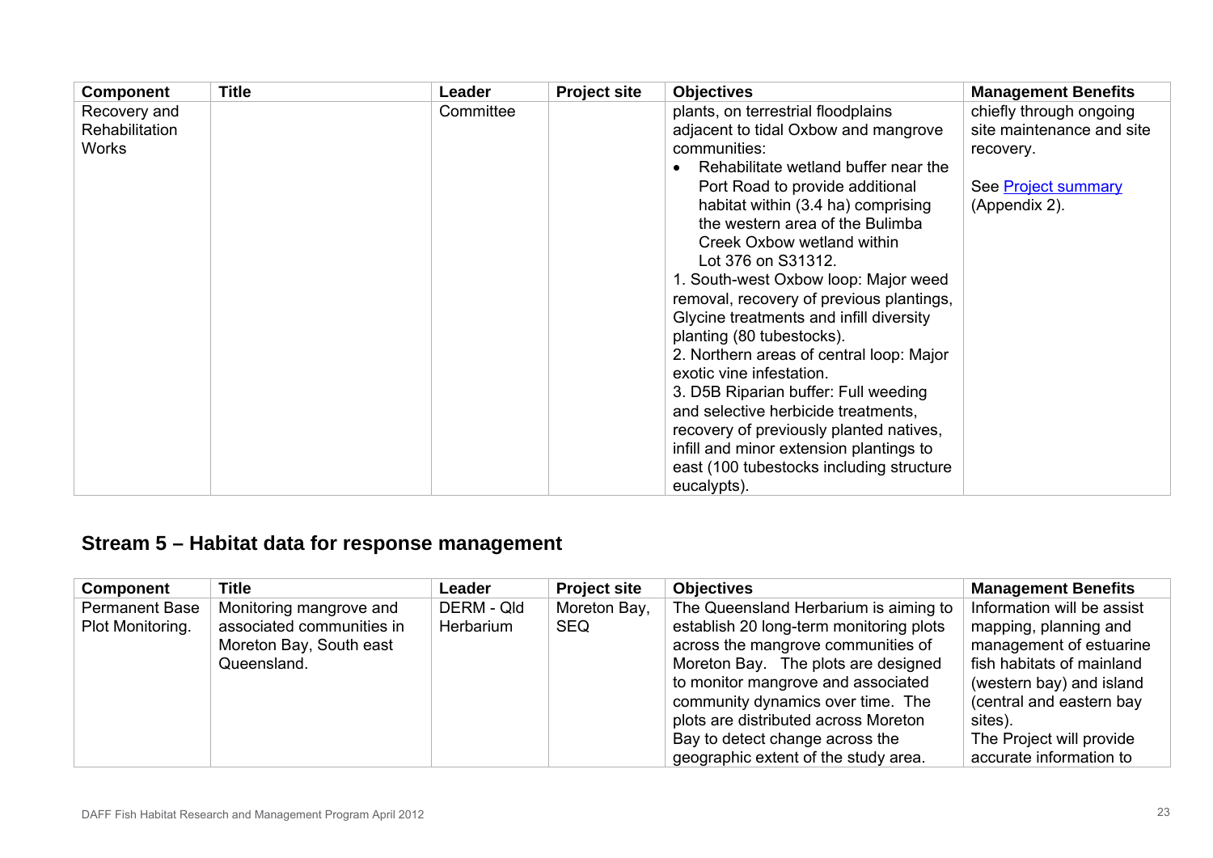| Component | Title | Leader | Project site | Objectives | Management Benefits |
| --- | --- | --- | --- | --- | --- |
| Recovery and Rehabilitation Works | | Committee | | plants, on terrestrial floodplains adjacent to tidal Oxbow and mangrove communities:<br>• Rehabilitate wetland buffer near the Port Road to provide additional habitat within (3.4 ha) comprising the western area of the Bulimba Creek Oxbow wetland within Lot 376 on S31312.<br>1. South-west Oxbow loop: Major weed removal, recovery of previous plantings, Glycine treatments and infill diversity planting (80 tubestocks).<br>2. Northern areas of central loop: Major exotic vine infestation.<br>3. D5B Riparian buffer: Full weeding and selective herbicide treatments, recovery of previously planted natives, infill and minor extension plantings to east (100 tubestocks including structure eucalypts). | chiefly through ongoing site maintenance and site recovery.<br><br>See Project summary (Appendix 2). |

## Stream 5 – Habitat data for response management

| Component | Title | Leader | Project site | Objectives | Management Benefits |
| --- | --- | --- | --- | --- | --- |
| Permanent Base Plot Monitoring. | Monitoring mangrove and associated communities in Moreton Bay, South east Queensland. | DERM - Qld Herbarium | Moreton Bay, SEQ | The Queensland Herbarium is aiming to establish 20 long-term monitoring plots across the mangrove communities of Moreton Bay. The plots are designed to monitor mangrove and associated community dynamics over time. The plots are distributed across Moreton Bay to detect change across the geographic extent of the study area. | Information will be assist mapping, planning and management of estuarine fish habitats of mainland (western bay) and island (central and eastern bay sites).<br>The Project will provide accurate information to |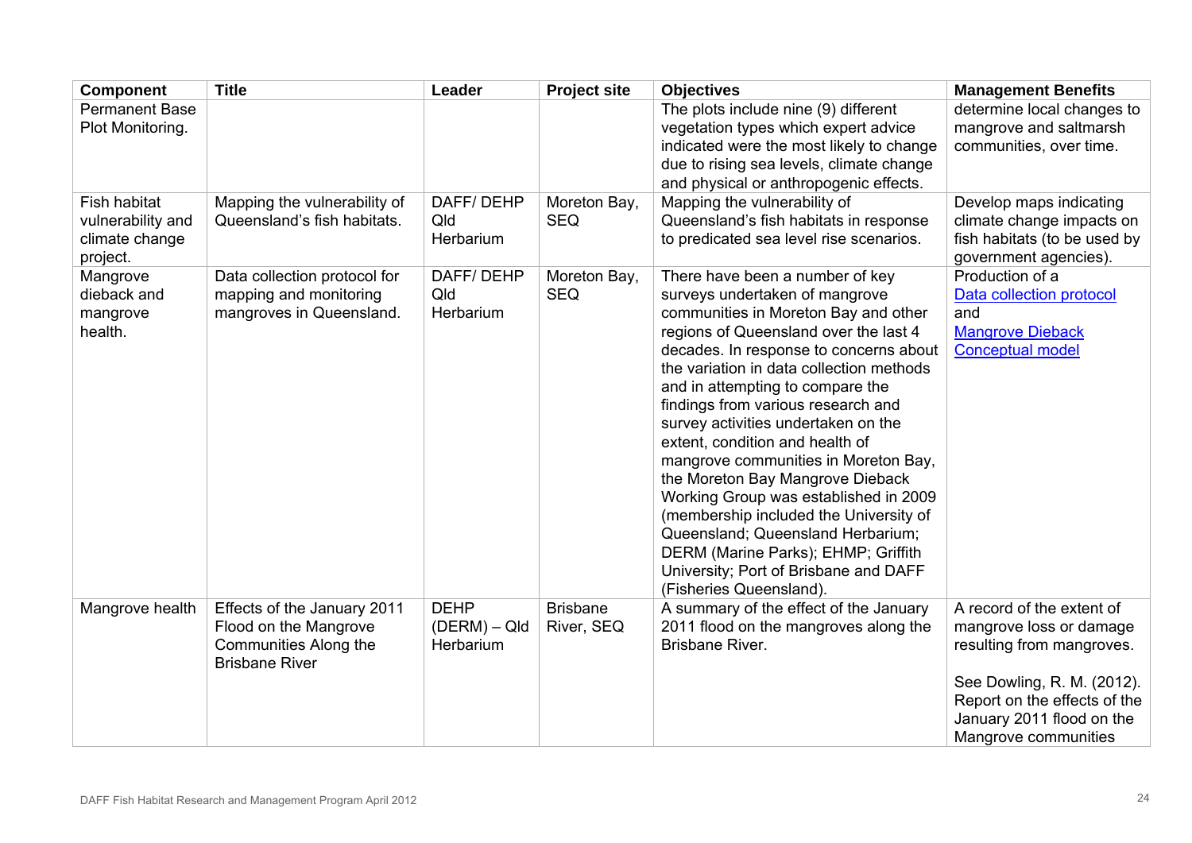| Component | Title | Leader | Project site | Objectives | Management Benefits |
| --- | --- | --- | --- | --- | --- |
| Permanent Base Plot Monitoring. | | | | The plots include nine (9) different vegetation types which expert advice indicated were the most likely to change due to rising sea levels, climate change and physical or anthropogenic effects. | determine local changes to mangrove and saltmarsh communities, over time. |
| Fish habitat vulnerability and climate change project. | Mapping the vulnerability of Queensland's fish habitats. | DAFF/ DEHP Qld Herbarium | Moreton Bay, SEQ | Mapping the vulnerability of Queensland's fish habitats in response to predicated sea level rise scenarios. | Develop maps indicating climate change impacts on fish habitats (to be used by government agencies). |
| Mangrove dieback and mangrove health. | Data collection protocol for mapping and monitoring mangroves in Queensland. | DAFF/ DEHP Qld Herbarium | Moreton Bay, SEQ | There have been a number of key surveys undertaken of mangrove communities in Moreton Bay and other regions of Queensland over the last 4 decades. In response to concerns about the variation in data collection methods and in attempting to compare the findings from various research and survey activities undertaken on the extent, condition and health of mangrove communities in Moreton Bay, the Moreton Bay Mangrove Dieback Working Group was established in 2009 (membership included the University of Queensland; Queensland Herbarium; DERM (Marine Parks); EHMP; Griffith University; Port of Brisbane and DAFF (Fisheries Queensland). | Production of a Data collection protocol and Mangrove Dieback Conceptual model |
| Mangrove health | Effects of the January 2011 Flood on the Mangrove Communities Along the Brisbane River | DEHP (DERM) – Qld Herbarium | Brisbane River, SEQ | A summary of the effect of the January 2011 flood on the mangroves along the Brisbane River. | A record of the extent of mangrove loss or damage resulting from mangroves.<br><br>See Dowling, R. M. (2012). Report on the effects of the January 2011 flood on the Mangrove communities |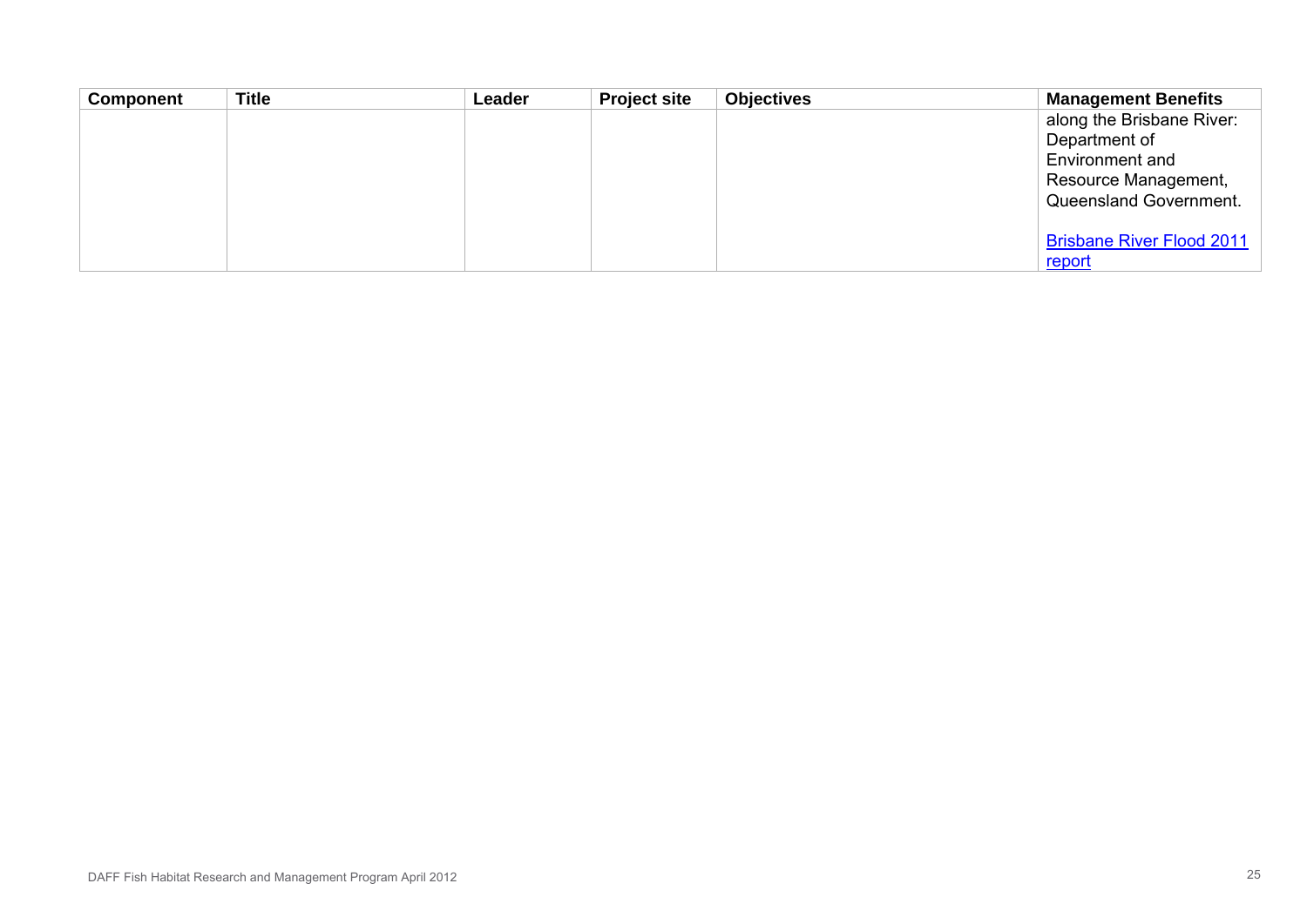| Component | Title | Leader | Project site | Objectives | Management Benefits |
| --- | --- | --- | --- | --- | --- |
| | | | | | along the Brisbane River: Department of Environment and Resource Management, Queensland Government.<br><br>Brisbane River Flood 2011 report |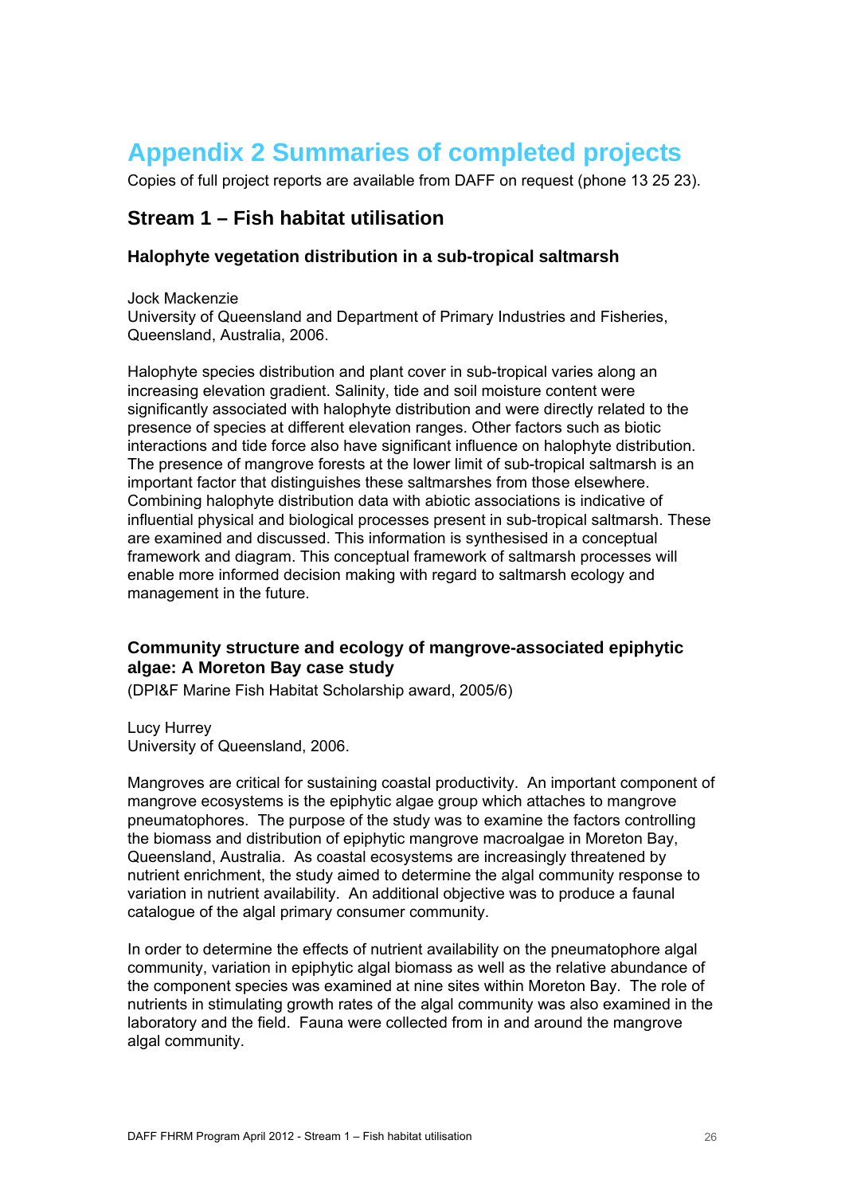# Appendix 2 Summaries of completed projects

Copies of full project reports are available from DAFF on request (phone 13 25 23).

## Stream 1 – Fish habitat utilisation

### Halophyte vegetation distribution in a sub-tropical saltmarsh

Jock Mackenzie
University of Queensland and Department of Primary Industries and Fisheries, Queensland, Australia, 2006.

Halophyte species distribution and plant cover in sub-tropical varies along an increasing elevation gradient. Salinity, tide and soil moisture content were significantly associated with halophyte distribution and were directly related to the presence of species at different elevation ranges. Other factors such as biotic interactions and tide force also have significant influence on halophyte distribution. The presence of mangrove forests at the lower limit of sub-tropical saltmarsh is an important factor that distinguishes these saltmarshes from those elsewhere. Combining halophyte distribution data with abiotic associations is indicative of influential physical and biological processes present in sub-tropical saltmarsh. These are examined and discussed. This information is synthesised in a conceptual framework and diagram. This conceptual framework of saltmarsh processes will enable more informed decision making with regard to saltmarsh ecology and management in the future.

### Community structure and ecology of mangrove-associated epiphytic algae: A Moreton Bay case study

(DPI&F Marine Fish Habitat Scholarship award, 2005/6)

Lucy Hurrey
University of Queensland, 2006.

Mangroves are critical for sustaining coastal productivity. An important component of mangrove ecosystems is the epiphytic algae group which attaches to mangrove pneumatophores. The purpose of the study was to examine the factors controlling the biomass and distribution of epiphytic mangrove macroalgae in Moreton Bay, Queensland, Australia. As coastal ecosystems are increasingly threatened by nutrient enrichment, the study aimed to determine the algal community response to variation in nutrient availability. An additional objective was to produce a faunal catalogue of the algal primary consumer community.

In order to determine the effects of nutrient availability on the pneumatophore algal community, variation in epiphytic algal biomass as well as the relative abundance of the component species was examined at nine sites within Moreton Bay. The role of nutrients in stimulating growth rates of the algal community was also examined in the laboratory and the field. Fauna were collected from in and around the mangrove algal community.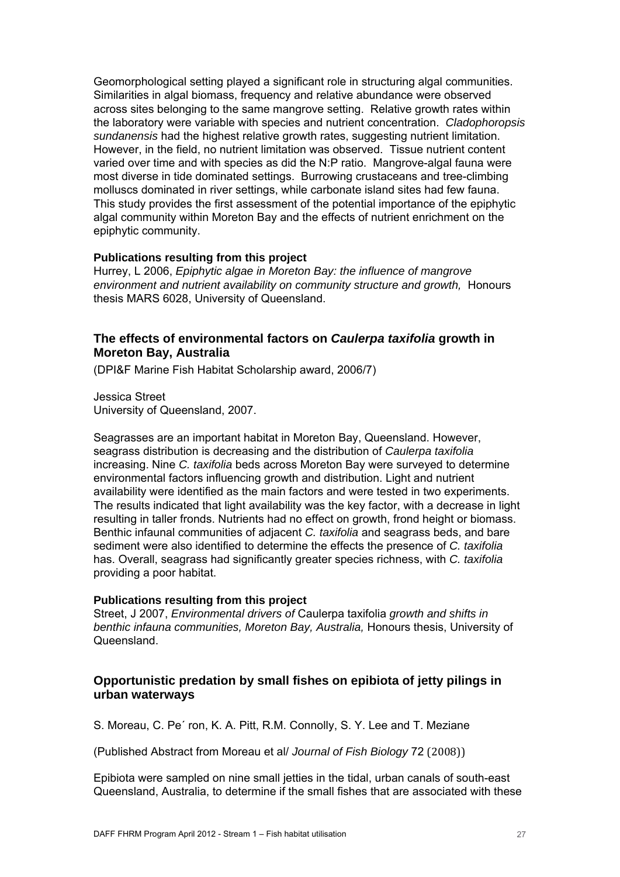Geomorphological setting played a significant role in structuring algal communities. Similarities in algal biomass, frequency and relative abundance were observed across sites belonging to the same mangrove setting. Relative growth rates within the laboratory were variable with species and nutrient concentration. *Cladophoropsis sundanensis* had the highest relative growth rates, suggesting nutrient limitation. However, in the field, no nutrient limitation was observed. Tissue nutrient content varied over time and with species as did the N:P ratio. Mangrove-algal fauna were most diverse in tide dominated settings. Burrowing crustaceans and tree-climbing molluscs dominated in river settings, while carbonate island sites had few fauna. This study provides the first assessment of the potential importance of the epiphytic algal community within Moreton Bay and the effects of nutrient enrichment on the epiphytic community.

**Publications resulting from this project**

Hurrey, L 2006, *Epiphytic algae in Moreton Bay: the influence of mangrove environment and nutrient availability on community structure and growth,* Honours thesis MARS 6028, University of Queensland.

## The effects of environmental factors on *Caulerpa taxifolia* growth in Moreton Bay, Australia

(DPI&F Marine Fish Habitat Scholarship award, 2006/7)

Jessica Street
University of Queensland, 2007.

Seagrasses are an important habitat in Moreton Bay, Queensland. However, seagrass distribution is decreasing and the distribution of *Caulerpa taxifolia* increasing. Nine *C. taxifolia* beds across Moreton Bay were surveyed to determine environmental factors influencing growth and distribution. Light and nutrient availability were identified as the main factors and were tested in two experiments. The results indicated that light availability was the key factor, with a decrease in light resulting in taller fronds. Nutrients had no effect on growth, frond height or biomass. Benthic infaunal communities of adjacent *C. taxifolia* and seagrass beds, and bare sediment were also identified to determine the effects the presence of *C. taxifolia* has. Overall, seagrass had significantly greater species richness, with *C. taxifolia* providing a poor habitat.

**Publications resulting from this project**

Street, J 2007, *Environmental drivers of* Caulerpa taxifolia *growth and shifts in benthic infauna communities, Moreton Bay, Australia,* Honours thesis, University of Queensland.

## Opportunistic predation by small fishes on epibiota of jetty pilings in urban waterways

S. Moreau, C. Pe´ ron, K. A. Pitt, R.M. Connolly, S. Y. Lee and T. Meziane

(Published Abstract from Moreau et al/ *Journal of Fish Biology* 72 (2008))

Epibiota were sampled on nine small jetties in the tidal, urban canals of south-east Queensland, Australia, to determine if the small fishes that are associated with these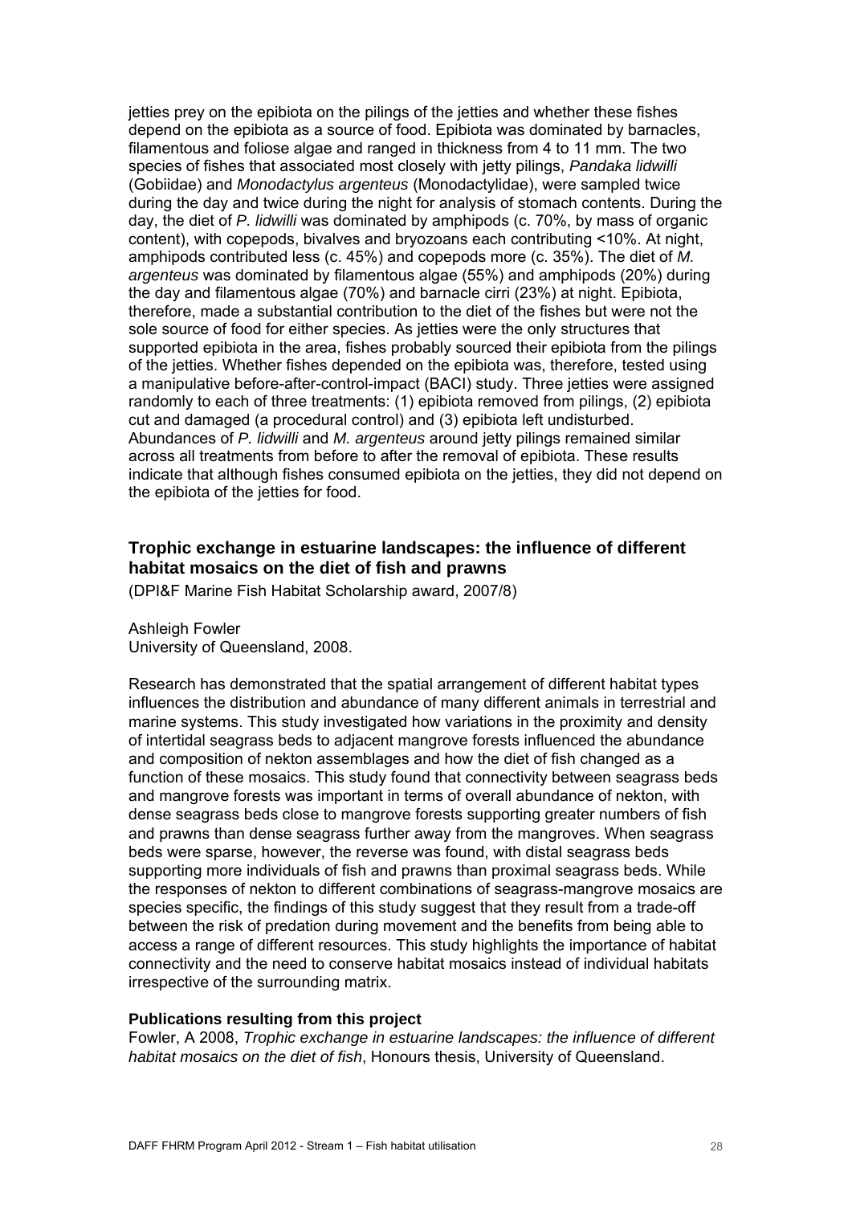jetties prey on the epibiota on the pilings of the jetties and whether these fishes depend on the epibiota as a source of food. Epibiota was dominated by barnacles, filamentous and foliose algae and ranged in thickness from 4 to 11 mm. The two species of fishes that associated most closely with jetty pilings, *Pandaka lidwilli* (Gobiidae) and *Monodactylus argenteus* (Monodactylidae), were sampled twice during the day and twice during the night for analysis of stomach contents. During the day, the diet of *P. lidwilli* was dominated by amphipods (c. 70%, by mass of organic content), with copepods, bivalves and bryozoans each contributing <10%. At night, amphipods contributed less (c. 45%) and copepods more (c. 35%). The diet of *M. argenteus* was dominated by filamentous algae (55%) and amphipods (20%) during the day and filamentous algae (70%) and barnacle cirri (23%) at night. Epibiota, therefore, made a substantial contribution to the diet of the fishes but were not the sole source of food for either species. As jetties were the only structures that supported epibiota in the area, fishes probably sourced their epibiota from the pilings of the jetties. Whether fishes depended on the epibiota was, therefore, tested using a manipulative before-after-control-impact (BACI) study. Three jetties were assigned randomly to each of three treatments: (1) epibiota removed from pilings, (2) epibiota cut and damaged (a procedural control) and (3) epibiota left undisturbed. Abundances of *P. lidwilli* and *M. argenteus* around jetty pilings remained similar across all treatments from before to after the removal of epibiota. These results indicate that although fishes consumed epibiota on the jetties, they did not depend on the epibiota of the jetties for food.

## Trophic exchange in estuarine landscapes: the influence of different habitat mosaics on the diet of fish and prawns

(DPI&F Marine Fish Habitat Scholarship award, 2007/8)

Ashleigh Fowler
University of Queensland, 2008.

Research has demonstrated that the spatial arrangement of different habitat types influences the distribution and abundance of many different animals in terrestrial and marine systems. This study investigated how variations in the proximity and density of intertidal seagrass beds to adjacent mangrove forests influenced the abundance and composition of nekton assemblages and how the diet of fish changed as a function of these mosaics. This study found that connectivity between seagrass beds and mangrove forests was important in terms of overall abundance of nekton, with dense seagrass beds close to mangrove forests supporting greater numbers of fish and prawns than dense seagrass further away from the mangroves. When seagrass beds were sparse, however, the reverse was found, with distal seagrass beds supporting more individuals of fish and prawns than proximal seagrass beds. While the responses of nekton to different combinations of seagrass-mangrove mosaics are species specific, the findings of this study suggest that they result from a trade-off between the risk of predation during movement and the benefits from being able to access a range of different resources. This study highlights the importance of habitat connectivity and the need to conserve habitat mosaics instead of individual habitats irrespective of the surrounding matrix.

**Publications resulting from this project**

Fowler, A 2008, *Trophic exchange in estuarine landscapes: the influence of different habitat mosaics on the diet of fish*, Honours thesis, University of Queensland.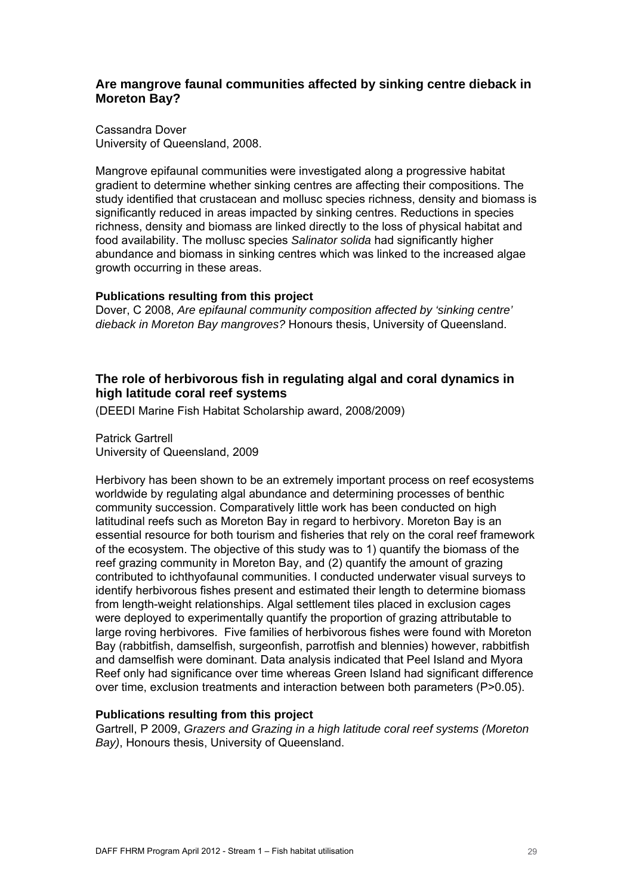## Are mangrove faunal communities affected by sinking centre dieback in Moreton Bay?

Cassandra Dover
University of Queensland, 2008.

Mangrove epifaunal communities were investigated along a progressive habitat gradient to determine whether sinking centres are affecting their compositions. The study identified that crustacean and mollusc species richness, density and biomass is significantly reduced in areas impacted by sinking centres. Reductions in species richness, density and biomass are linked directly to the loss of physical habitat and food availability. The mollusc species *Salinator solida* had significantly higher abundance and biomass in sinking centres which was linked to the increased algae growth occurring in these areas.

**Publications resulting from this project**

Dover, C 2008, *Are epifaunal community composition affected by 'sinking centre' dieback in Moreton Bay mangroves?* Honours thesis, University of Queensland.

## The role of herbivorous fish in regulating algal and coral dynamics in high latitude coral reef systems

(DEEDI Marine Fish Habitat Scholarship award, 2008/2009)

Patrick Gartrell
University of Queensland, 2009

Herbivory has been shown to be an extremely important process on reef ecosystems worldwide by regulating algal abundance and determining processes of benthic community succession. Comparatively little work has been conducted on high latitudinal reefs such as Moreton Bay in regard to herbivory. Moreton Bay is an essential resource for both tourism and fisheries that rely on the coral reef framework of the ecosystem. The objective of this study was to 1) quantify the biomass of the reef grazing community in Moreton Bay, and (2) quantify the amount of grazing contributed to ichthyofaunal communities. I conducted underwater visual surveys to identify herbivorous fishes present and estimated their length to determine biomass from length-weight relationships. Algal settlement tiles placed in exclusion cages were deployed to experimentally quantify the proportion of grazing attributable to large roving herbivores. Five families of herbivorous fishes were found with Moreton Bay (rabbitfish, damselfish, surgeonfish, parrotfish and blennies) however, rabbitfish and damselfish were dominant. Data analysis indicated that Peel Island and Myora Reef only had significance over time whereas Green Island had significant difference over time, exclusion treatments and interaction between both parameters ($P>0.05$).

**Publications resulting from this project**

Gartrell, P 2009, *Grazers and Grazing in a high latitude coral reef systems (Moreton Bay)*, Honours thesis, University of Queensland.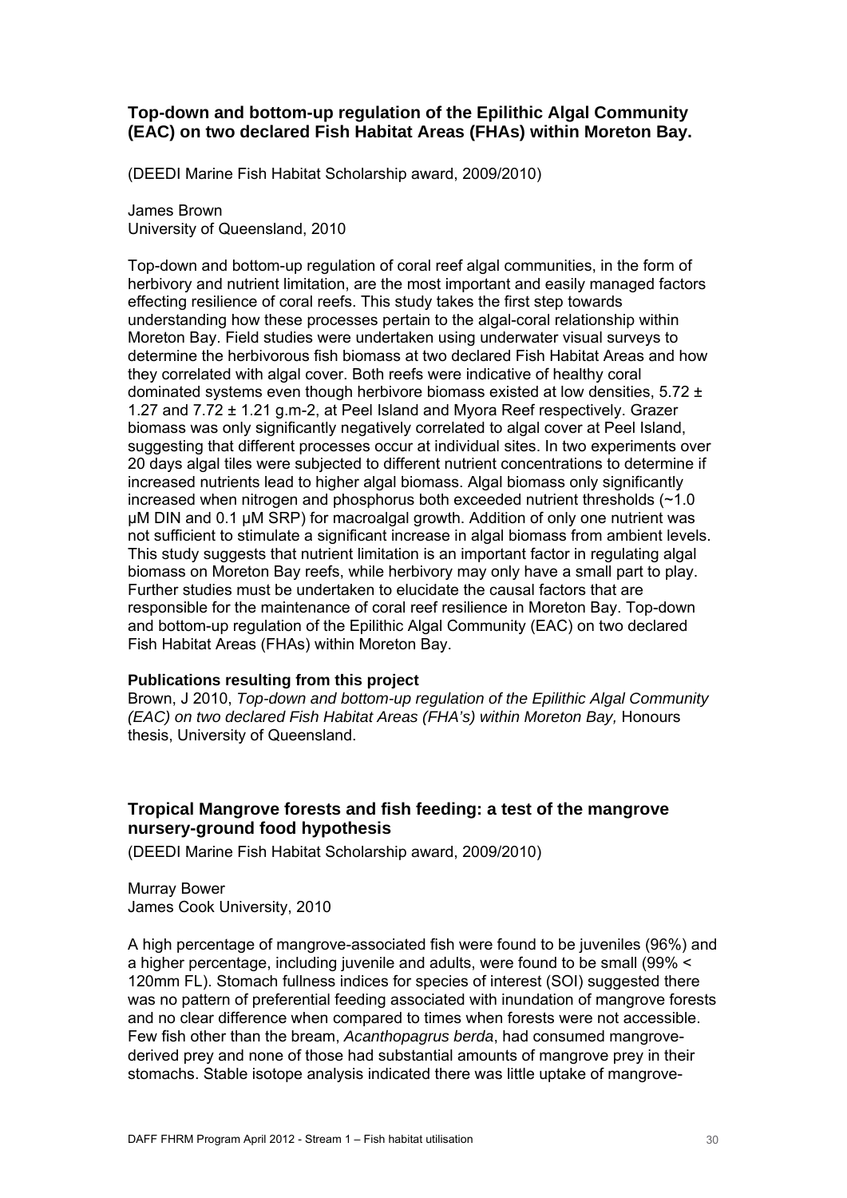### Top-down and bottom-up regulation of the Epilithic Algal Community (EAC) on two declared Fish Habitat Areas (FHAs) within Moreton Bay.

(DEEDI Marine Fish Habitat Scholarship award, 2009/2010)

James Brown
University of Queensland, 2010

Top-down and bottom-up regulation of coral reef algal communities, in the form of herbivory and nutrient limitation, are the most important and easily managed factors effecting resilience of coral reefs. This study takes the first step towards understanding how these processes pertain to the algal-coral relationship within Moreton Bay. Field studies were undertaken using underwater visual surveys to determine the herbivorous fish biomass at two declared Fish Habitat Areas and how they correlated with algal cover. Both reefs were indicative of healthy coral dominated systems even though herbivore biomass existed at low densities, $5.72 \pm 1.27$ and $7.72 \pm 1.21$ g.m-2, at Peel Island and Myora Reef respectively. Grazer biomass was only significantly negatively correlated to algal cover at Peel Island, suggesting that different processes occur at individual sites. In two experiments over 20 days algal tiles were subjected to different nutrient concentrations to determine if increased nutrients lead to higher algal biomass. Algal biomass only significantly increased when nitrogen and phosphorus both exceeded nutrient thresholds (~1.0 μM DIN and 0.1 μM SRP) for macroalgal growth. Addition of only one nutrient was not sufficient to stimulate a significant increase in algal biomass from ambient levels. This study suggests that nutrient limitation is an important factor in regulating algal biomass on Moreton Bay reefs, while herbivory may only have a small part to play. Further studies must be undertaken to elucidate the causal factors that are responsible for the maintenance of coral reef resilience in Moreton Bay. Top-down and bottom-up regulation of the Epilithic Algal Community (EAC) on two declared Fish Habitat Areas (FHAs) within Moreton Bay.

**Publications resulting from this project**

Brown, J 2010, *Top-down and bottom-up regulation of the Epilithic Algal Community (EAC) on two declared Fish Habitat Areas (FHA's) within Moreton Bay,* Honours thesis, University of Queensland.

### Tropical Mangrove forests and fish feeding: a test of the mangrove nursery-ground food hypothesis

(DEEDI Marine Fish Habitat Scholarship award, 2009/2010)

Murray Bower
James Cook University, 2010

A high percentage of mangrove-associated fish were found to be juveniles (96%) and a higher percentage, including juvenile and adults, were found to be small (99% < 120mm FL). Stomach fullness indices for species of interest (SOI) suggested there was no pattern of preferential feeding associated with inundation of mangrove forests and no clear difference when compared to times when forests were not accessible. Few fish other than the bream, *Acanthopagrus berda*, had consumed mangrove-derived prey and none of those had substantial amounts of mangrove prey in their stomachs. Stable isotope analysis indicated there was little uptake of mangrove-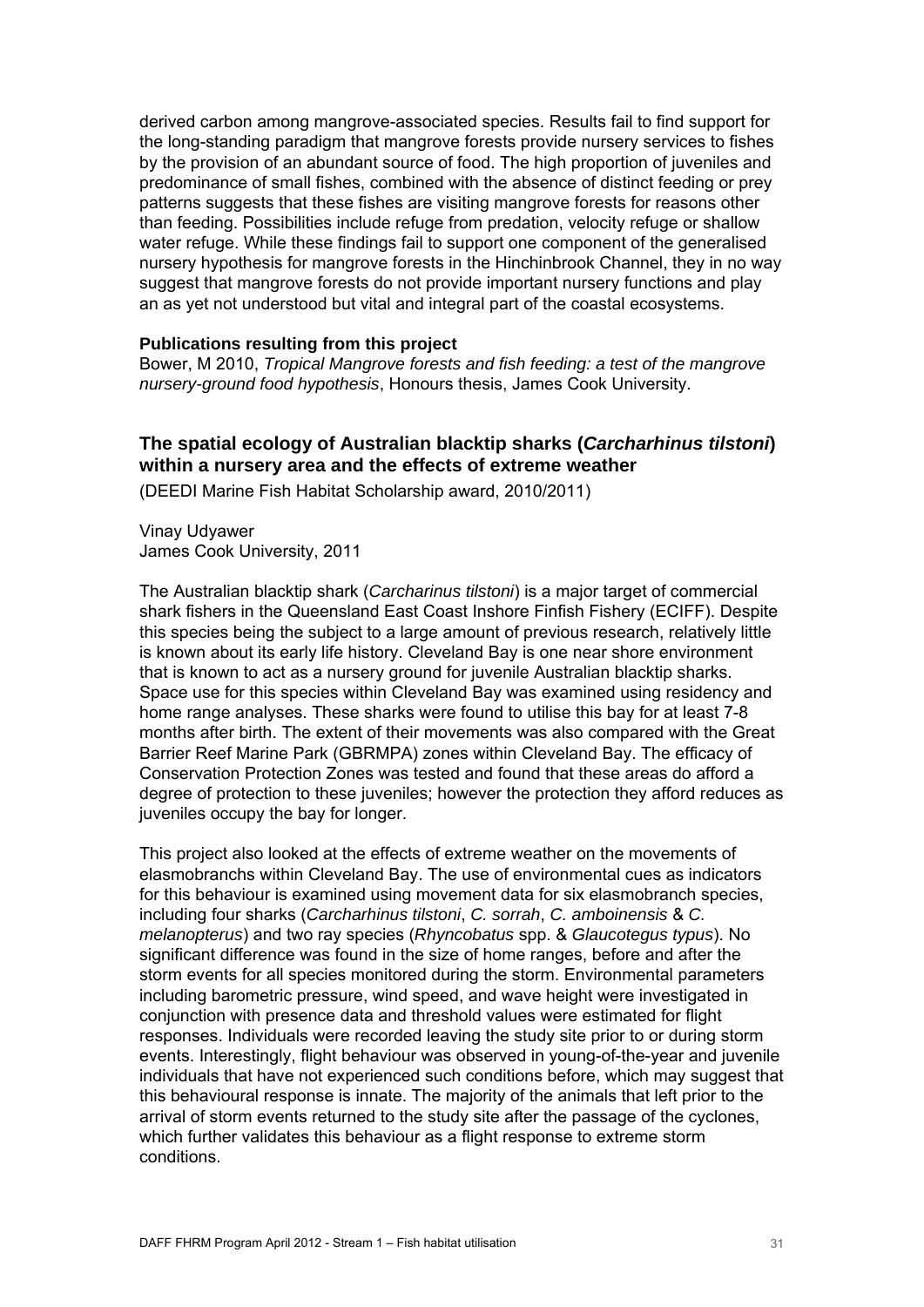derived carbon among mangrove-associated species. Results fail to find support for the long-standing paradigm that mangrove forests provide nursery services to fishes by the provision of an abundant source of food. The high proportion of juveniles and predominance of small fishes, combined with the absence of distinct feeding or prey patterns suggests that these fishes are visiting mangrove forests for reasons other than feeding. Possibilities include refuge from predation, velocity refuge or shallow water refuge. While these findings fail to support one component of the generalised nursery hypothesis for mangrove forests in the Hinchinbrook Channel, they in no way suggest that mangrove forests do not provide important nursery functions and play an as yet not understood but vital and integral part of the coastal ecosystems.

**Publications resulting from this project**

Bower, M 2010, *Tropical Mangrove forests and fish feeding: a test of the mangrove nursery-ground food hypothesis*, Honours thesis, James Cook University.

## The spatial ecology of Australian blacktip sharks (*Carcharhinus tilstoni*) within a nursery area and the effects of extreme weather

(DEEDI Marine Fish Habitat Scholarship award, 2010/2011)

Vinay Udyawer
James Cook University, 2011

The Australian blacktip shark (*Carcharinus tilstoni*) is a major target of commercial shark fishers in the Queensland East Coast Inshore Finfish Fishery (ECIFF). Despite this species being the subject to a large amount of previous research, relatively little is known about its early life history. Cleveland Bay is one near shore environment that is known to act as a nursery ground for juvenile Australian blacktip sharks. Space use for this species within Cleveland Bay was examined using residency and home range analyses. These sharks were found to utilise this bay for at least 7-8 months after birth. The extent of their movements was also compared with the Great Barrier Reef Marine Park (GBRMPA) zones within Cleveland Bay. The efficacy of Conservation Protection Zones was tested and found that these areas do afford a degree of protection to these juveniles; however the protection they afford reduces as juveniles occupy the bay for longer.

This project also looked at the effects of extreme weather on the movements of elasmobranchs within Cleveland Bay. The use of environmental cues as indicators for this behaviour is examined using movement data for six elasmobranch species, including four sharks (*Carcharhinus tilstoni*, *C. sorrah*, *C. amboinensis* & *C. melanopterus*) and two ray species (*Rhyncobatus* spp. & *Glaucotegus typus*). No significant difference was found in the size of home ranges, before and after the storm events for all species monitored during the storm. Environmental parameters including barometric pressure, wind speed, and wave height were investigated in conjunction with presence data and threshold values were estimated for flight responses. Individuals were recorded leaving the study site prior to or during storm events. Interestingly, flight behaviour was observed in young-of-the-year and juvenile individuals that have not experienced such conditions before, which may suggest that this behavioural response is innate. The majority of the animals that left prior to the arrival of storm events returned to the study site after the passage of the cyclones, which further validates this behaviour as a flight response to extreme storm conditions.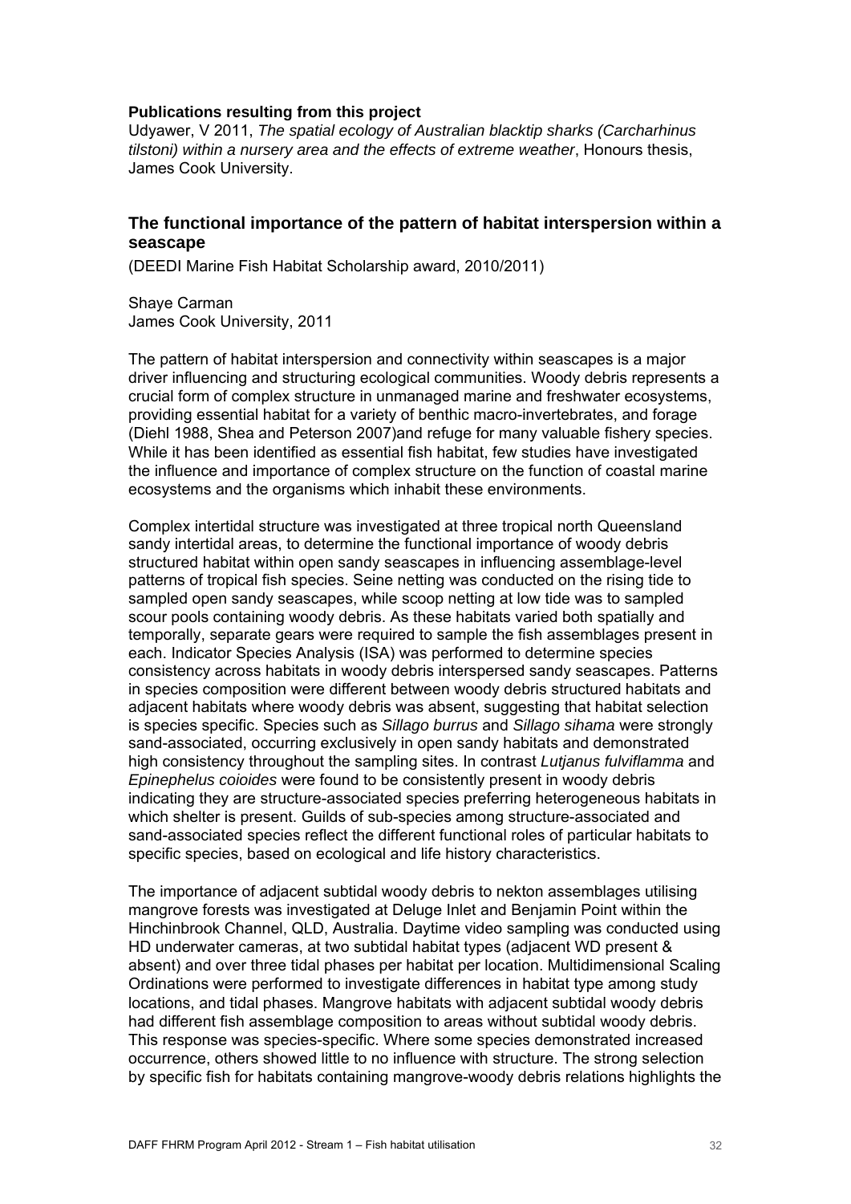**Publications resulting from this project**

Udyawer, V 2011, *The spatial ecology of Australian blacktip sharks (Carcharhinus tilstoni) within a nursery area and the effects of extreme weather*, Honours thesis, James Cook University.

## The functional importance of the pattern of habitat interspersion within a seascape

(DEEDI Marine Fish Habitat Scholarship award, 2010/2011)

Shaye Carman
James Cook University, 2011

The pattern of habitat interspersion and connectivity within seascapes is a major driver influencing and structuring ecological communities. Woody debris represents a crucial form of complex structure in unmanaged marine and freshwater ecosystems, providing essential habitat for a variety of benthic macro-invertebrates, and forage (Diehl 1988, Shea and Peterson 2007)and refuge for many valuable fishery species. While it has been identified as essential fish habitat, few studies have investigated the influence and importance of complex structure on the function of coastal marine ecosystems and the organisms which inhabit these environments.

Complex intertidal structure was investigated at three tropical north Queensland sandy intertidal areas, to determine the functional importance of woody debris structured habitat within open sandy seascapes in influencing assemblage-level patterns of tropical fish species. Seine netting was conducted on the rising tide to sampled open sandy seascapes, while scoop netting at low tide was to sampled scour pools containing woody debris. As these habitats varied both spatially and temporally, separate gears were required to sample the fish assemblages present in each. Indicator Species Analysis (ISA) was performed to determine species consistency across habitats in woody debris interspersed sandy seascapes. Patterns in species composition were different between woody debris structured habitats and adjacent habitats where woody debris was absent, suggesting that habitat selection is species specific. Species such as *Sillago burrus* and *Sillago sihama* were strongly sand-associated, occurring exclusively in open sandy habitats and demonstrated high consistency throughout the sampling sites. In contrast *Lutjanus fulviflamma* and *Epinephelus coioides* were found to be consistently present in woody debris indicating they are structure-associated species preferring heterogeneous habitats in which shelter is present. Guilds of sub-species among structure-associated and sand-associated species reflect the different functional roles of particular habitats to specific species, based on ecological and life history characteristics.

The importance of adjacent subtidal woody debris to nekton assemblages utilising mangrove forests was investigated at Deluge Inlet and Benjamin Point within the Hinchinbrook Channel, QLD, Australia. Daytime video sampling was conducted using HD underwater cameras, at two subtidal habitat types (adjacent WD present & absent) and over three tidal phases per habitat per location. Multidimensional Scaling Ordinations were performed to investigate differences in habitat type among study locations, and tidal phases. Mangrove habitats with adjacent subtidal woody debris had different fish assemblage composition to areas without subtidal woody debris. This response was species-specific. Where some species demonstrated increased occurrence, others showed little to no influence with structure. The strong selection by specific fish for habitats containing mangrove-woody debris relations highlights the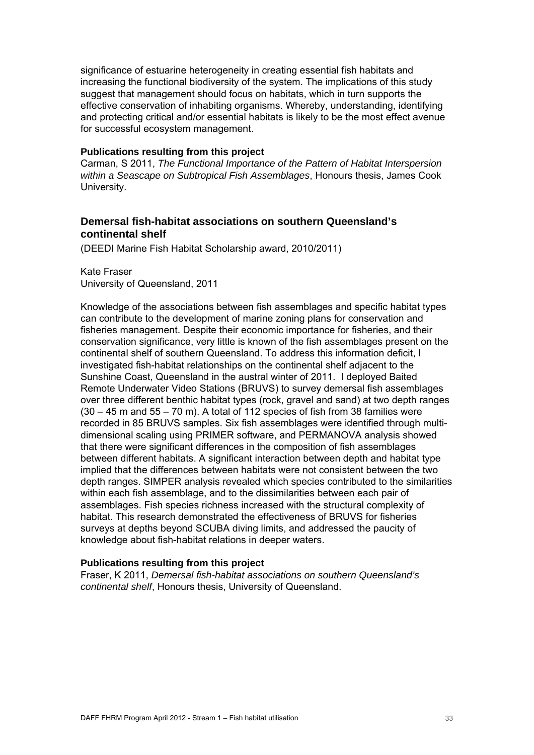significance of estuarine heterogeneity in creating essential fish habitats and increasing the functional biodiversity of the system. The implications of this study suggest that management should focus on habitats, which in turn supports the effective conservation of inhabiting organisms. Whereby, understanding, identifying and protecting critical and/or essential habitats is likely to be the most effect avenue for successful ecosystem management.

#### Publications resulting from this project

Carman, S 2011, *The Functional Importance of the Pattern of Habitat Interspersion within a Seascape on Subtropical Fish Assemblages*, Honours thesis, James Cook University.

### Demersal fish-habitat associations on southern Queensland's continental shelf

(DEEDI Marine Fish Habitat Scholarship award, 2010/2011)

Kate Fraser
University of Queensland, 2011

Knowledge of the associations between fish assemblages and specific habitat types can contribute to the development of marine zoning plans for conservation and fisheries management. Despite their economic importance for fisheries, and their conservation significance, very little is known of the fish assemblages present on the continental shelf of southern Queensland. To address this information deficit, I investigated fish-habitat relationships on the continental shelf adjacent to the Sunshine Coast, Queensland in the austral winter of 2011. I deployed Baited Remote Underwater Video Stations (BRUVS) to survey demersal fish assemblages over three different benthic habitat types (rock, gravel and sand) at two depth ranges (30 – 45 m and 55 – 70 m). A total of 112 species of fish from 38 families were recorded in 85 BRUVS samples. Six fish assemblages were identified through multi-dimensional scaling using PRIMER software, and PERMANOVA analysis showed that there were significant differences in the composition of fish assemblages between different habitats. A significant interaction between depth and habitat type implied that the differences between habitats were not consistent between the two depth ranges. SIMPER analysis revealed which species contributed to the similarities within each fish assemblage, and to the dissimilarities between each pair of assemblages. Fish species richness increased with the structural complexity of habitat. This research demonstrated the effectiveness of BRUVS for fisheries surveys at depths beyond SCUBA diving limits, and addressed the paucity of knowledge about fish-habitat relations in deeper waters.

#### Publications resulting from this project

Fraser, K 2011, *Demersal fish-habitat associations on southern Queensland's continental shelf*, Honours thesis, University of Queensland.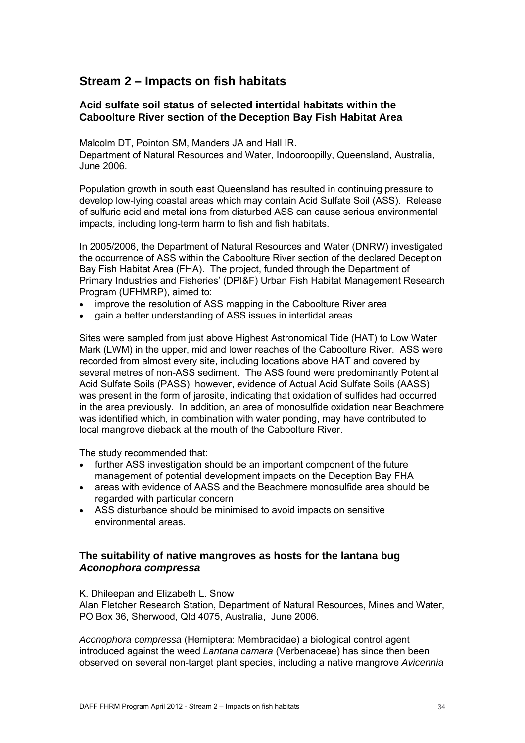## Stream 2 – Impacts on fish habitats

### Acid sulfate soil status of selected intertidal habitats within the Caboolture River section of the Deception Bay Fish Habitat Area

Malcolm DT, Pointon SM, Manders JA and Hall IR.
Department of Natural Resources and Water, Indooroopilly, Queensland, Australia, June 2006.

Population growth in south east Queensland has resulted in continuing pressure to develop low-lying coastal areas which may contain Acid Sulfate Soil (ASS). Release of sulfuric acid and metal ions from disturbed ASS can cause serious environmental impacts, including long-term harm to fish and fish habitats.

In 2005/2006, the Department of Natural Resources and Water (DNRW) investigated the occurrence of ASS within the Caboolture River section of the declared Deception Bay Fish Habitat Area (FHA). The project, funded through the Department of Primary Industries and Fisheries' (DPI&F) Urban Fish Habitat Management Research Program (UFHMRP), aimed to:

- improve the resolution of ASS mapping in the Caboolture River area
- gain a better understanding of ASS issues in intertidal areas.

Sites were sampled from just above Highest Astronomical Tide (HAT) to Low Water Mark (LWM) in the upper, mid and lower reaches of the Caboolture River. ASS were recorded from almost every site, including locations above HAT and covered by several metres of non-ASS sediment. The ASS found were predominantly Potential Acid Sulfate Soils (PASS); however, evidence of Actual Acid Sulfate Soils (AASS) was present in the form of jarosite, indicating that oxidation of sulfides had occurred in the area previously. In addition, an area of monosulfide oxidation near Beachmere was identified which, in combination with water ponding, may have contributed to local mangrove dieback at the mouth of the Caboolture River.

The study recommended that:

- further ASS investigation should be an important component of the future management of potential development impacts on the Deception Bay FHA
- areas with evidence of AASS and the Beachmere monosulfide area should be regarded with particular concern
- ASS disturbance should be minimised to avoid impacts on sensitive environmental areas.

### The suitability of native mangroves as hosts for the lantana bug *Aconophora compressa*

K. Dhileepan and Elizabeth L. Snow
Alan Fletcher Research Station, Department of Natural Resources, Mines and Water, PO Box 36, Sherwood, Qld 4075, Australia, June 2006.

*Aconophora compressa* (Hemiptera: Membracidae) a biological control agent introduced against the weed *Lantana camara* (Verbenaceae) has since then been observed on several non-target plant species, including a native mangrove *Avicennia*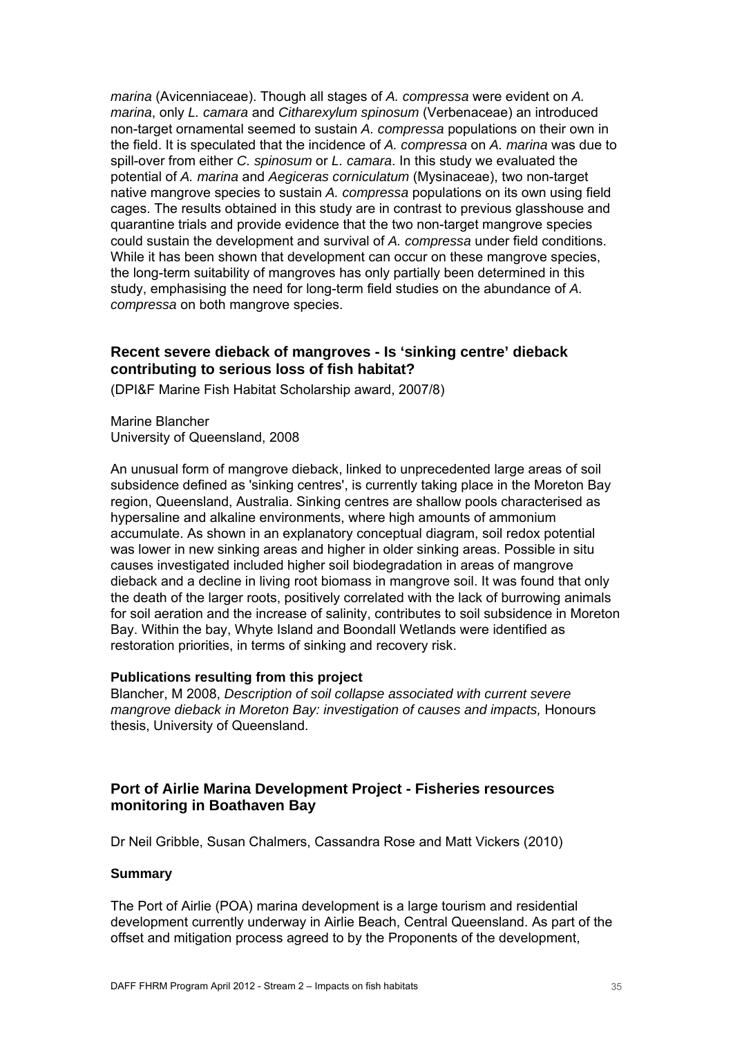*marina* (Avicenniaceae). Though all stages of *A. compressa* were evident on *A. marina*, only *L. camara* and *Citharexylum spinosum* (Verbenaceae) an introduced non-target ornamental seemed to sustain *A. compressa* populations on their own in the field. It is speculated that the incidence of *A. compressa* on *A. marina* was due to spill-over from either *C. spinosum* or *L. camara*. In this study we evaluated the potential of *A. marina* and *Aegiceras corniculatum* (Mysinaceae), two non-target native mangrove species to sustain *A. compressa* populations on its own using field cages. The results obtained in this study are in contrast to previous glasshouse and quarantine trials and provide evidence that the two non-target mangrove species could sustain the development and survival of *A. compressa* under field conditions. While it has been shown that development can occur on these mangrove species, the long-term suitability of mangroves has only partially been determined in this study, emphasising the need for long-term field studies on the abundance of *A. compressa* on both mangrove species.

## Recent severe dieback of mangroves - Is 'sinking centre' dieback contributing to serious loss of fish habitat?

(DPI&F Marine Fish Habitat Scholarship award, 2007/8)

Marine Blancher
University of Queensland, 2008

An unusual form of mangrove dieback, linked to unprecedented large areas of soil subsidence defined as 'sinking centres', is currently taking place in the Moreton Bay region, Queensland, Australia. Sinking centres are shallow pools characterised as hypersaline and alkaline environments, where high amounts of ammonium accumulate. As shown in an explanatory conceptual diagram, soil redox potential was lower in new sinking areas and higher in older sinking areas. Possible in situ causes investigated included higher soil biodegradation in areas of mangrove dieback and a decline in living root biomass in mangrove soil. It was found that only the death of the larger roots, positively correlated with the lack of burrowing animals for soil aeration and the increase of salinity, contributes to soil subsidence in Moreton Bay. Within the bay, Whyte Island and Boondall Wetlands were identified as restoration priorities, in terms of sinking and recovery risk.

#### Publications resulting from this project

Blancher, M 2008, *Description of soil collapse associated with current severe mangrove dieback in Moreton Bay: investigation of causes and impacts,* Honours thesis, University of Queensland.

## Port of Airlie Marina Development Project - Fisheries resources monitoring in Boathaven Bay

Dr Neil Gribble, Susan Chalmers, Cassandra Rose and Matt Vickers (2010)

#### Summary

The Port of Airlie (POA) marina development is a large tourism and residential development currently underway in Airlie Beach, Central Queensland. As part of the offset and mitigation process agreed to by the Proponents of the development,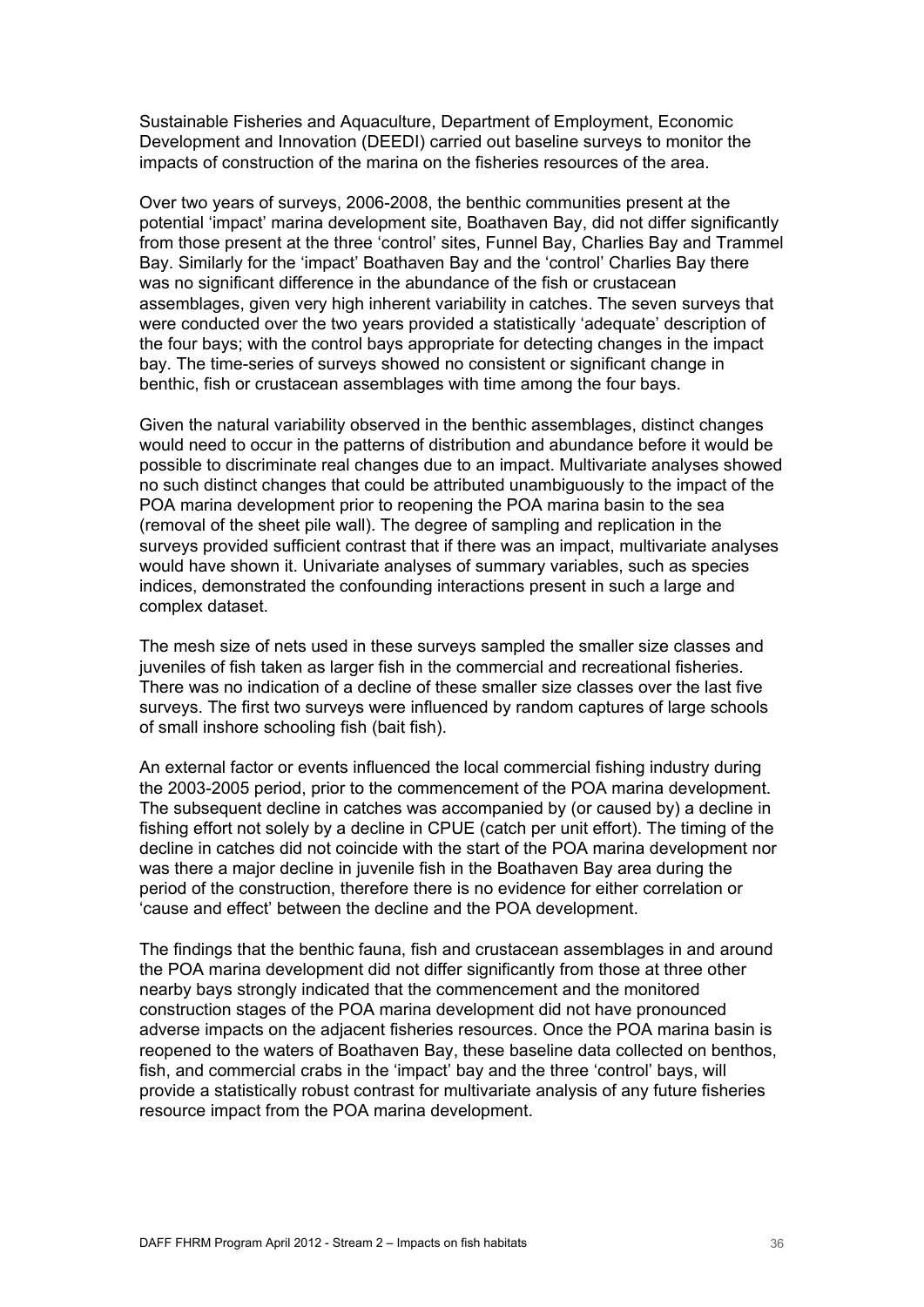Sustainable Fisheries and Aquaculture, Department of Employment, Economic Development and Innovation (DEEDI) carried out baseline surveys to monitor the impacts of construction of the marina on the fisheries resources of the area.

Over two years of surveys, 2006-2008, the benthic communities present at the potential 'impact' marina development site, Boathaven Bay, did not differ significantly from those present at the three 'control' sites, Funnel Bay, Charlies Bay and Trammel Bay. Similarly for the 'impact' Boathaven Bay and the 'control' Charlies Bay there was no significant difference in the abundance of the fish or crustacean assemblages, given very high inherent variability in catches. The seven surveys that were conducted over the two years provided a statistically 'adequate' description of the four bays; with the control bays appropriate for detecting changes in the impact bay. The time-series of surveys showed no consistent or significant change in benthic, fish or crustacean assemblages with time among the four bays.

Given the natural variability observed in the benthic assemblages, distinct changes would need to occur in the patterns of distribution and abundance before it would be possible to discriminate real changes due to an impact. Multivariate analyses showed no such distinct changes that could be attributed unambiguously to the impact of the POA marina development prior to reopening the POA marina basin to the sea (removal of the sheet pile wall). The degree of sampling and replication in the surveys provided sufficient contrast that if there was an impact, multivariate analyses would have shown it. Univariate analyses of summary variables, such as species indices, demonstrated the confounding interactions present in such a large and complex dataset.

The mesh size of nets used in these surveys sampled the smaller size classes and juveniles of fish taken as larger fish in the commercial and recreational fisheries. There was no indication of a decline of these smaller size classes over the last five surveys. The first two surveys were influenced by random captures of large schools of small inshore schooling fish (bait fish).

An external factor or events influenced the local commercial fishing industry during the 2003-2005 period, prior to the commencement of the POA marina development. The subsequent decline in catches was accompanied by (or caused by) a decline in fishing effort not solely by a decline in CPUE (catch per unit effort). The timing of the decline in catches did not coincide with the start of the POA marina development nor was there a major decline in juvenile fish in the Boathaven Bay area during the period of the construction, therefore there is no evidence for either correlation or 'cause and effect' between the decline and the POA development.

The findings that the benthic fauna, fish and crustacean assemblages in and around the POA marina development did not differ significantly from those at three other nearby bays strongly indicated that the commencement and the monitored construction stages of the POA marina development did not have pronounced adverse impacts on the adjacent fisheries resources. Once the POA marina basin is reopened to the waters of Boathaven Bay, these baseline data collected on benthos, fish, and commercial crabs in the 'impact' bay and the three 'control' bays, will provide a statistically robust contrast for multivariate analysis of any future fisheries resource impact from the POA marina development.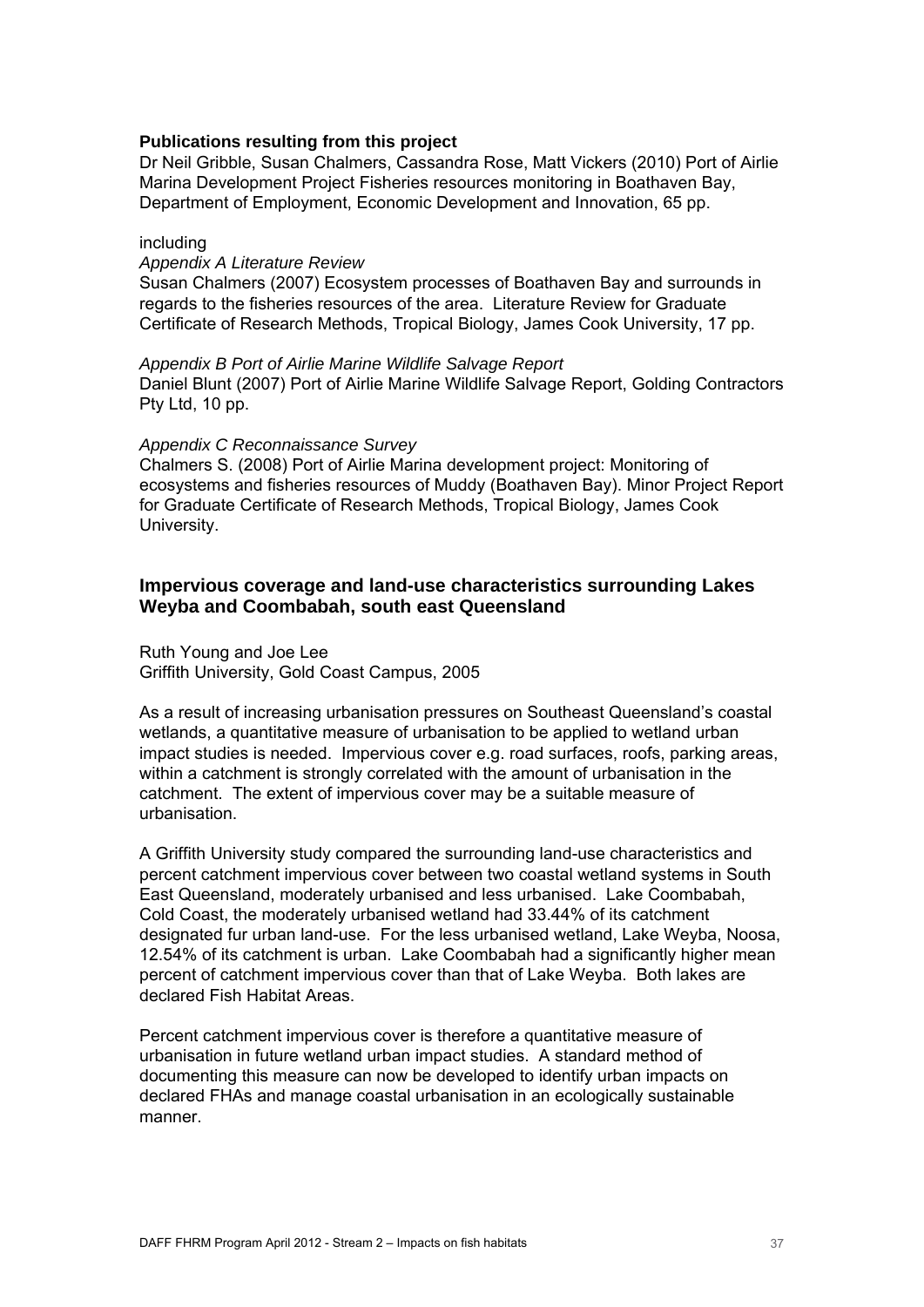**Publications resulting from this project**

Dr Neil Gribble, Susan Chalmers, Cassandra Rose, Matt Vickers (2010) Port of Airlie Marina Development Project Fisheries resources monitoring in Boathaven Bay, Department of Employment, Economic Development and Innovation, 65 pp.

including

*Appendix A Literature Review*

Susan Chalmers (2007) Ecosystem processes of Boathaven Bay and surrounds in regards to the fisheries resources of the area. Literature Review for Graduate Certificate of Research Methods, Tropical Biology, James Cook University, 17 pp.

*Appendix B Port of Airlie Marine Wildlife Salvage Report*

Daniel Blunt (2007) Port of Airlie Marine Wildlife Salvage Report, Golding Contractors Pty Ltd, 10 pp.

*Appendix C Reconnaissance Survey*

Chalmers S. (2008) Port of Airlie Marina development project: Monitoring of ecosystems and fisheries resources of Muddy (Boathaven Bay). Minor Project Report for Graduate Certificate of Research Methods, Tropical Biology, James Cook University.

## Impervious coverage and land-use characteristics surrounding Lakes Weyba and Coombabah, south east Queensland

Ruth Young and Joe Lee
Griffith University, Gold Coast Campus, 2005

As a result of increasing urbanisation pressures on Southeast Queensland's coastal wetlands, a quantitative measure of urbanisation to be applied to wetland urban impact studies is needed. Impervious cover e.g. road surfaces, roofs, parking areas, within a catchment is strongly correlated with the amount of urbanisation in the catchment. The extent of impervious cover may be a suitable measure of urbanisation.

A Griffith University study compared the surrounding land-use characteristics and percent catchment impervious cover between two coastal wetland systems in South East Queensland, moderately urbanised and less urbanised. Lake Coombabah, Cold Coast, the moderately urbanised wetland had 33.44% of its catchment designated fur urban land-use. For the less urbanised wetland, Lake Weyba, Noosa, 12.54% of its catchment is urban. Lake Coombabah had a significantly higher mean percent of catchment impervious cover than that of Lake Weyba. Both lakes are declared Fish Habitat Areas.

Percent catchment impervious cover is therefore a quantitative measure of urbanisation in future wetland urban impact studies. A standard method of documenting this measure can now be developed to identify urban impacts on declared FHAs and manage coastal urbanisation in an ecologically sustainable manner.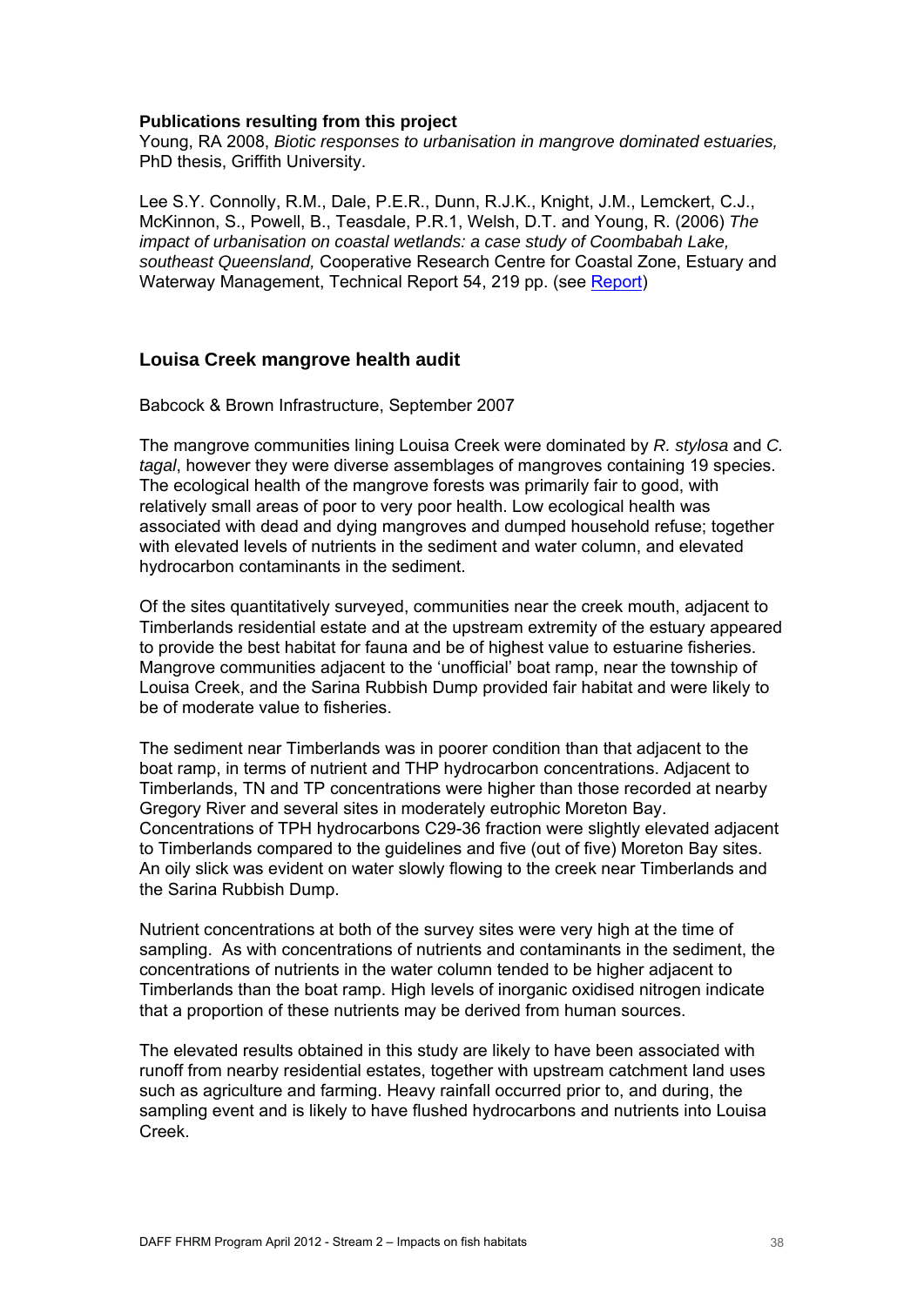**Publications resulting from this project**

Young, RA 2008, *Biotic responses to urbanisation in mangrove dominated estuaries,* PhD thesis, Griffith University.

Lee S.Y. Connolly, R.M., Dale, P.E.R., Dunn, R.J.K., Knight, J.M., Lemckert, C.J., McKinnon, S., Powell, B., Teasdale, P.R.1, Welsh, D.T. and Young, R. (2006) *The impact of urbanisation on coastal wetlands: a case study of Coombabah Lake, southeast Queensland,* Cooperative Research Centre for Coastal Zone, Estuary and Waterway Management, Technical Report 54, 219 pp. (see Report)

## Louisa Creek mangrove health audit

Babcock & Brown Infrastructure, September 2007

The mangrove communities lining Louisa Creek were dominated by *R. stylosa* and *C. tagal*, however they were diverse assemblages of mangroves containing 19 species. The ecological health of the mangrove forests was primarily fair to good, with relatively small areas of poor to very poor health. Low ecological health was associated with dead and dying mangroves and dumped household refuse; together with elevated levels of nutrients in the sediment and water column, and elevated hydrocarbon contaminants in the sediment.

Of the sites quantitatively surveyed, communities near the creek mouth, adjacent to Timberlands residential estate and at the upstream extremity of the estuary appeared to provide the best habitat for fauna and be of highest value to estuarine fisheries. Mangrove communities adjacent to the 'unofficial' boat ramp, near the township of Louisa Creek, and the Sarina Rubbish Dump provided fair habitat and were likely to be of moderate value to fisheries.

The sediment near Timberlands was in poorer condition than that adjacent to the boat ramp, in terms of nutrient and THP hydrocarbon concentrations. Adjacent to Timberlands, TN and TP concentrations were higher than those recorded at nearby Gregory River and several sites in moderately eutrophic Moreton Bay. Concentrations of TPH hydrocarbons C29-36 fraction were slightly elevated adjacent to Timberlands compared to the guidelines and five (out of five) Moreton Bay sites. An oily slick was evident on water slowly flowing to the creek near Timberlands and the Sarina Rubbish Dump.

Nutrient concentrations at both of the survey sites were very high at the time of sampling. As with concentrations of nutrients and contaminants in the sediment, the concentrations of nutrients in the water column tended to be higher adjacent to Timberlands than the boat ramp. High levels of inorganic oxidised nitrogen indicate that a proportion of these nutrients may be derived from human sources.

The elevated results obtained in this study are likely to have been associated with runoff from nearby residential estates, together with upstream catchment land uses such as agriculture and farming. Heavy rainfall occurred prior to, and during, the sampling event and is likely to have flushed hydrocarbons and nutrients into Louisa Creek.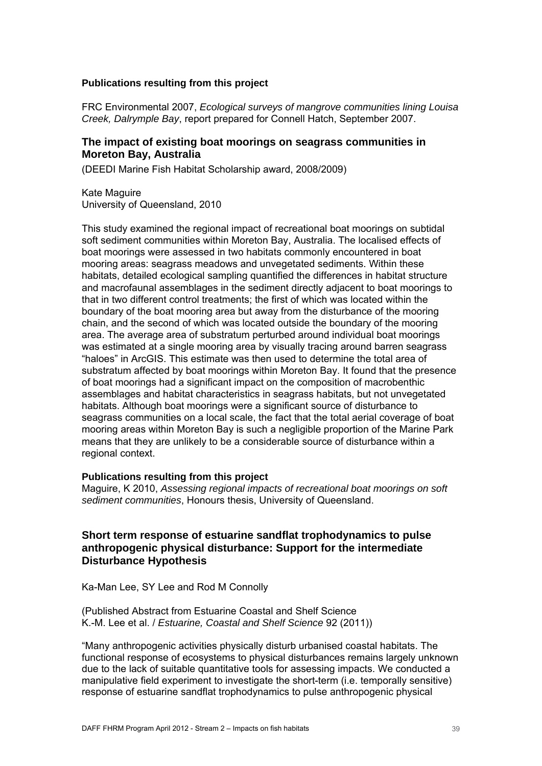**Publications resulting from this project**

FRC Environmental 2007, *Ecological surveys of mangrove communities lining Louisa Creek, Dalrymple Bay*, report prepared for Connell Hatch, September 2007.

## The impact of existing boat moorings on seagrass communities in Moreton Bay, Australia

(DEEDI Marine Fish Habitat Scholarship award, 2008/2009)

Kate Maguire
University of Queensland, 2010

This study examined the regional impact of recreational boat moorings on subtidal soft sediment communities within Moreton Bay, Australia. The localised effects of boat moorings were assessed in two habitats commonly encountered in boat mooring areas: seagrass meadows and unvegetated sediments. Within these habitats, detailed ecological sampling quantified the differences in habitat structure and macrofaunal assemblages in the sediment directly adjacent to boat moorings to that in two different control treatments; the first of which was located within the boundary of the boat mooring area but away from the disturbance of the mooring chain, and the second of which was located outside the boundary of the mooring area. The average area of substratum perturbed around individual boat moorings was estimated at a single mooring area by visually tracing around barren seagrass "haloes" in ArcGIS. This estimate was then used to determine the total area of substratum affected by boat moorings within Moreton Bay. It found that the presence of boat moorings had a significant impact on the composition of macrobenthic assemblages and habitat characteristics in seagrass habitats, but not unvegetated habitats. Although boat moorings were a significant source of disturbance to seagrass communities on a local scale, the fact that the total aerial coverage of boat mooring areas within Moreton Bay is such a negligible proportion of the Marine Park means that they are unlikely to be a considerable source of disturbance within a regional context.

**Publications resulting from this project**
Maguire, K 2010, *Assessing regional impacts of recreational boat moorings on soft sediment communities*, Honours thesis, University of Queensland.

## Short term response of estuarine sandflat trophodynamics to pulse anthropogenic physical disturbance: Support for the intermediate Disturbance Hypothesis

Ka-Man Lee, SY Lee and Rod M Connolly

(Published Abstract from Estuarine Coastal and Shelf Science
K.-M. Lee et al. / *Estuarine, Coastal and Shelf Science* 92 (2011))

"Many anthropogenic activities physically disturb urbanised coastal habitats. The functional response of ecosystems to physical disturbances remains largely unknown due to the lack of suitable quantitative tools for assessing impacts. We conducted a manipulative field experiment to investigate the short-term (i.e. temporally sensitive) response of estuarine sandflat trophodynamics to pulse anthropogenic physical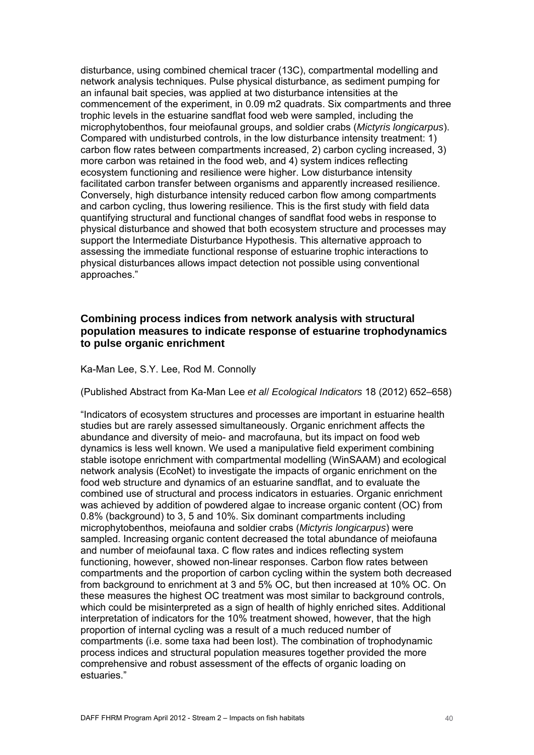disturbance, using combined chemical tracer (13C), compartmental modelling and network analysis techniques. Pulse physical disturbance, as sediment pumping for an infaunal bait species, was applied at two disturbance intensities at the commencement of the experiment, in 0.09 m2 quadrats. Six compartments and three trophic levels in the estuarine sandflat food web were sampled, including the microphytobenthos, four meiofaunal groups, and soldier crabs (*Mictyris longicarpus*). Compared with undisturbed controls, in the low disturbance intensity treatment: 1) carbon flow rates between compartments increased, 2) carbon cycling increased, 3) more carbon was retained in the food web, and 4) system indices reflecting ecosystem functioning and resilience were higher. Low disturbance intensity facilitated carbon transfer between organisms and apparently increased resilience. Conversely, high disturbance intensity reduced carbon flow among compartments and carbon cycling, thus lowering resilience. This is the first study with field data quantifying structural and functional changes of sandflat food webs in response to physical disturbance and showed that both ecosystem structure and processes may support the Intermediate Disturbance Hypothesis. This alternative approach to assessing the immediate functional response of estuarine trophic interactions to physical disturbances allows impact detection not possible using conventional approaches."

### Combining process indices from network analysis with structural population measures to indicate response of estuarine trophodynamics to pulse organic enrichment

Ka-Man Lee, S.Y. Lee, Rod M. Connolly

(Published Abstract from Ka-Man Lee *et al*/ *Ecological Indicators* 18 (2012) 652–658)

"Indicators of ecosystem structures and processes are important in estuarine health studies but are rarely assessed simultaneously. Organic enrichment affects the abundance and diversity of meio- and macrofauna, but its impact on food web dynamics is less well known. We used a manipulative field experiment combining stable isotope enrichment with compartmental modelling (WinSAAM) and ecological network analysis (EcoNet) to investigate the impacts of organic enrichment on the food web structure and dynamics of an estuarine sandflat, and to evaluate the combined use of structural and process indicators in estuaries. Organic enrichment was achieved by addition of powdered algae to increase organic content (OC) from 0.8% (background) to 3, 5 and 10%. Six dominant compartments including microphytobenthos, meiofauna and soldier crabs (*Mictyris longicarpus*) were sampled. Increasing organic content decreased the total abundance of meiofauna and number of meiofaunal taxa. C flow rates and indices reflecting system functioning, however, showed non-linear responses. Carbon flow rates between compartments and the proportion of carbon cycling within the system both decreased from background to enrichment at 3 and 5% OC, but then increased at 10% OC. On these measures the highest OC treatment was most similar to background controls, which could be misinterpreted as a sign of health of highly enriched sites. Additional interpretation of indicators for the 10% treatment showed, however, that the high proportion of internal cycling was a result of a much reduced number of compartments (i.e. some taxa had been lost). The combination of trophodynamic process indices and structural population measures together provided the more comprehensive and robust assessment of the effects of organic loading on estuaries."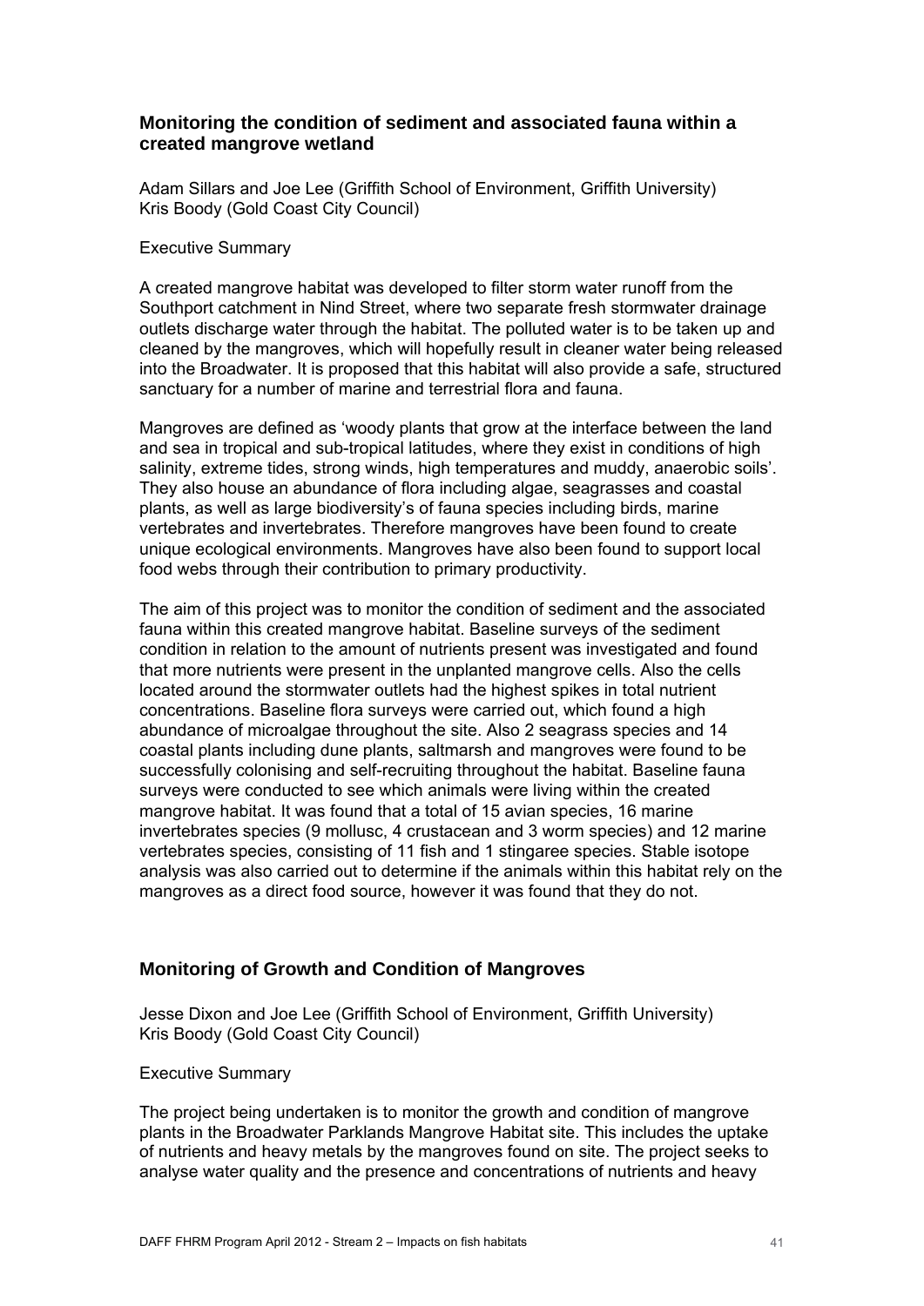## Monitoring the condition of sediment and associated fauna within a created mangrove wetland

Adam Sillars and Joe Lee (Griffith School of Environment, Griffith University)
Kris Boody (Gold Coast City Council)

Executive Summary

A created mangrove habitat was developed to filter storm water runoff from the Southport catchment in Nind Street, where two separate fresh stormwater drainage outlets discharge water through the habitat. The polluted water is to be taken up and cleaned by the mangroves, which will hopefully result in cleaner water being released into the Broadwater. It is proposed that this habitat will also provide a safe, structured sanctuary for a number of marine and terrestrial flora and fauna.

Mangroves are defined as 'woody plants that grow at the interface between the land and sea in tropical and sub-tropical latitudes, where they exist in conditions of high salinity, extreme tides, strong winds, high temperatures and muddy, anaerobic soils'. They also house an abundance of flora including algae, seagrasses and coastal plants, as well as large biodiversity's of fauna species including birds, marine vertebrates and invertebrates. Therefore mangroves have been found to create unique ecological environments. Mangroves have also been found to support local food webs through their contribution to primary productivity.

The aim of this project was to monitor the condition of sediment and the associated fauna within this created mangrove habitat. Baseline surveys of the sediment condition in relation to the amount of nutrients present was investigated and found that more nutrients were present in the unplanted mangrove cells. Also the cells located around the stormwater outlets had the highest spikes in total nutrient concentrations. Baseline flora surveys were carried out, which found a high abundance of microalgae throughout the site. Also 2 seagrass species and 14 coastal plants including dune plants, saltmarsh and mangroves were found to be successfully colonising and self-recruiting throughout the habitat. Baseline fauna surveys were conducted to see which animals were living within the created mangrove habitat. It was found that a total of 15 avian species, 16 marine invertebrates species (9 mollusc, 4 crustacean and 3 worm species) and 12 marine vertebrates species, consisting of 11 fish and 1 stingaree species. Stable isotope analysis was also carried out to determine if the animals within this habitat rely on the mangroves as a direct food source, however it was found that they do not.

## Monitoring of Growth and Condition of Mangroves

Jesse Dixon and Joe Lee (Griffith School of Environment, Griffith University)
Kris Boody (Gold Coast City Council)

Executive Summary

The project being undertaken is to monitor the growth and condition of mangrove plants in the Broadwater Parklands Mangrove Habitat site. This includes the uptake of nutrients and heavy metals by the mangroves found on site. The project seeks to analyse water quality and the presence and concentrations of nutrients and heavy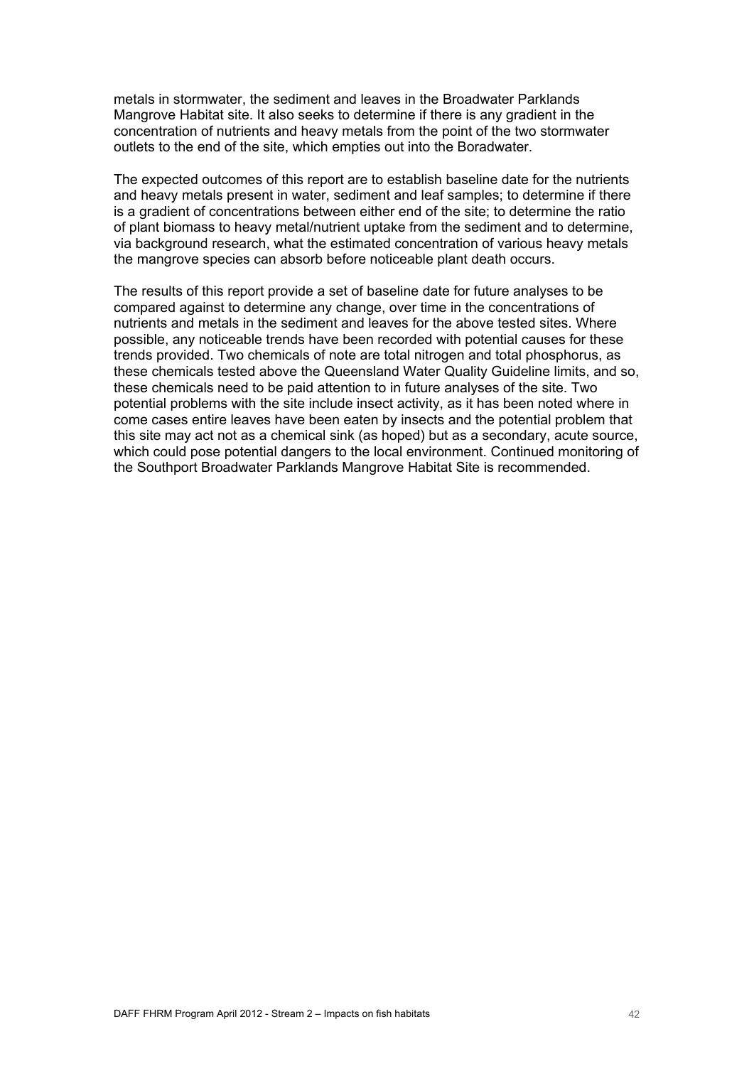metals in stormwater, the sediment and leaves in the Broadwater Parklands Mangrove Habitat site. It also seeks to determine if there is any gradient in the concentration of nutrients and heavy metals from the point of the two stormwater outlets to the end of the site, which empties out into the Boradwater.

The expected outcomes of this report are to establish baseline date for the nutrients and heavy metals present in water, sediment and leaf samples; to determine if there is a gradient of concentrations between either end of the site; to determine the ratio of plant biomass to heavy metal/nutrient uptake from the sediment and to determine, via background research, what the estimated concentration of various heavy metals the mangrove species can absorb before noticeable plant death occurs.

The results of this report provide a set of baseline date for future analyses to be compared against to determine any change, over time in the concentrations of nutrients and metals in the sediment and leaves for the above tested sites. Where possible, any noticeable trends have been recorded with potential causes for these trends provided. Two chemicals of note are total nitrogen and total phosphorus, as these chemicals tested above the Queensland Water Quality Guideline limits, and so, these chemicals need to be paid attention to in future analyses of the site. Two potential problems with the site include insect activity, as it has been noted where in come cases entire leaves have been eaten by insects and the potential problem that this site may act not as a chemical sink (as hoped) but as a secondary, acute source, which could pose potential dangers to the local environment. Continued monitoring of the Southport Broadwater Parklands Mangrove Habitat Site is recommended.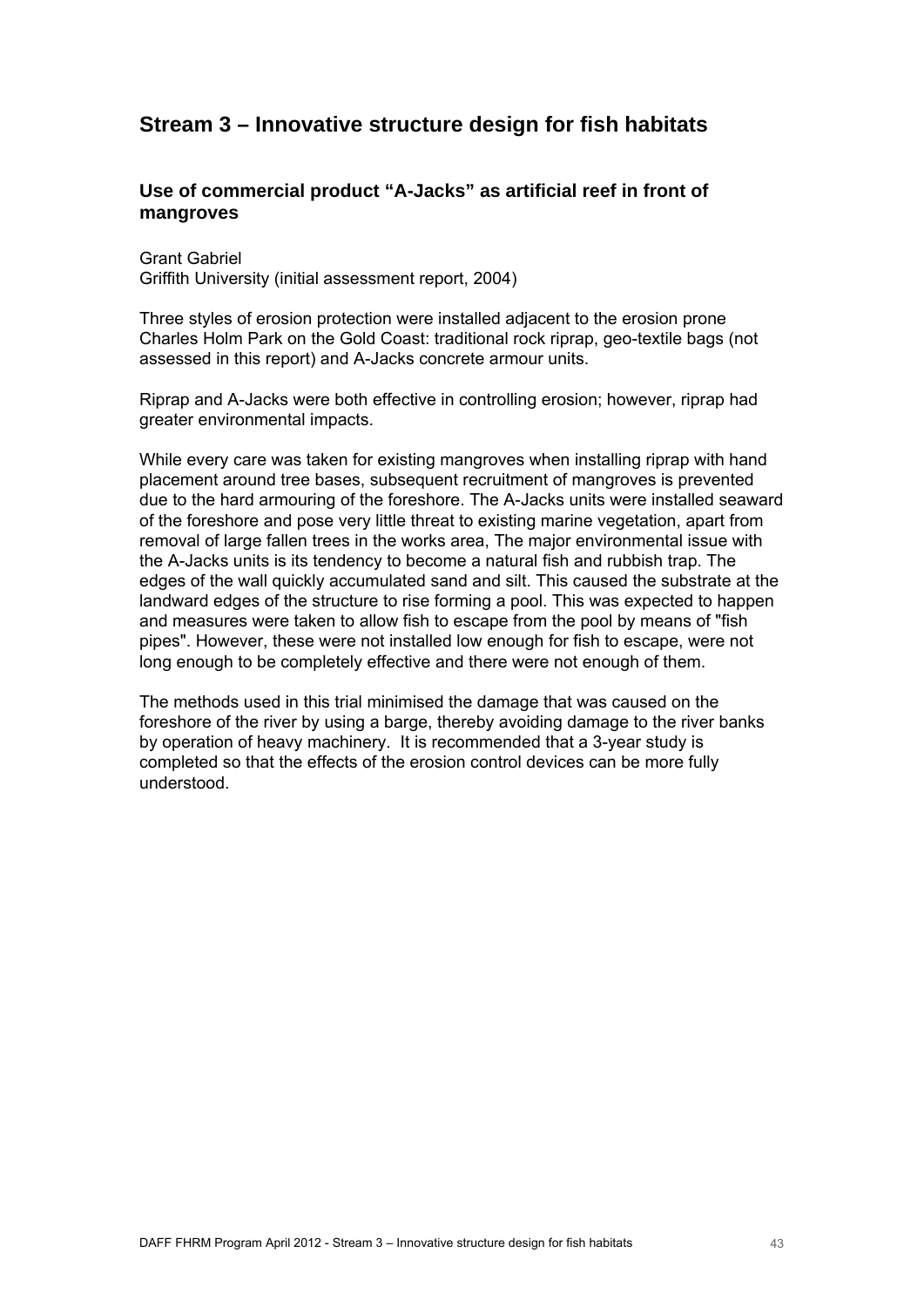## Stream 3 – Innovative structure design for fish habitats

### Use of commercial product "A-Jacks" as artificial reef in front of mangroves

Grant Gabriel
Griffith University (initial assessment report, 2004)

Three styles of erosion protection were installed adjacent to the erosion prone Charles Holm Park on the Gold Coast: traditional rock riprap, geo-textile bags (not assessed in this report) and A-Jacks concrete armour units.

Riprap and A-Jacks were both effective in controlling erosion; however, riprap had greater environmental impacts.

While every care was taken for existing mangroves when installing riprap with hand placement around tree bases, subsequent recruitment of mangroves is prevented due to the hard armouring of the foreshore. The A-Jacks units were installed seaward of the foreshore and pose very little threat to existing marine vegetation, apart from removal of large fallen trees in the works area, The major environmental issue with the A-Jacks units is its tendency to become a natural fish and rubbish trap. The edges of the wall quickly accumulated sand and silt. This caused the substrate at the landward edges of the structure to rise forming a pool. This was expected to happen and measures were taken to allow fish to escape from the pool by means of "fish pipes". However, these were not installed low enough for fish to escape, were not long enough to be completely effective and there were not enough of them.

The methods used in this trial minimised the damage that was caused on the foreshore of the river by using a barge, thereby avoiding damage to the river banks by operation of heavy machinery. It is recommended that a 3-year study is completed so that the effects of the erosion control devices can be more fully understood.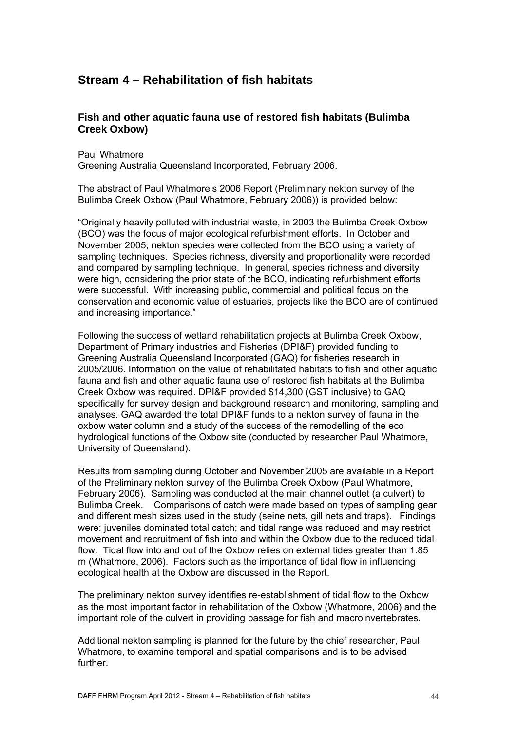# Stream 4 – Rehabilitation of fish habitats

## Fish and other aquatic fauna use of restored fish habitats (Bulimba Creek Oxbow)

Paul Whatmore
Greening Australia Queensland Incorporated, February 2006.

The abstract of Paul Whatmore's 2006 Report (Preliminary nekton survey of the Bulimba Creek Oxbow (Paul Whatmore, February 2006)) is provided below:

"Originally heavily polluted with industrial waste, in 2003 the Bulimba Creek Oxbow (BCO) was the focus of major ecological refurbishment efforts. In October and November 2005, nekton species were collected from the BCO using a variety of sampling techniques. Species richness, diversity and proportionality were recorded and compared by sampling technique. In general, species richness and diversity were high, considering the prior state of the BCO, indicating refurbishment efforts were successful. With increasing public, commercial and political focus on the conservation and economic value of estuaries, projects like the BCO are of continued and increasing importance."

Following the success of wetland rehabilitation projects at Bulimba Creek Oxbow, Department of Primary industries and Fisheries (DPI&F) provided funding to Greening Australia Queensland Incorporated (GAQ) for fisheries research in 2005/2006. Information on the value of rehabilitated habitats to fish and other aquatic fauna and fish and other aquatic fauna use of restored fish habitats at the Bulimba Creek Oxbow was required. DPI&F provided $14,300 (GST inclusive) to GAQ specifically for survey design and background research and monitoring, sampling and analyses. GAQ awarded the total DPI&F funds to a nekton survey of fauna in the oxbow water column and a study of the success of the remodelling of the eco hydrological functions of the Oxbow site (conducted by researcher Paul Whatmore, University of Queensland).

Results from sampling during October and November 2005 are available in a Report of the Preliminary nekton survey of the Bulimba Creek Oxbow (Paul Whatmore, February 2006). Sampling was conducted at the main channel outlet (a culvert) to Bulimba Creek. Comparisons of catch were made based on types of sampling gear and different mesh sizes used in the study (seine nets, gill nets and traps). Findings were: juveniles dominated total catch; and tidal range was reduced and may restrict movement and recruitment of fish into and within the Oxbow due to the reduced tidal flow. Tidal flow into and out of the Oxbow relies on external tides greater than 1.85 m (Whatmore, 2006). Factors such as the importance of tidal flow in influencing ecological health at the Oxbow are discussed in the Report.

The preliminary nekton survey identifies re-establishment of tidal flow to the Oxbow as the most important factor in rehabilitation of the Oxbow (Whatmore, 2006) and the important role of the culvert in providing passage for fish and macroinvertebrates.

Additional nekton sampling is planned for the future by the chief researcher, Paul Whatmore, to examine temporal and spatial comparisons and is to be advised further.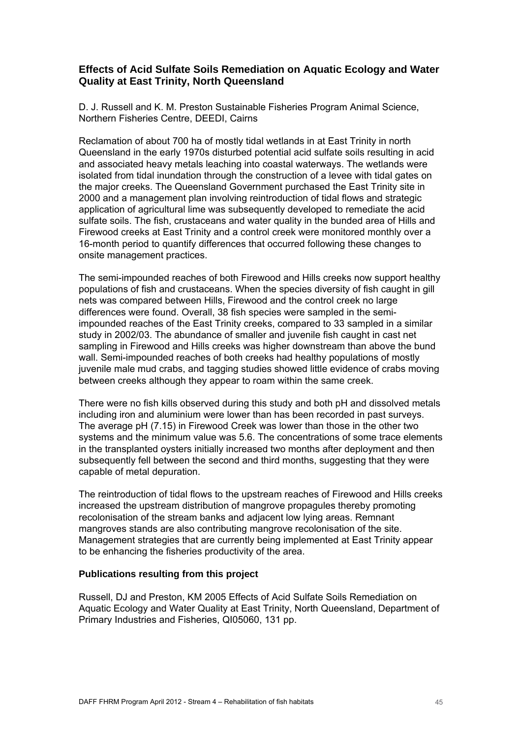## Effects of Acid Sulfate Soils Remediation on Aquatic Ecology and Water Quality at East Trinity, North Queensland

D. J. Russell and K. M. Preston Sustainable Fisheries Program Animal Science, Northern Fisheries Centre, DEEDI, Cairns

Reclamation of about 700 ha of mostly tidal wetlands in at East Trinity in north Queensland in the early 1970s disturbed potential acid sulfate soils resulting in acid and associated heavy metals leaching into coastal waterways. The wetlands were isolated from tidal inundation through the construction of a levee with tidal gates on the major creeks. The Queensland Government purchased the East Trinity site in 2000 and a management plan involving reintroduction of tidal flows and strategic application of agricultural lime was subsequently developed to remediate the acid sulfate soils. The fish, crustaceans and water quality in the bunded area of Hills and Firewood creeks at East Trinity and a control creek were monitored monthly over a 16-month period to quantify differences that occurred following these changes to onsite management practices.

The semi-impounded reaches of both Firewood and Hills creeks now support healthy populations of fish and crustaceans. When the species diversity of fish caught in gill nets was compared between Hills, Firewood and the control creek no large differences were found. Overall, 38 fish species were sampled in the semi-impounded reaches of the East Trinity creeks, compared to 33 sampled in a similar study in 2002/03. The abundance of smaller and juvenile fish caught in cast net sampling in Firewood and Hills creeks was higher downstream than above the bund wall. Semi-impounded reaches of both creeks had healthy populations of mostly juvenile male mud crabs, and tagging studies showed little evidence of crabs moving between creeks although they appear to roam within the same creek.

There were no fish kills observed during this study and both pH and dissolved metals including iron and aluminium were lower than has been recorded in past surveys. The average pH (7.15) in Firewood Creek was lower than those in the other two systems and the minimum value was 5.6. The concentrations of some trace elements in the transplanted oysters initially increased two months after deployment and then subsequently fell between the second and third months, suggesting that they were capable of metal depuration.

The reintroduction of tidal flows to the upstream reaches of Firewood and Hills creeks increased the upstream distribution of mangrove propagules thereby promoting recolonisation of the stream banks and adjacent low lying areas. Remnant mangroves stands are also contributing mangrove recolonisation of the site. Management strategies that are currently being implemented at East Trinity appear to be enhancing the fisheries productivity of the area.

### Publications resulting from this project

Russell, DJ and Preston, KM 2005 Effects of Acid Sulfate Soils Remediation on Aquatic Ecology and Water Quality at East Trinity, North Queensland, Department of Primary Industries and Fisheries, QI05060, 131 pp.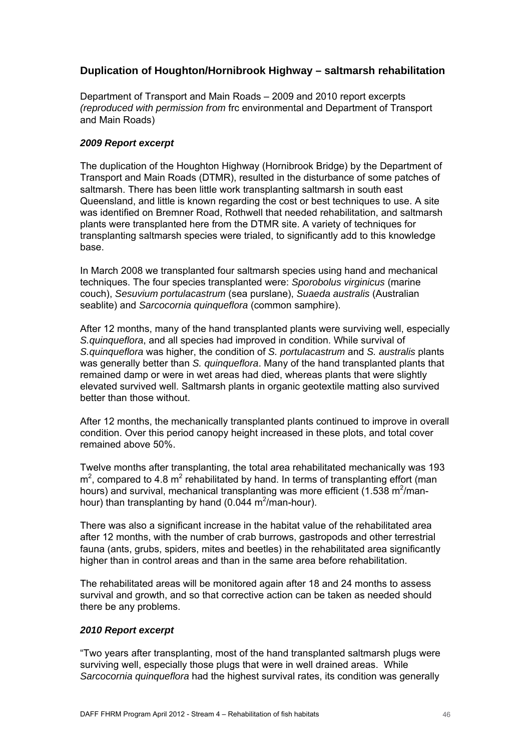## Duplication of Houghton/Hornibrook Highway – saltmarsh rehabilitation

Department of Transport and Main Roads – 2009 and 2010 report excerpts *(reproduced with permission from* frc environmental and Department of Transport and Main Roads)

### *2009 Report excerpt*

The duplication of the Houghton Highway (Hornibrook Bridge) by the Department of Transport and Main Roads (DTMR), resulted in the disturbance of some patches of saltmarsh. There has been little work transplanting saltmarsh in south east Queensland, and little is known regarding the cost or best techniques to use. A site was identified on Bremner Road, Rothwell that needed rehabilitation, and saltmarsh plants were transplanted here from the DTMR site. A variety of techniques for transplanting saltmarsh species were trialed, to significantly add to this knowledge base.

In March 2008 we transplanted four saltmarsh species using hand and mechanical techniques. The four species transplanted were: *Sporobolus virginicus* (marine couch), *Sesuvium portulacastrum* (sea purslane), *Suaeda australis* (Australian seablite) and *Sarcocornia quinqueflora* (common samphire).

After 12 months, many of the hand transplanted plants were surviving well, especially *S.quinqueflora*, and all species had improved in condition. While survival of *S.quinqueflora* was higher, the condition of *S. portulacastrum* and *S. australis* plants was generally better than *S. quinqueflora*. Many of the hand transplanted plants that remained damp or were in wet areas had died, whereas plants that were slightly elevated survived well. Saltmarsh plants in organic geotextile matting also survived better than those without.

After 12 months, the mechanically transplanted plants continued to improve in overall condition. Over this period canopy height increased in these plots, and total cover remained above 50%.

Twelve months after transplanting, the total area rehabilitated mechanically was 193 $m^2$, compared to 4.8 $m^2$ rehabilitated by hand. In terms of transplanting effort (man hours) and survival, mechanical transplanting was more efficient (1.538 $m^2$/man-hour) than transplanting by hand (0.044 $m^2$/man-hour).

There was also a significant increase in the habitat value of the rehabilitated area after 12 months, with the number of crab burrows, gastropods and other terrestrial fauna (ants, grubs, spiders, mites and beetles) in the rehabilitated area significantly higher than in control areas and than in the same area before rehabilitation.

The rehabilitated areas will be monitored again after 18 and 24 months to assess survival and growth, and so that corrective action can be taken as needed should there be any problems.

### *2010 Report excerpt*

"Two years after transplanting, most of the hand transplanted saltmarsh plugs were surviving well, especially those plugs that were in well drained areas. While *Sarcocornia quinqueflora* had the highest survival rates, its condition was generally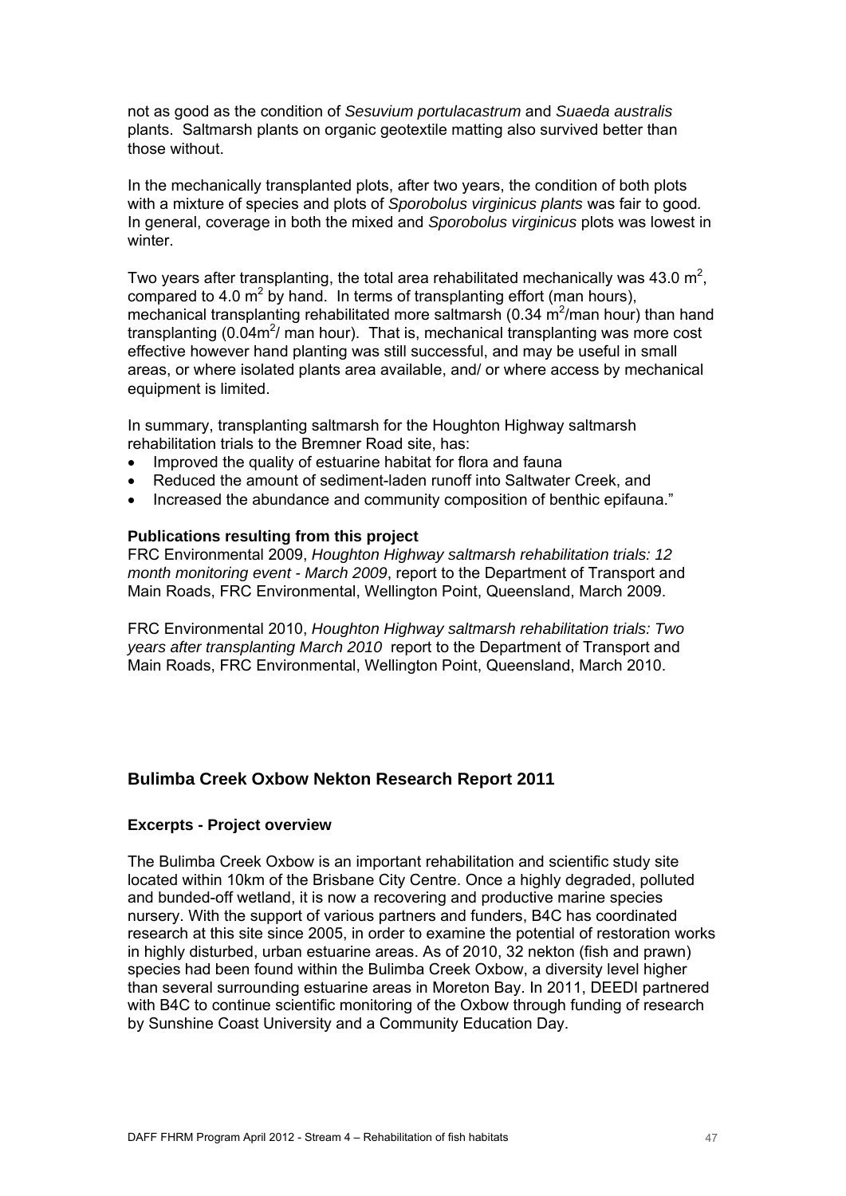not as good as the condition of *Sesuvium portulacastrum* and *Suaeda australis* plants. Saltmarsh plants on organic geotextile matting also survived better than those without.

In the mechanically transplanted plots, after two years, the condition of both plots with a mixture of species and plots of *Sporobolus virginicus plants* was fair to good. In general, coverage in both the mixed and *Sporobolus virginicus* plots was lowest in winter.

Two years after transplanting, the total area rehabilitated mechanically was 43.0 $m^2$, compared to 4.0 $m^2$ by hand. In terms of transplanting effort (man hours), mechanical transplanting rehabilitated more saltmarsh (0.34 $m^2$/man hour) than hand transplanting (0.04$m^2$/ man hour). That is, mechanical transplanting was more cost effective however hand planting was still successful, and may be useful in small areas, or where isolated plants area available, and/ or where access by mechanical equipment is limited.

In summary, transplanting saltmarsh for the Houghton Highway saltmarsh rehabilitation trials to the Bremner Road site, has:

- Improved the quality of estuarine habitat for flora and fauna
- Reduced the amount of sediment-laden runoff into Saltwater Creek, and
- Increased the abundance and community composition of benthic epifauna."

**Publications resulting from this project**

FRC Environmental 2009, *Houghton Highway saltmarsh rehabilitation trials: 12 month monitoring event - March 2009*, report to the Department of Transport and Main Roads, FRC Environmental, Wellington Point, Queensland, March 2009.

FRC Environmental 2010, *Houghton Highway saltmarsh rehabilitation trials: Two years after transplanting March 2010* report to the Department of Transport and Main Roads, FRC Environmental, Wellington Point, Queensland, March 2010.

## Bulimba Creek Oxbow Nekton Research Report 2011

**Excerpts - Project overview**

The Bulimba Creek Oxbow is an important rehabilitation and scientific study site located within 10km of the Brisbane City Centre. Once a highly degraded, polluted and bunded-off wetland, it is now a recovering and productive marine species nursery. With the support of various partners and funders, B4C has coordinated research at this site since 2005, in order to examine the potential of restoration works in highly disturbed, urban estuarine areas. As of 2010, 32 nekton (fish and prawn) species had been found within the Bulimba Creek Oxbow, a diversity level higher than several surrounding estuarine areas in Moreton Bay. In 2011, DEEDI partnered with B4C to continue scientific monitoring of the Oxbow through funding of research by Sunshine Coast University and a Community Education Day.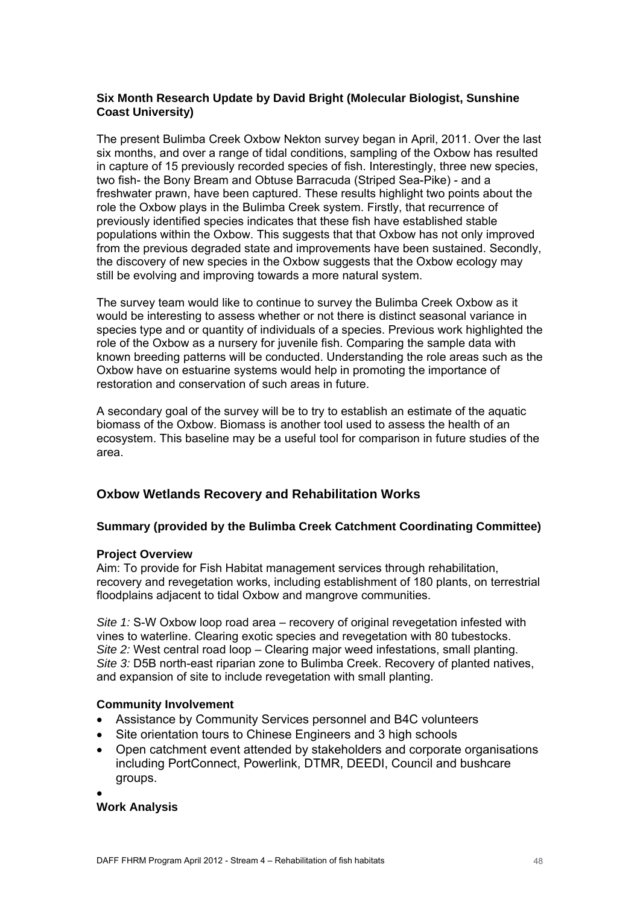**Six Month Research Update by David Bright (Molecular Biologist, Sunshine Coast University)**

The present Bulimba Creek Oxbow Nekton survey began in April, 2011. Over the last six months, and over a range of tidal conditions, sampling of the Oxbow has resulted in capture of 15 previously recorded species of fish. Interestingly, three new species, two fish- the Bony Bream and Obtuse Barracuda (Striped Sea-Pike) - and a freshwater prawn, have been captured. These results highlight two points about the role the Oxbow plays in the Bulimba Creek system. Firstly, that recurrence of previously identified species indicates that these fish have established stable populations within the Oxbow. This suggests that that Oxbow has not only improved from the previous degraded state and improvements have been sustained. Secondly, the discovery of new species in the Oxbow suggests that the Oxbow ecology may still be evolving and improving towards a more natural system.

The survey team would like to continue to survey the Bulimba Creek Oxbow as it would be interesting to assess whether or not there is distinct seasonal variance in species type and or quantity of individuals of a species. Previous work highlighted the role of the Oxbow as a nursery for juvenile fish. Comparing the sample data with known breeding patterns will be conducted. Understanding the role areas such as the Oxbow have on estuarine systems would help in promoting the importance of restoration and conservation of such areas in future.

A secondary goal of the survey will be to try to establish an estimate of the aquatic biomass of the Oxbow. Biomass is another tool used to assess the health of an ecosystem. This baseline may be a useful tool for comparison in future studies of the area.

## Oxbow Wetlands Recovery and Rehabilitation Works

**Summary (provided by the Bulimba Creek Catchment Coordinating Committee)**

**Project Overview**
Aim: To provide for Fish Habitat management services through rehabilitation, recovery and revegetation works, including establishment of 180 plants, on terrestrial floodplains adjacent to tidal Oxbow and mangrove communities.

*Site 1:* S-W Oxbow loop road area – recovery of original revegetation infested with vines to waterline. Clearing exotic species and revegetation with 80 tubestocks.
*Site 2:* West central road loop – Clearing major weed infestations, small planting.
*Site 3:* D5B north-east riparian zone to Bulimba Creek. Recovery of planted natives, and expansion of site to include revegetation with small planting.

**Community Involvement**

- Assistance by Community Services personnel and B4C volunteers
- Site orientation tours to Chinese Engineers and 3 high schools
- Open catchment event attended by stakeholders and corporate organisations including PortConnect, Powerlink, DTMR, DEEDI, Council and bushcare groups.
- 

**Work Analysis**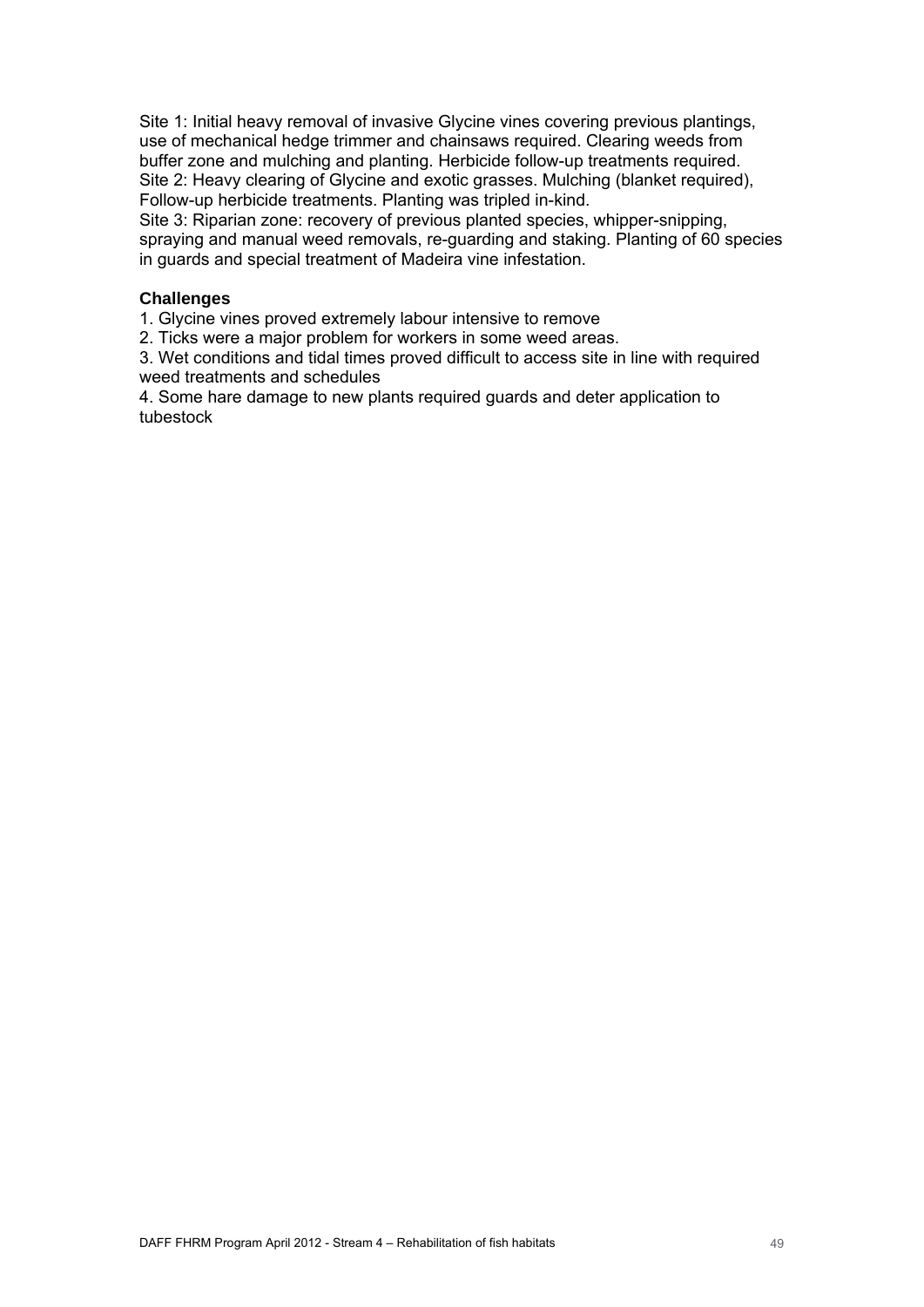Site 1: Initial heavy removal of invasive Glycine vines covering previous plantings, use of mechanical hedge trimmer and chainsaws required. Clearing weeds from buffer zone and mulching and planting. Herbicide follow-up treatments required.
Site 2: Heavy clearing of Glycine and exotic grasses. Mulching (blanket required), Follow-up herbicide treatments. Planting was tripled in-kind.
Site 3: Riparian zone: recovery of previous planted species, whipper-snipping, spraying and manual weed removals, re-guarding and staking. Planting of 60 species in guards and special treatment of Madeira vine infestation.

**Challenges**

1. Glycine vines proved extremely labour intensive to remove
2. Ticks were a major problem for workers in some weed areas.
3. Wet conditions and tidal times proved difficult to access site in line with required weed treatments and schedules
4. Some hare damage to new plants required guards and deter application to tubestock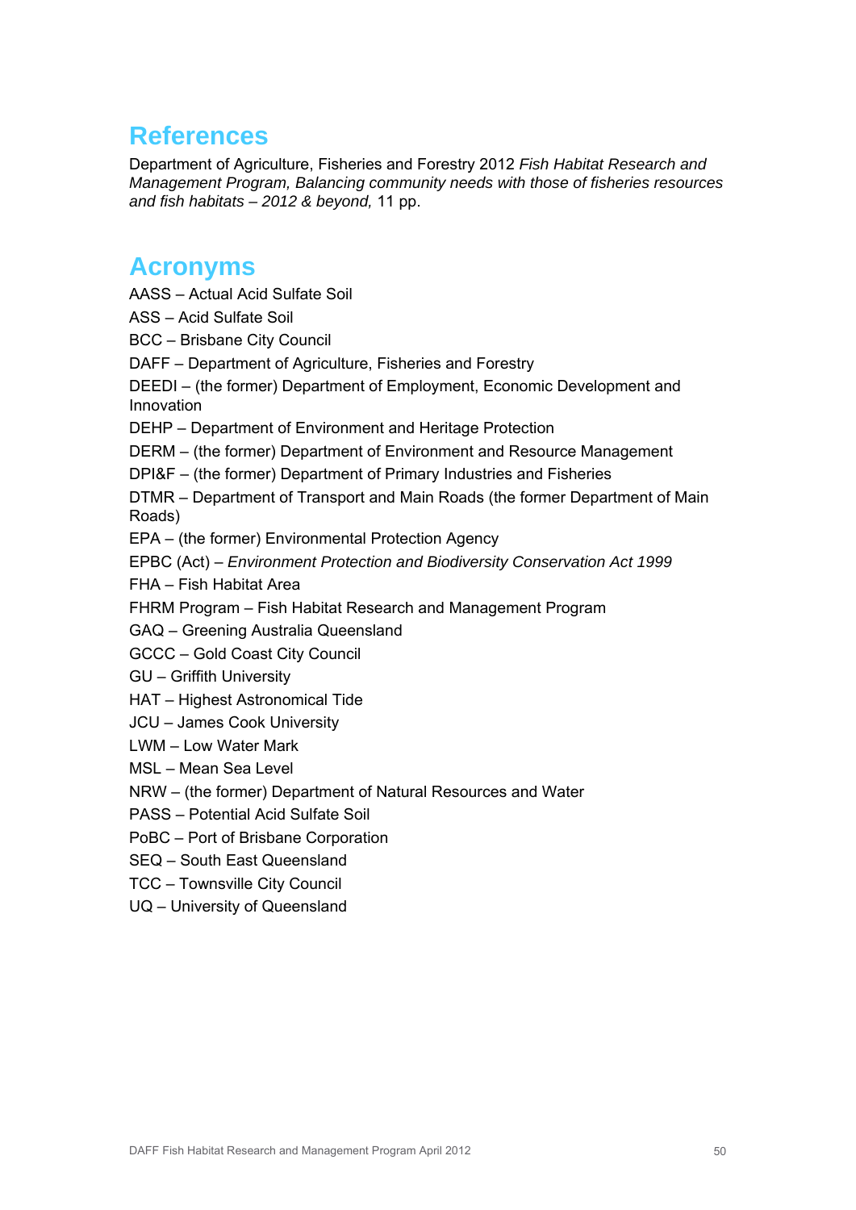## References

Department of Agriculture, Fisheries and Forestry 2012 *Fish Habitat Research and Management Program, Balancing community needs with those of fisheries resources and fish habitats – 2012 & beyond,* 11 pp.

## Acronyms

AASS – Actual Acid Sulfate Soil

ASS – Acid Sulfate Soil

BCC – Brisbane City Council

DAFF – Department of Agriculture, Fisheries and Forestry

DEEDI – (the former) Department of Employment, Economic Development and Innovation

DEHP – Department of Environment and Heritage Protection

DERM – (the former) Department of Environment and Resource Management

DPI&F – (the former) Department of Primary Industries and Fisheries

DTMR – Department of Transport and Main Roads (the former Department of Main Roads)

EPA – (the former) Environmental Protection Agency

EPBC (Act) – *Environment Protection and Biodiversity Conservation Act 1999*

FHA – Fish Habitat Area

FHRM Program – Fish Habitat Research and Management Program

GAQ – Greening Australia Queensland

GCCC – Gold Coast City Council

GU – Griffith University

HAT – Highest Astronomical Tide

JCU – James Cook University

LWM – Low Water Mark

MSL – Mean Sea Level

NRW – (the former) Department of Natural Resources and Water

PASS – Potential Acid Sulfate Soil

PoBC – Port of Brisbane Corporation

SEQ – South East Queensland

TCC – Townsville City Council

UQ – University of Queensland